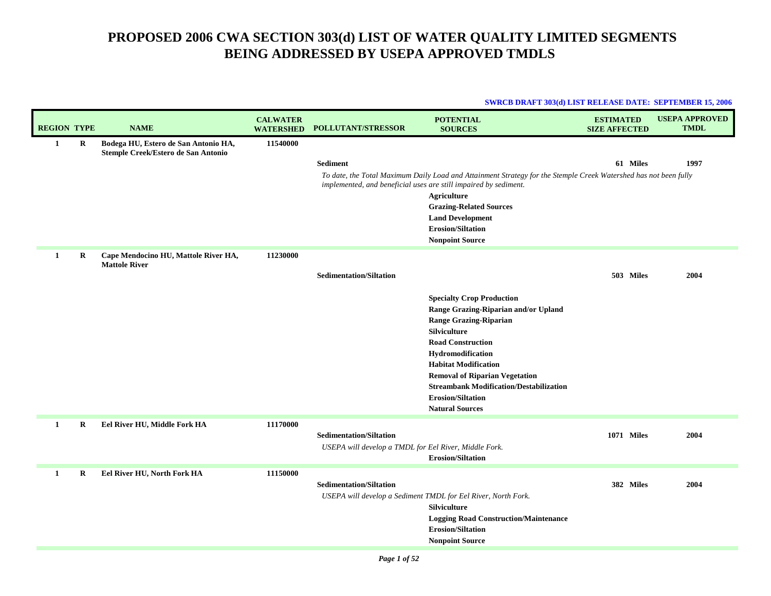# PROPOSED 2006 CWA SECTION 303(d) LIST OF WATER QUALITY LIMITED SEGMENTS BEING ADDRESSED BY USEPA APPROVED TMDLS

**SWRCB DRAFT 303(d) LIST RELEASE DATE: SEPTEMBER 15, 2006**

| REGION | TYPE | NAME | CALWATER WATERSHED | POLLUTANT/STRESSOR | POTENTIAL SOURCES | ESTIMATED SIZE AFFECTED | USEPA APPROVED TMDL |
|---|---|---|---|---|---|---|---|
| **1** | **R** | **Bodega HU, Estero de San Antonio HA, Stemple Creek/Estero de San Antonio** | **11540000** | | | | |
| | | | | **Sediment** | | **61 Miles** | **1997** |
| | | | | *To date, the Total Maximum Daily Load and Attainment Strategy for the Stemple Creek Watershed has not been fully implemented, and beneficial uses are still impaired by sediment.* | | | |
| | | | | | **Agriculture** | | |
| | | | | | **Grazing-Related Sources** | | |
| | | | | | **Land Development** | | |
| | | | | | **Erosion/Siltation** | | |
| | | | | | **Nonpoint Source** | | |
| **1** | **R** | **Cape Mendocino HU, Mattole River HA, Mattole River** | **11230000** | | | | |
| | | | | **Sedimentation/Siltation** | | **503 Miles** | **2004** |
| | | | | | **Specialty Crop Production** | | |
| | | | | | **Range Grazing-Riparian and/or Upland** | | |
| | | | | | **Range Grazing-Riparian** | | |
| | | | | | **Silviculture** | | |
| | | | | | **Road Construction** | | |
| | | | | | **Hydromodification** | | |
| | | | | | **Habitat Modification** | | |
| | | | | | **Removal of Riparian Vegetation** | | |
| | | | | | **Streambank Modification/Destabilization** | | |
| | | | | | **Erosion/Siltation** | | |
| | | | | | **Natural Sources** | | |
| **1** | **R** | **Eel River HU, Middle Fork HA** | **11170000** | | | | |
| | | | | **Sedimentation/Siltation** | | **1071 Miles** | **2004** |
| | | | | *USEPA will develop a TMDL for Eel River, Middle Fork.* | | | |
| | | | | | **Erosion/Siltation** | | |
| **1** | **R** | **Eel River HU, North Fork HA** | **11150000** | | | | |
| | | | | **Sedimentation/Siltation** | | **382 Miles** | **2004** |
| | | | | *USEPA will develop a Sediment TMDL for Eel River, North Fork.* | | | |
| | | | | | **Silviculture** | | |
| | | | | | **Logging Road Construction/Maintenance** | | |
| | | | | | **Erosion/Siltation** | | |
| | | | | | **Nonpoint Source** | | |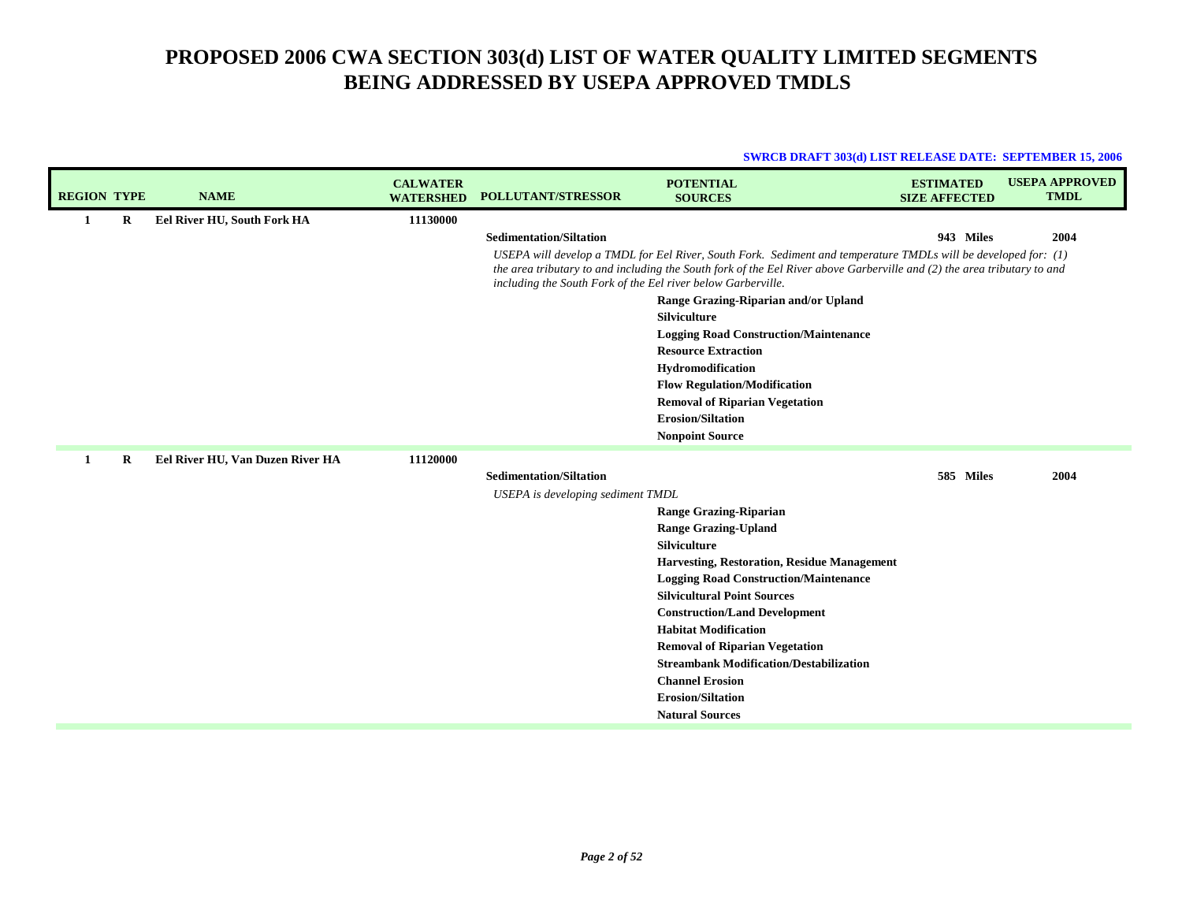# PROPOSED 2006 CWA SECTION 303(d) LIST OF WATER QUALITY LIMITED SEGMENTS BEING ADDRESSED BY USEPA APPROVED TMDLS

**SWRCB DRAFT 303(d) LIST RELEASE DATE: SEPTEMBER 15, 2006**

| REGION | TYPE | NAME | CALWATER WATERSHED | POLLUTANT/STRESSOR | POTENTIAL SOURCES | ESTIMATED SIZE AFFECTED | USEPA APPROVED TMDL |
|---|---|---|---|---|---|---|---|
| 1 | R | Eel River HU, South Fork HA | 11130000 | | | | |
| | | | | Sedimentation/Siltation | | 943 Miles | 2004 |
| | | | | *USEPA will develop a TMDL for Eel River, South Fork. Sediment and temperature TMDLs will be developed for: (1) the area tributary to and including the South fork of the Eel River above Garberville and (2) the area tributary to and including the South Fork of the Eel river below Garberville.* | | | |
| | | | | | Range Grazing-Riparian and/or Upland | | |
| | | | | | Silviculture | | |
| | | | | | Logging Road Construction/Maintenance | | |
| | | | | | Resource Extraction | | |
| | | | | | Hydromodification | | |
| | | | | | Flow Regulation/Modification | | |
| | | | | | Removal of Riparian Vegetation | | |
| | | | | | Erosion/Siltation | | |
| | | | | | Nonpoint Source | | |
| 1 | R | Eel River HU, Van Duzen River HA | 11120000 | | | | |
| | | | | Sedimentation/Siltation | | 585 Miles | 2004 |
| | | | | *USEPA is developing sediment TMDL* | | | |
| | | | | | Range Grazing-Riparian | | |
| | | | | | Range Grazing-Upland | | |
| | | | | | Silviculture | | |
| | | | | | Harvesting, Restoration, Residue Management | | |
| | | | | | Logging Road Construction/Maintenance | | |
| | | | | | Silvicultural Point Sources | | |
| | | | | | Construction/Land Development | | |
| | | | | | Habitat Modification | | |
| | | | | | Removal of Riparian Vegetation | | |
| | | | | | Streambank Modification/Destabilization | | |
| | | | | | Channel Erosion | | |
| | | | | | Erosion/Siltation | | |
| | | | | | Natural Sources | | |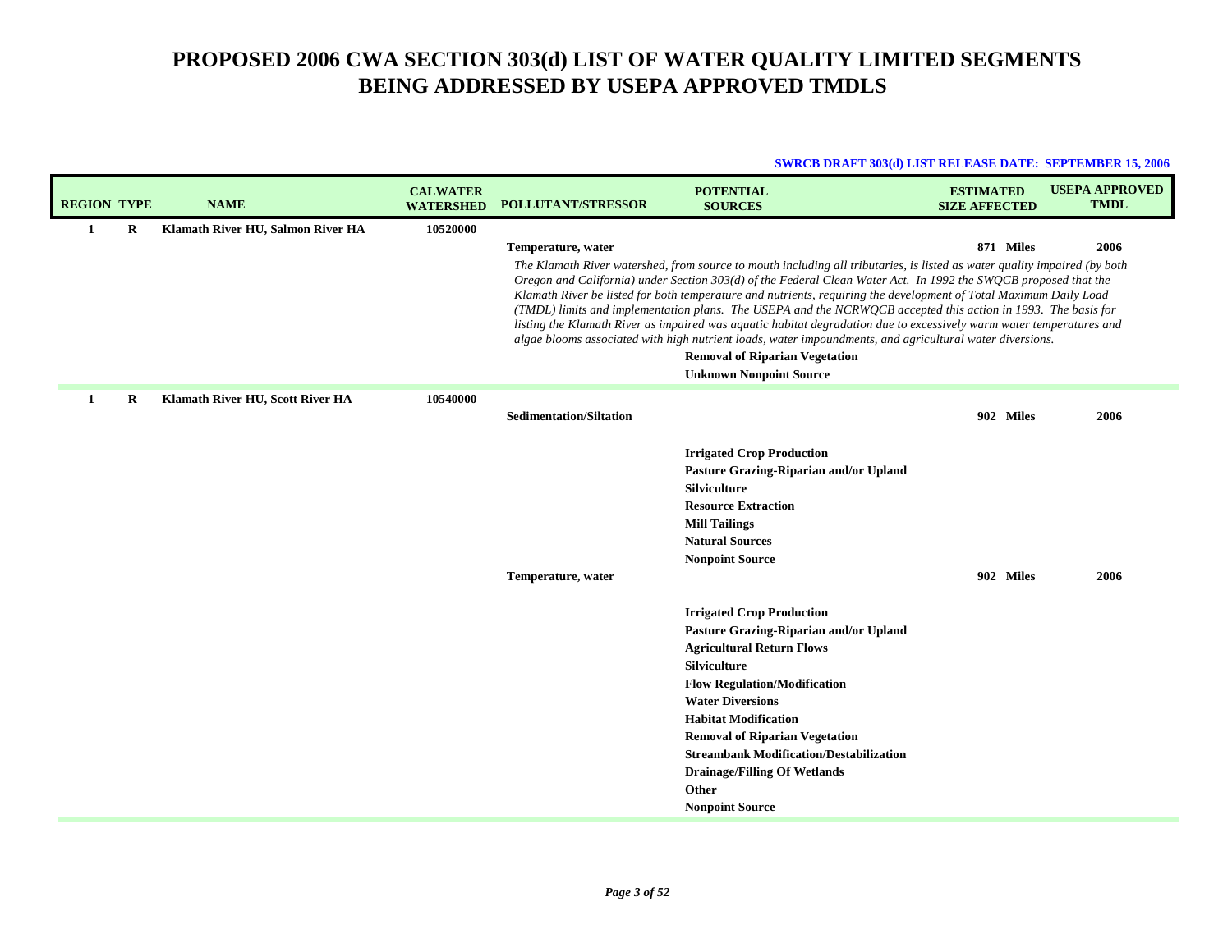# PROPOSED 2006 CWA SECTION 303(d) LIST OF WATER QUALITY LIMITED SEGMENTS BEING ADDRESSED BY USEPA APPROVED TMDLS

**SWRCB DRAFT 303(d) LIST RELEASE DATE: SEPTEMBER 15, 2006**

| REGION | TYPE | NAME | CALWATER WATERSHED | POLLUTANT/STRESSOR | POTENTIAL SOURCES | ESTIMATED SIZE AFFECTED | USEPA APPROVED TMDL |
|---|---|---|---|---|---|---|---|
| 1 | R | Klamath River HU, Salmon River HA | 10520000 | | | | |
| | | | | Temperature, water | | 871 Miles | 2006 |
| | | | | *The Klamath River watershed, from source to mouth including all tributaries, is listed as water quality impaired (by both Oregon and California) under Section 303(d) of the Federal Clean Water Act. In 1992 the SWQCB proposed that the Klamath River be listed for both temperature and nutrients, requiring the development of Total Maximum Daily Load (TMDL) limits and implementation plans. The USEPA and the NCRWQCB accepted this action in 1993. The basis for listing the Klamath River as impaired was aquatic habitat degradation due to excessively warm water temperatures and algae blooms associated with high nutrient loads, water impoundments, and agricultural water diversions.* | | | |
| | | | | | Removal of Riparian Vegetation | | |
| | | | | | Unknown Nonpoint Source | | |
| 1 | R | Klamath River HU, Scott River HA | 10540000 | | | | |
| | | | | Sedimentation/Siltation | | 902 Miles | 2006 |
| | | | | | Irrigated Crop Production | | |
| | | | | | Pasture Grazing-Riparian and/or Upland | | |
| | | | | | Silviculture | | |
| | | | | | Resource Extraction | | |
| | | | | | Mill Tailings | | |
| | | | | | Natural Sources | | |
| | | | | | Nonpoint Source | | |
| | | | | Temperature, water | | 902 Miles | 2006 |
| | | | | | Irrigated Crop Production | | |
| | | | | | Pasture Grazing-Riparian and/or Upland | | |
| | | | | | Agricultural Return Flows | | |
| | | | | | Silviculture | | |
| | | | | | Flow Regulation/Modification | | |
| | | | | | Water Diversions | | |
| | | | | | Habitat Modification | | |
| | | | | | Removal of Riparian Vegetation | | |
| | | | | | Streambank Modification/Destabilization | | |
| | | | | | Drainage/Filling Of Wetlands | | |
| | | | | | Other | | |
| | | | | | Nonpoint Source | | |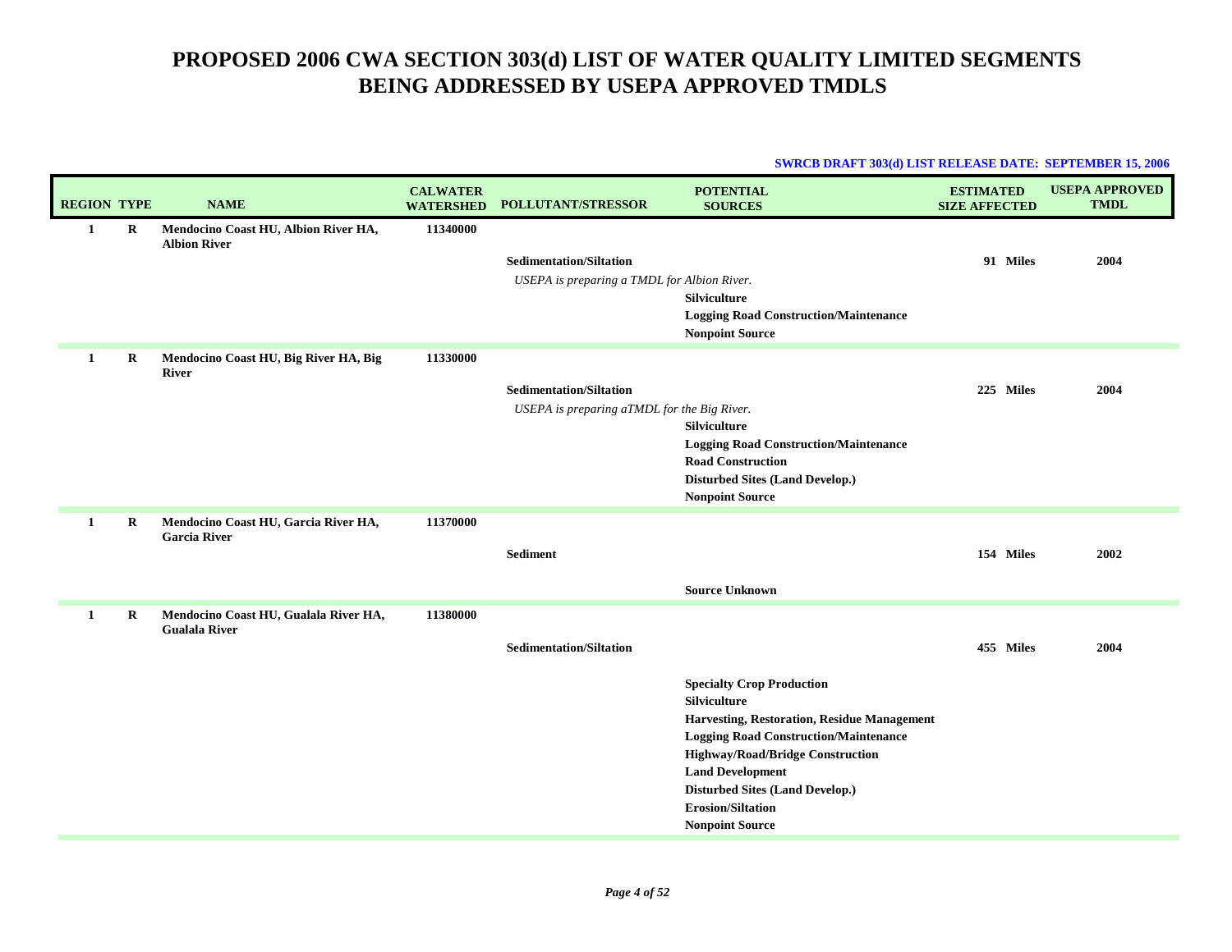# PROPOSED 2006 CWA SECTION 303(d) LIST OF WATER QUALITY LIMITED SEGMENTS BEING ADDRESSED BY USEPA APPROVED TMDLS

**SWRCB DRAFT 303(d) LIST RELEASE DATE: SEPTEMBER 15, 2006**

| REGION | TYPE | NAME | CALWATER WATERSHED | POLLUTANT/STRESSOR | POTENTIAL SOURCES | ESTIMATED SIZE AFFECTED | USEPA APPROVED TMDL |
|---|---|---|---|---|---|---|---|
| **1** | **R** | **Mendocino Coast HU, Albion River HA, Albion River** | **11340000** | | | | |
| | | | | **Sedimentation/Siltation** | | **91 Miles** | **2004** |
| | | | | *USEPA is preparing a TMDL for Albion River.* | | | |
| | | | | | **Silviculture** | | |
| | | | | | **Logging Road Construction/Maintenance** | | |
| | | | | | **Nonpoint Source** | | |
| **1** | **R** | **Mendocino Coast HU, Big River HA, Big River** | **11330000** | | | | |
| | | | | **Sedimentation/Siltation** | | **225 Miles** | **2004** |
| | | | | *USEPA is preparing aTMDL for the Big River.* | | | |
| | | | | | **Silviculture** | | |
| | | | | | **Logging Road Construction/Maintenance** | | |
| | | | | | **Road Construction** | | |
| | | | | | **Disturbed Sites (Land Develop.)** | | |
| | | | | | **Nonpoint Source** | | |
| **1** | **R** | **Mendocino Coast HU, Garcia River HA, Garcia River** | **11370000** | | | | |
| | | | | **Sediment** | | **154 Miles** | **2002** |
| | | | | | **Source Unknown** | | |
| **1** | **R** | **Mendocino Coast HU, Gualala River HA, Gualala River** | **11380000** | | | | |
| | | | | **Sedimentation/Siltation** | | **455 Miles** | **2004** |
| | | | | | **Specialty Crop Production** | | |
| | | | | | **Silviculture** | | |
| | | | | | **Harvesting, Restoration, Residue Management** | | |
| | | | | | **Logging Road Construction/Maintenance** | | |
| | | | | | **Highway/Road/Bridge Construction** | | |
| | | | | | **Land Development** | | |
| | | | | | **Disturbed Sites (Land Develop.)** | | |
| | | | | | **Erosion/Siltation** | | |
| | | | | | **Nonpoint Source** | | |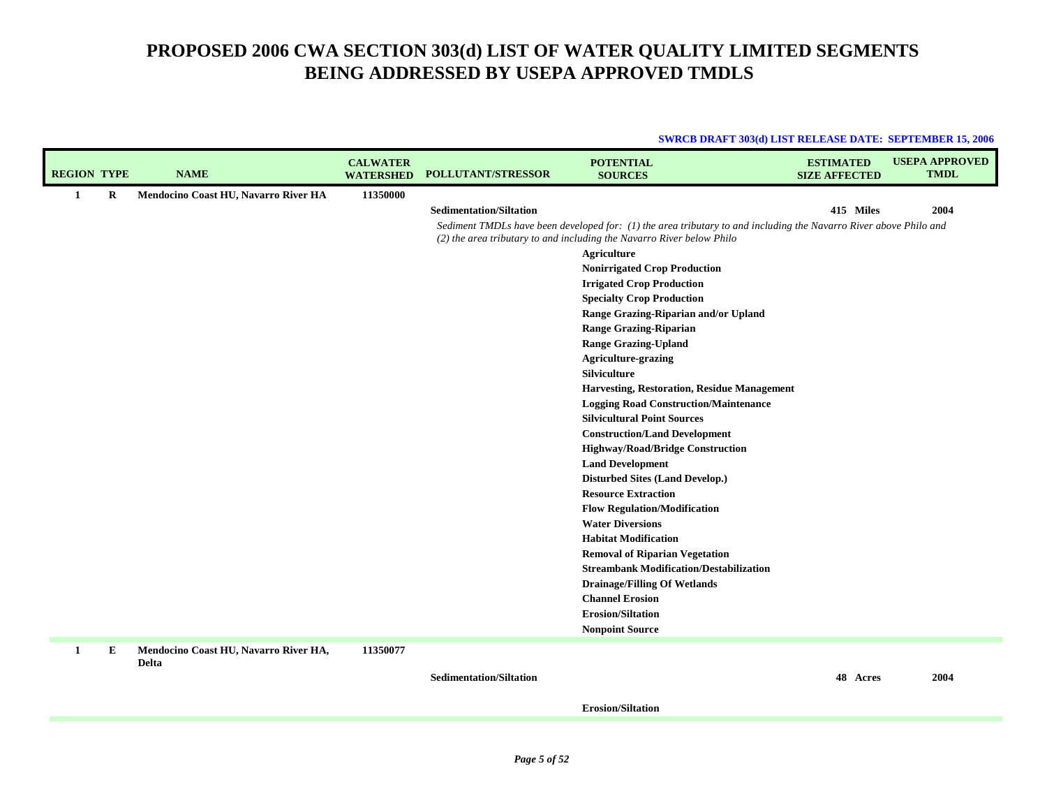# PROPOSED 2006 CWA SECTION 303(d) LIST OF WATER QUALITY LIMITED SEGMENTS BEING ADDRESSED BY USEPA APPROVED TMDLS

**SWRCB DRAFT 303(d) LIST RELEASE DATE: SEPTEMBER 15, 2006**

| REGION | TYPE | NAME | CALWATER WATERSHED | POLLUTANT/STRESSOR | POTENTIAL SOURCES | ESTIMATED SIZE AFFECTED | USEPA APPROVED TMDL |
|---|---|---|---|---|---|---|---|
| 1 | R | Mendocino Coast HU, Navarro River HA | 11350000 | | | | |
| | | | | Sedimentation/Siltation | | 415 Miles | 2004 |
| | | | | *Sediment TMDLs have been developed for: (1) the area tributary to and including the Navarro River above Philo and (2) the area tributary to and including the Navarro River below Philo* | | | |
| | | | | | Agriculture | | |
| | | | | | Nonirrigated Crop Production | | |
| | | | | | Irrigated Crop Production | | |
| | | | | | Specialty Crop Production | | |
| | | | | | Range Grazing-Riparian and/or Upland | | |
| | | | | | Range Grazing-Riparian | | |
| | | | | | Range Grazing-Upland | | |
| | | | | | Agriculture-grazing | | |
| | | | | | Silviculture | | |
| | | | | | Harvesting, Restoration, Residue Management | | |
| | | | | | Logging Road Construction/Maintenance | | |
| | | | | | Silvicultural Point Sources | | |
| | | | | | Construction/Land Development | | |
| | | | | | Highway/Road/Bridge Construction | | |
| | | | | | Land Development | | |
| | | | | | Disturbed Sites (Land Develop.) | | |
| | | | | | Resource Extraction | | |
| | | | | | Flow Regulation/Modification | | |
| | | | | | Water Diversions | | |
| | | | | | Habitat Modification | | |
| | | | | | Removal of Riparian Vegetation | | |
| | | | | | Streambank Modification/Destabilization | | |
| | | | | | Drainage/Filling Of Wetlands | | |
| | | | | | Channel Erosion | | |
| | | | | | Erosion/Siltation | | |
| | | | | | Nonpoint Source | | |
| 1 | E | Mendocino Coast HU, Navarro River HA, Delta | 11350077 | | | | |
| | | | | Sedimentation/Siltation | | 48 Acres | 2004 |
| | | | | | Erosion/Siltation | | |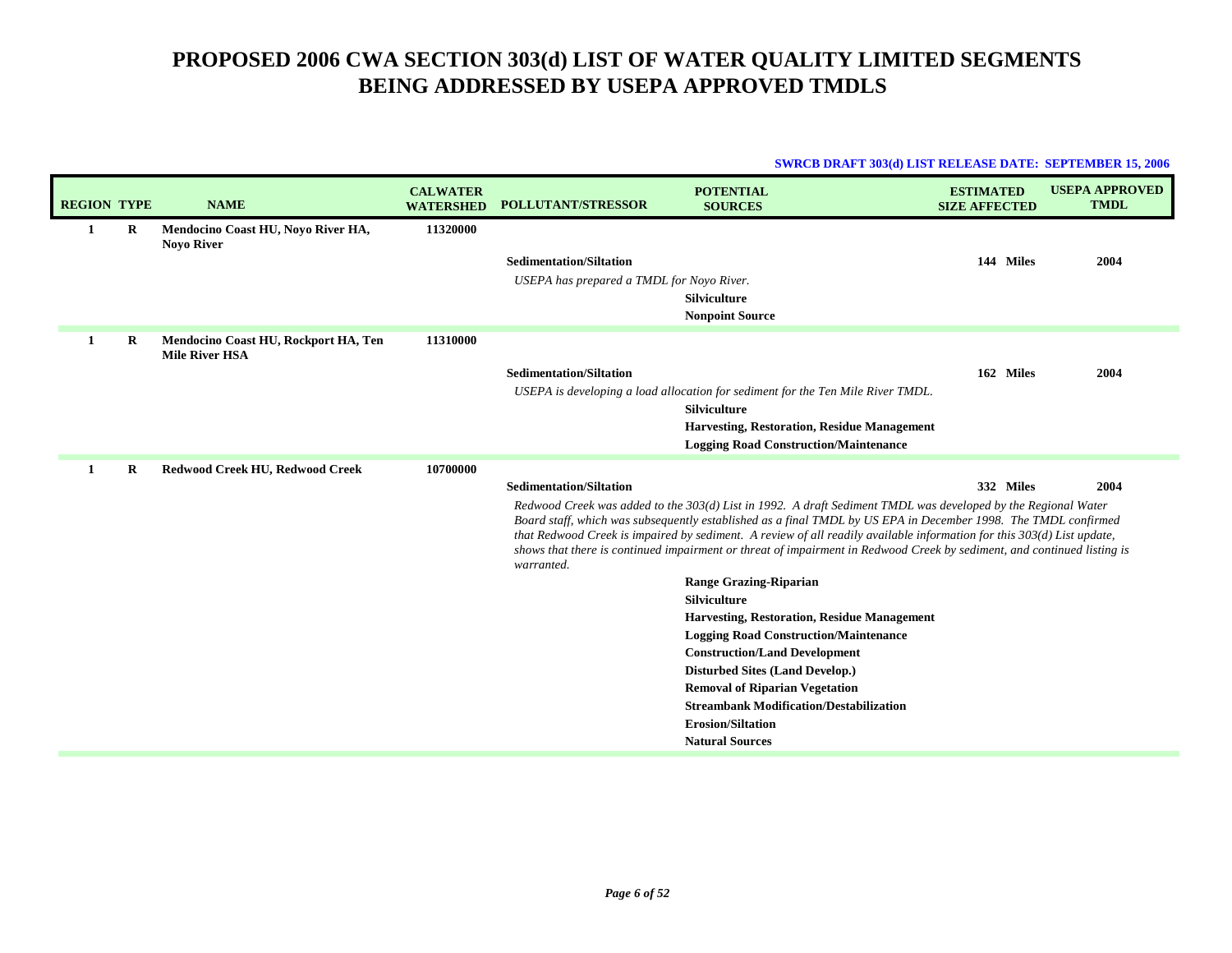# PROPOSED 2006 CWA SECTION 303(d) LIST OF WATER QUALITY LIMITED SEGMENTS BEING ADDRESSED BY USEPA APPROVED TMDLS

**SWRCB DRAFT 303(d) LIST RELEASE DATE: SEPTEMBER 15, 2006**

| REGION | TYPE | NAME | CALWATER WATERSHED | POLLUTANT/STRESSOR | POTENTIAL SOURCES | ESTIMATED SIZE AFFECTED | USEPA APPROVED TMDL |
|---|---|---|---|---|---|---|---|
| 1 | R | Mendocino Coast HU, Noyo River HA, Noyo River | 11320000 | | | | |
| | | | | Sedimentation/Siltation | | 144 Miles | 2004 |
| | | | | *USEPA has prepared a TMDL for Noyo River.* | | | |
| | | | | | Silviculture | | |
| | | | | | Nonpoint Source | | |
| 1 | R | Mendocino Coast HU, Rockport HA, Ten Mile River HSA | 11310000 | | | | |
| | | | | Sedimentation/Siltation | | 162 Miles | 2004 |
| | | | | *USEPA is developing a load allocation for sediment for the Ten Mile River TMDL.* | | | |
| | | | | | Silviculture | | |
| | | | | | Harvesting, Restoration, Residue Management | | |
| | | | | | Logging Road Construction/Maintenance | | |
| 1 | R | Redwood Creek HU, Redwood Creek | 10700000 | | | | |
| | | | | Sedimentation/Siltation | | 332 Miles | 2004 |
| | | | | *Redwood Creek was added to the 303(d) List in 1992. A draft Sediment TMDL was developed by the Regional Water Board staff, which was subsequently established as a final TMDL by US EPA in December 1998. The TMDL confirmed that Redwood Creek is impaired by sediment. A review of all readily available information for this 303(d) List update, shows that there is continued impairment or threat of impairment in Redwood Creek by sediment, and continued listing is warranted.* | | | |
| | | | | | Range Grazing-Riparian | | |
| | | | | | Silviculture | | |
| | | | | | Harvesting, Restoration, Residue Management | | |
| | | | | | Logging Road Construction/Maintenance | | |
| | | | | | Construction/Land Development | | |
| | | | | | Disturbed Sites (Land Develop.) | | |
| | | | | | Removal of Riparian Vegetation | | |
| | | | | | Streambank Modification/Destabilization | | |
| | | | | | Erosion/Siltation | | |
| | | | | | Natural Sources | | |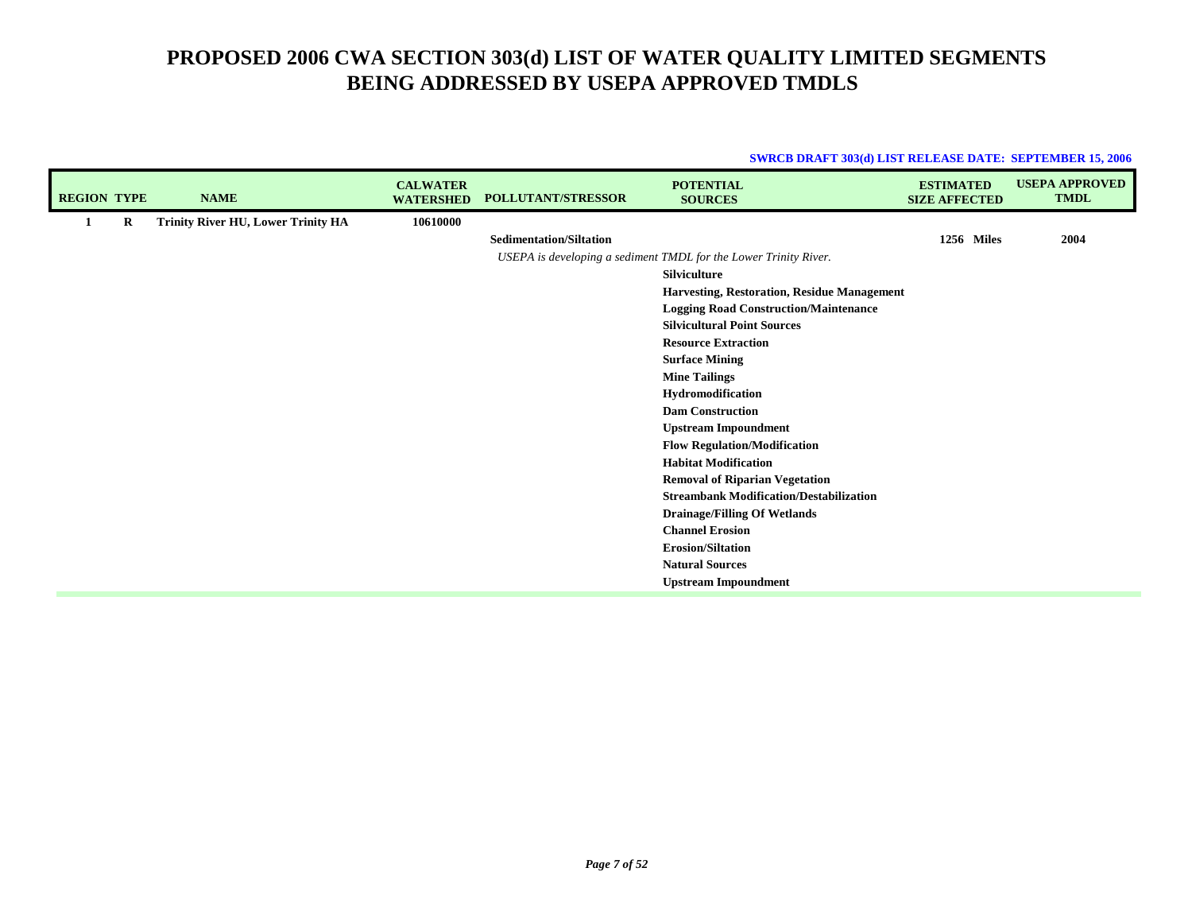# PROPOSED 2006 CWA SECTION 303(d) LIST OF WATER QUALITY LIMITED SEGMENTS BEING ADDRESSED BY USEPA APPROVED TMDLS

**SWRCB DRAFT 303(d) LIST RELEASE DATE: SEPTEMBER 15, 2006**

| REGION | TYPE | NAME | CALWATER WATERSHED | POLLUTANT/STRESSOR | POTENTIAL SOURCES | ESTIMATED SIZE AFFECTED | USEPA APPROVED TMDL |
|---|---|---|---|---|---|---|---|
| 1 | R | Trinity River HU, Lower Trinity HA | 10610000 | | | | |
| | | | | Sedimentation/Siltation | | 1256 Miles | 2004 |
| | | | | *USEPA is developing a sediment TMDL for the Lower Trinity River.* | | | |
| | | | | | Silviculture | | |
| | | | | | Harvesting, Restoration, Residue Management | | |
| | | | | | Logging Road Construction/Maintenance | | |
| | | | | | Silvicultural Point Sources | | |
| | | | | | Resource Extraction | | |
| | | | | | Surface Mining | | |
| | | | | | Mine Tailings | | |
| | | | | | Hydromodification | | |
| | | | | | Dam Construction | | |
| | | | | | Upstream Impoundment | | |
| | | | | | Flow Regulation/Modification | | |
| | | | | | Habitat Modification | | |
| | | | | | Removal of Riparian Vegetation | | |
| | | | | | Streambank Modification/Destabilization | | |
| | | | | | Drainage/Filling Of Wetlands | | |
| | | | | | Channel Erosion | | |
| | | | | | Erosion/Siltation | | |
| | | | | | Natural Sources | | |
| | | | | | Upstream Impoundment | | |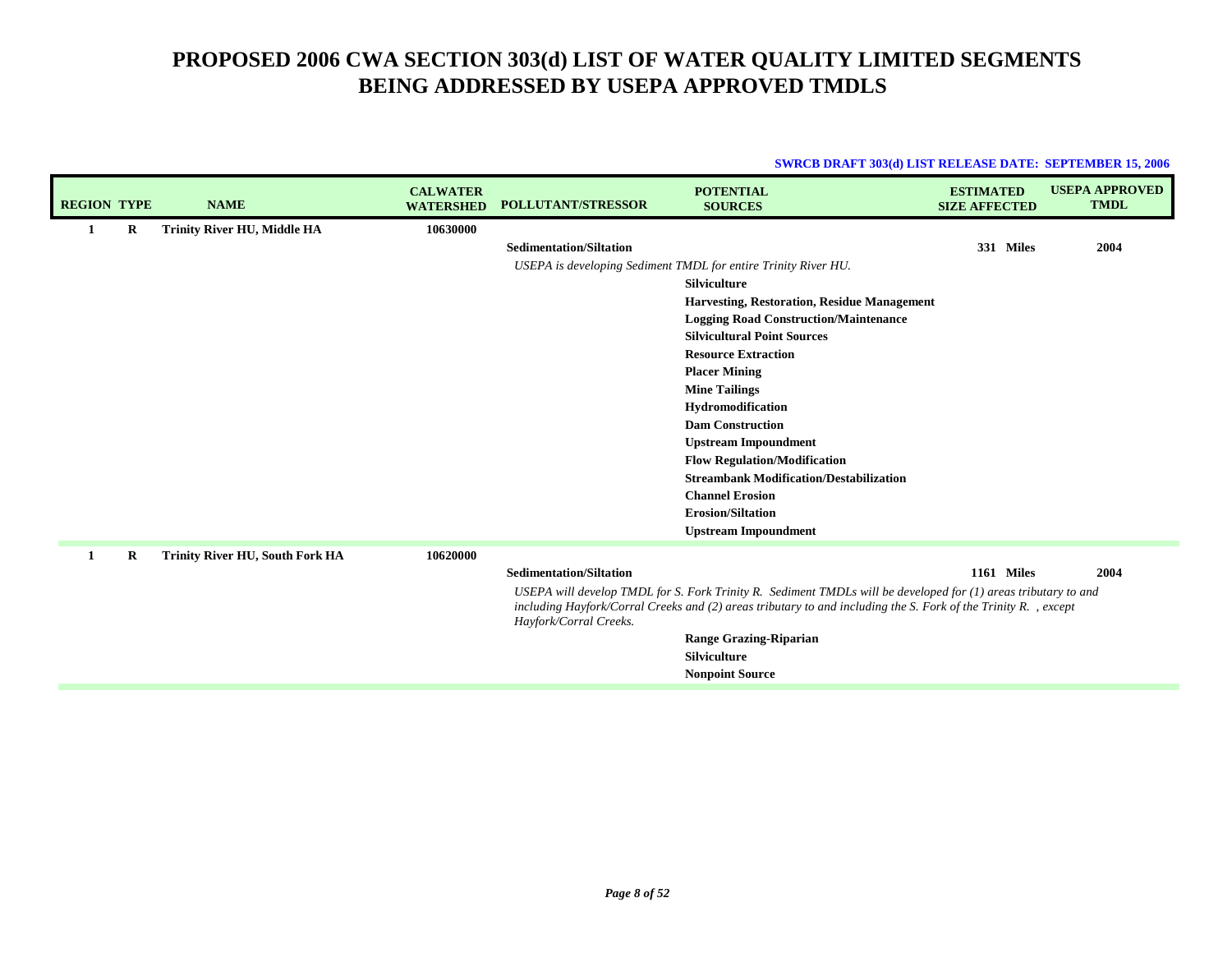# PROPOSED 2006 CWA SECTION 303(d) LIST OF WATER QUALITY LIMITED SEGMENTS BEING ADDRESSED BY USEPA APPROVED TMDLS

**SWRCB DRAFT 303(d) LIST RELEASE DATE: SEPTEMBER 15, 2006**

| REGION | TYPE | NAME | CALWATER WATERSHED | POLLUTANT/STRESSOR | POTENTIAL SOURCES | ESTIMATED SIZE AFFECTED | USEPA APPROVED TMDL |
|---|---|---|---|---|---|---|---|
| 1 | R | Trinity River HU, Middle HA | 10630000 | | | | |
| | | | | Sedimentation/Siltation | | 331 Miles | 2004 |
| | | | | *USEPA is developing Sediment TMDL for entire Trinity River HU.* | | | |
| | | | | | Silviculture | | |
| | | | | | Harvesting, Restoration, Residue Management | | |
| | | | | | Logging Road Construction/Maintenance | | |
| | | | | | Silvicultural Point Sources | | |
| | | | | | Resource Extraction | | |
| | | | | | Placer Mining | | |
| | | | | | Mine Tailings | | |
| | | | | | Hydromodification | | |
| | | | | | Dam Construction | | |
| | | | | | Upstream Impoundment | | |
| | | | | | Flow Regulation/Modification | | |
| | | | | | Streambank Modification/Destabilization | | |
| | | | | | Channel Erosion | | |
| | | | | | Erosion/Siltation | | |
| | | | | | Upstream Impoundment | | |
| 1 | R | Trinity River HU, South Fork HA | 10620000 | | | | |
| | | | | Sedimentation/Siltation | | 1161 Miles | 2004 |
| | | | | *USEPA will develop TMDL for S. Fork Trinity R. Sediment TMDLs will be developed for (1) areas tributary to and including Hayfork/Corral Creeks and (2) areas tributary to and including the S. Fork of the Trinity R. , except Hayfork/Corral Creeks.* | | | |
| | | | | | Range Grazing-Riparian | | |
| | | | | | Silviculture | | |
| | | | | | Nonpoint Source | | |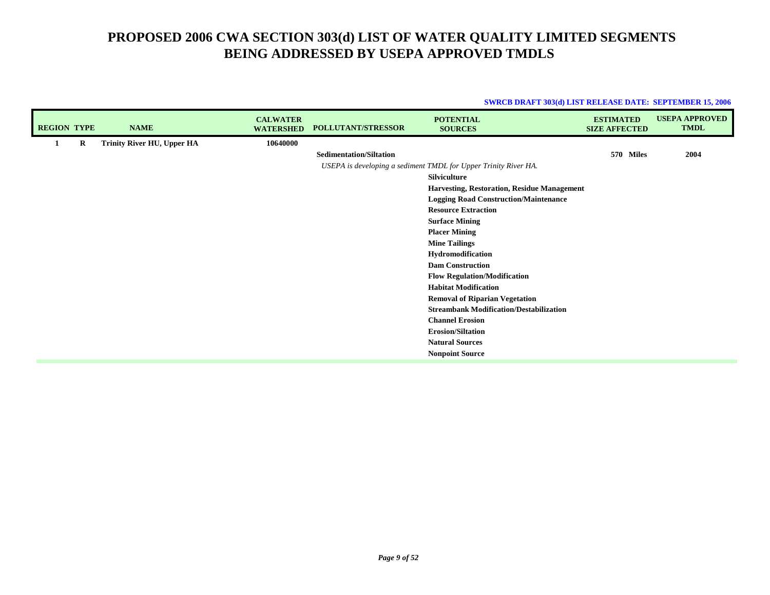# PROPOSED 2006 CWA SECTION 303(d) LIST OF WATER QUALITY LIMITED SEGMENTS BEING ADDRESSED BY USEPA APPROVED TMDLS

**SWRCB DRAFT 303(d) LIST RELEASE DATE: SEPTEMBER 15, 2006**

| REGION | TYPE | NAME | CALWATER WATERSHED | POLLUTANT/STRESSOR | POTENTIAL SOURCES | ESTIMATED SIZE AFFECTED | USEPA APPROVED TMDL |
|---|---|---|---|---|---|---|---|
| 1 | R | Trinity River HU, Upper HA | 10640000 | | | | |
| | | | | Sedimentation/Siltation | | 570 Miles | 2004 |
| | | | | *USEPA is developing a sediment TMDL for Upper Trinity River HA.* | | | |
| | | | | | Silviculture | | |
| | | | | | Harvesting, Restoration, Residue Management | | |
| | | | | | Logging Road Construction/Maintenance | | |
| | | | | | Resource Extraction | | |
| | | | | | Surface Mining | | |
| | | | | | Placer Mining | | |
| | | | | | Mine Tailings | | |
| | | | | | Hydromodification | | |
| | | | | | Dam Construction | | |
| | | | | | Flow Regulation/Modification | | |
| | | | | | Habitat Modification | | |
| | | | | | Removal of Riparian Vegetation | | |
| | | | | | Streambank Modification/Destabilization | | |
| | | | | | Channel Erosion | | |
| | | | | | Erosion/Siltation | | |
| | | | | | Natural Sources | | |
| | | | | | Nonpoint Source | | |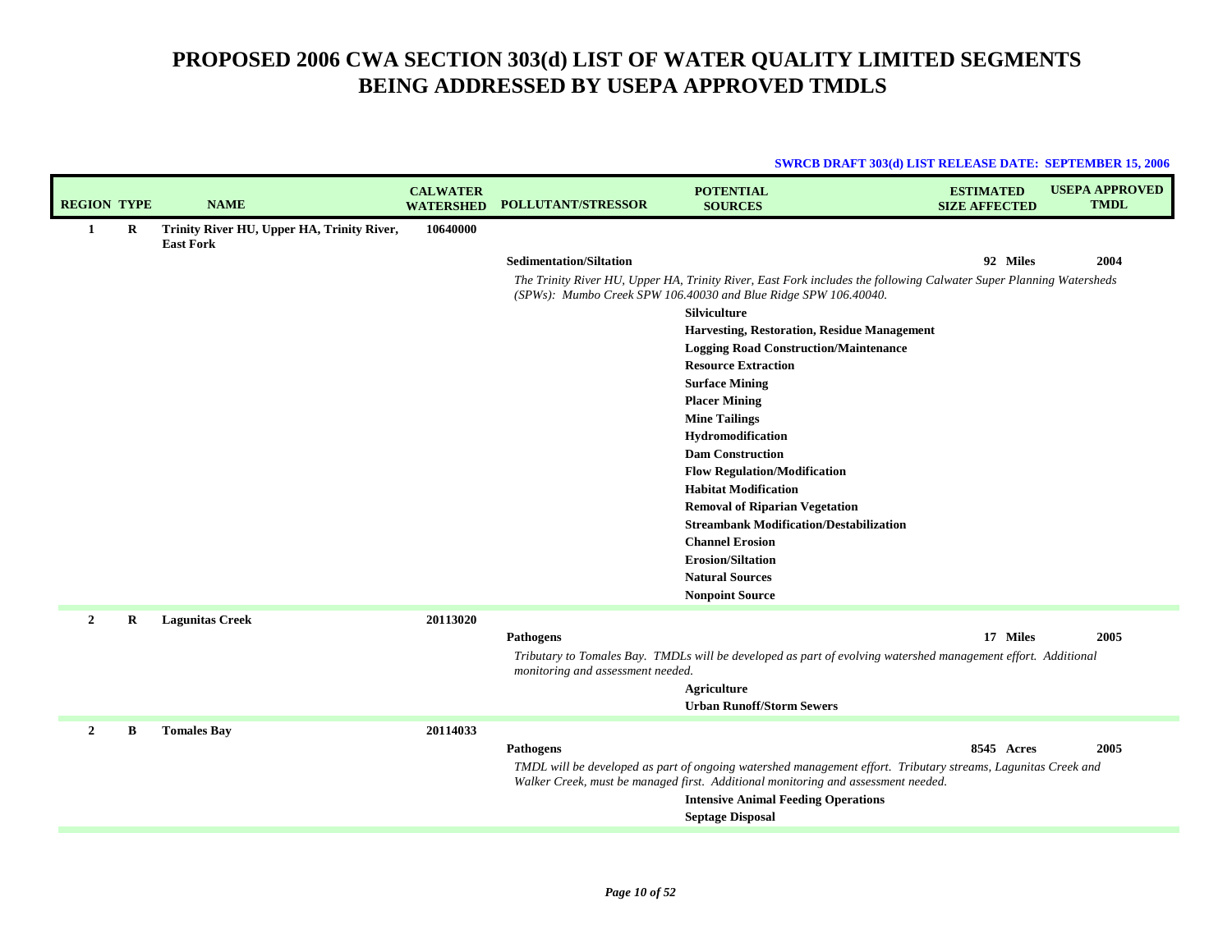# PROPOSED 2006 CWA SECTION 303(d) LIST OF WATER QUALITY LIMITED SEGMENTS BEING ADDRESSED BY USEPA APPROVED TMDLS

**SWRCB DRAFT 303(d) LIST RELEASE DATE: SEPTEMBER 15, 2006**

| REGION | TYPE | NAME | CALWATER WATERSHED | POLLUTANT/STRESSOR | POTENTIAL SOURCES | ESTIMATED SIZE AFFECTED | USEPA APPROVED TMDL |
|---|---|---|---|---|---|---|---|
| 1 | R | Trinity River HU, Upper HA, Trinity River, East Fork | 10640000 | | | | |
| | | | | Sedimentation/Siltation | | 92 Miles | 2004 |
| | | | | *The Trinity River HU, Upper HA, Trinity River, East Fork includes the following Calwater Super Planning Watersheds (SPWs): Mumbo Creek SPW 106.40030 and Blue Ridge SPW 106.40040.* | | | |
| | | | | | Silviculture | | |
| | | | | | Harvesting, Restoration, Residue Management | | |
| | | | | | Logging Road Construction/Maintenance | | |
| | | | | | Resource Extraction | | |
| | | | | | Surface Mining | | |
| | | | | | Placer Mining | | |
| | | | | | Mine Tailings | | |
| | | | | | Hydromodification | | |
| | | | | | Dam Construction | | |
| | | | | | Flow Regulation/Modification | | |
| | | | | | Habitat Modification | | |
| | | | | | Removal of Riparian Vegetation | | |
| | | | | | Streambank Modification/Destabilization | | |
| | | | | | Channel Erosion | | |
| | | | | | Erosion/Siltation | | |
| | | | | | Natural Sources | | |
| | | | | | Nonpoint Source | | |
| 2 | R | Lagunitas Creek | 20113020 | | | | |
| | | | | Pathogens | | 17 Miles | 2005 |
| | | | | *Tributary to Tomales Bay. TMDLs will be developed as part of evolving watershed management effort. Additional monitoring and assessment needed.* | | | |
| | | | | | Agriculture | | |
| | | | | | Urban Runoff/Storm Sewers | | |
| 2 | B | Tomales Bay | 20114033 | | | | |
| | | | | Pathogens | | 8545 Acres | 2005 |
| | | | | *TMDL will be developed as part of ongoing watershed management effort. Tributary streams, Lagunitas Creek and Walker Creek, must be managed first. Additional monitoring and assessment needed.* | | | |
| | | | | | Intensive Animal Feeding Operations | | |
| | | | | | Septage Disposal | | |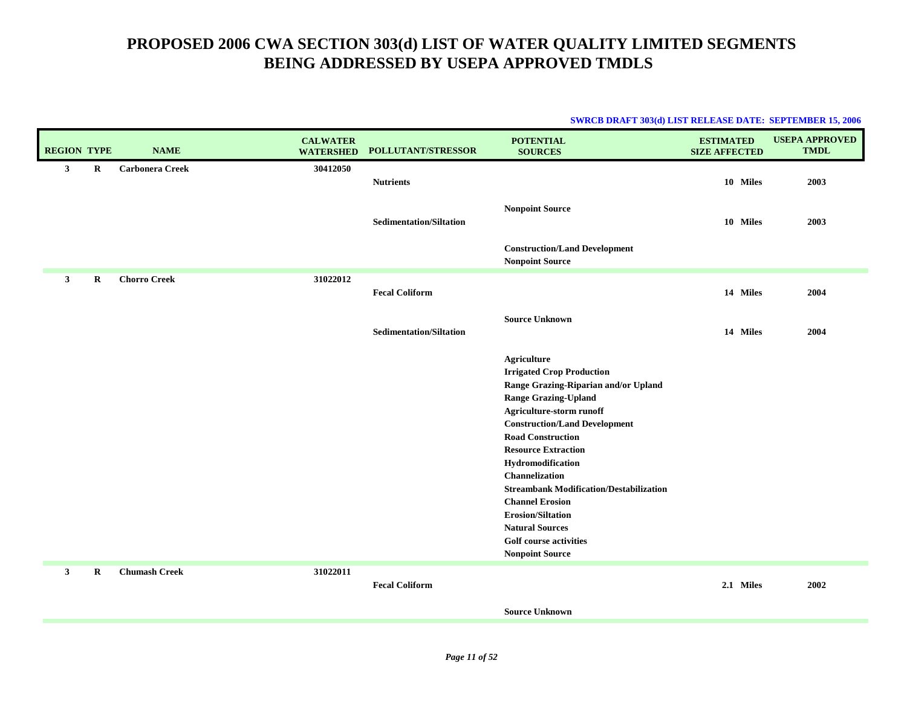# PROPOSED 2006 CWA SECTION 303(d) LIST OF WATER QUALITY LIMITED SEGMENTS BEING ADDRESSED BY USEPA APPROVED TMDLS

**SWRCB DRAFT 303(d) LIST RELEASE DATE: SEPTEMBER 15, 2006**

| REGION | TYPE | NAME | CALWATER WATERSHED | POLLUTANT/STRESSOR | POTENTIAL SOURCES | ESTIMATED SIZE AFFECTED | USEPA APPROVED TMDL |
|---|---|---|---|---|---|---|---|
| 3 | R | Carbonera Creek | 30412050 | | | | |
| | | | | Nutrients | | 10 Miles | 2003 |
| | | | | | Nonpoint Source | | |
| | | | | Sedimentation/Siltation | | 10 Miles | 2003 |
| | | | | | Construction/Land Development<br>Nonpoint Source | | |
| 3 | R | Chorro Creek | 31022012 | | | | |
| | | | | Fecal Coliform | | 14 Miles | 2004 |
| | | | | | Source Unknown | | |
| | | | | Sedimentation/Siltation | | 14 Miles | 2004 |
| | | | | | Agriculture<br>Irrigated Crop Production<br>Range Grazing-Riparian and/or Upland<br>Range Grazing-Upland<br>Agriculture-storm runoff<br>Construction/Land Development<br>Road Construction<br>Resource Extraction<br>Hydromodification<br>Channelization<br>Streambank Modification/Destabilization<br>Channel Erosion<br>Erosion/Siltation<br>Natural Sources<br>Golf course activities<br>Nonpoint Source | | |
| 3 | R | Chumash Creek | 31022011 | | | | |
| | | | | Fecal Coliform | | 2.1 Miles | 2002 |
| | | | | | Source Unknown | | |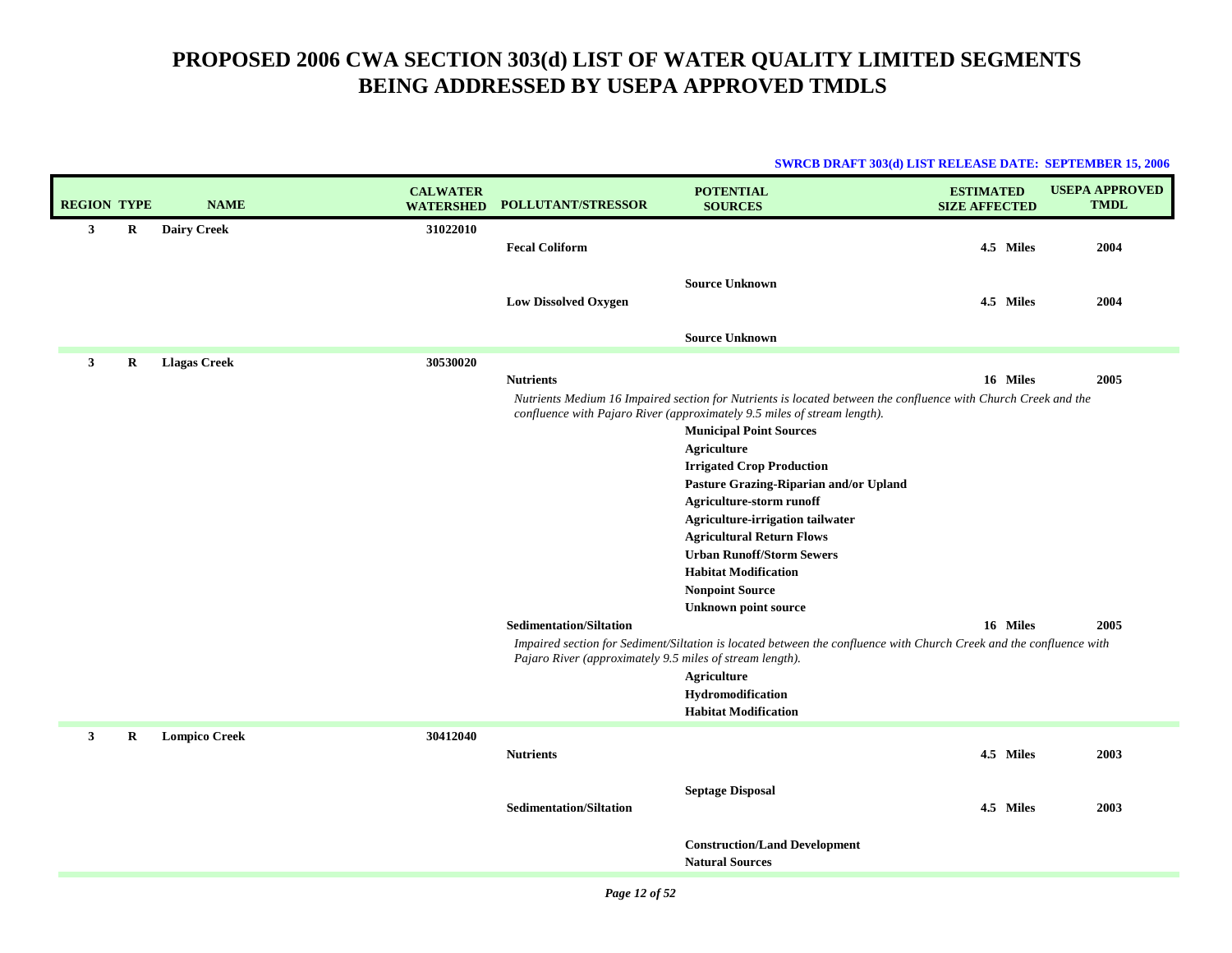# PROPOSED 2006 CWA SECTION 303(d) LIST OF WATER QUALITY LIMITED SEGMENTS BEING ADDRESSED BY USEPA APPROVED TMDLS

**SWRCB DRAFT 303(d) LIST RELEASE DATE: SEPTEMBER 15, 2006**

| REGION | TYPE | NAME | CALWATER WATERSHED | POLLUTANT/STRESSOR | POTENTIAL SOURCES | ESTIMATED SIZE AFFECTED | USEPA APPROVED TMDL |
|---|---|---|---|---|---|---|---|
| 3 | R | Dairy Creek | 31022010 | | | | |
| | | | | Fecal Coliform | | 4.5 Miles | 2004 |
| | | | | | Source Unknown | | |
| | | | | Low Dissolved Oxygen | | 4.5 Miles | 2004 |
| | | | | | Source Unknown | | |
| 3 | R | Llagas Creek | 30530020 | | | | |
| | | | | Nutrients | | 16 Miles | 2005 |
| | | | | *Nutrients Medium 16 Impaired section for Nutrients is located between the confluence with Church Creek and the confluence with Pajaro River (approximately 9.5 miles of stream length).* | | | |
| | | | | | Municipal Point Sources | | |
| | | | | | Agriculture | | |
| | | | | | Irrigated Crop Production | | |
| | | | | | Pasture Grazing-Riparian and/or Upland | | |
| | | | | | Agriculture-storm runoff | | |
| | | | | | Agriculture-irrigation tailwater | | |
| | | | | | Agricultural Return Flows | | |
| | | | | | Urban Runoff/Storm Sewers | | |
| | | | | | Habitat Modification | | |
| | | | | | Nonpoint Source | | |
| | | | | | Unknown point source | | |
| | | | | Sedimentation/Siltation | | 16 Miles | 2005 |
| | | | | *Impaired section for Sediment/Siltation is located between the confluence with Church Creek and the confluence with Pajaro River (approximately 9.5 miles of stream length).* | | | |
| | | | | | Agriculture | | |
| | | | | | Hydromodification | | |
| | | | | | Habitat Modification | | |
| 3 | R | Lompico Creek | 30412040 | | | | |
| | | | | Nutrients | | 4.5 Miles | 2003 |
| | | | | | Septage Disposal | | |
| | | | | Sedimentation/Siltation | | 4.5 Miles | 2003 |
| | | | | | Construction/Land Development | | |
| | | | | | Natural Sources | | |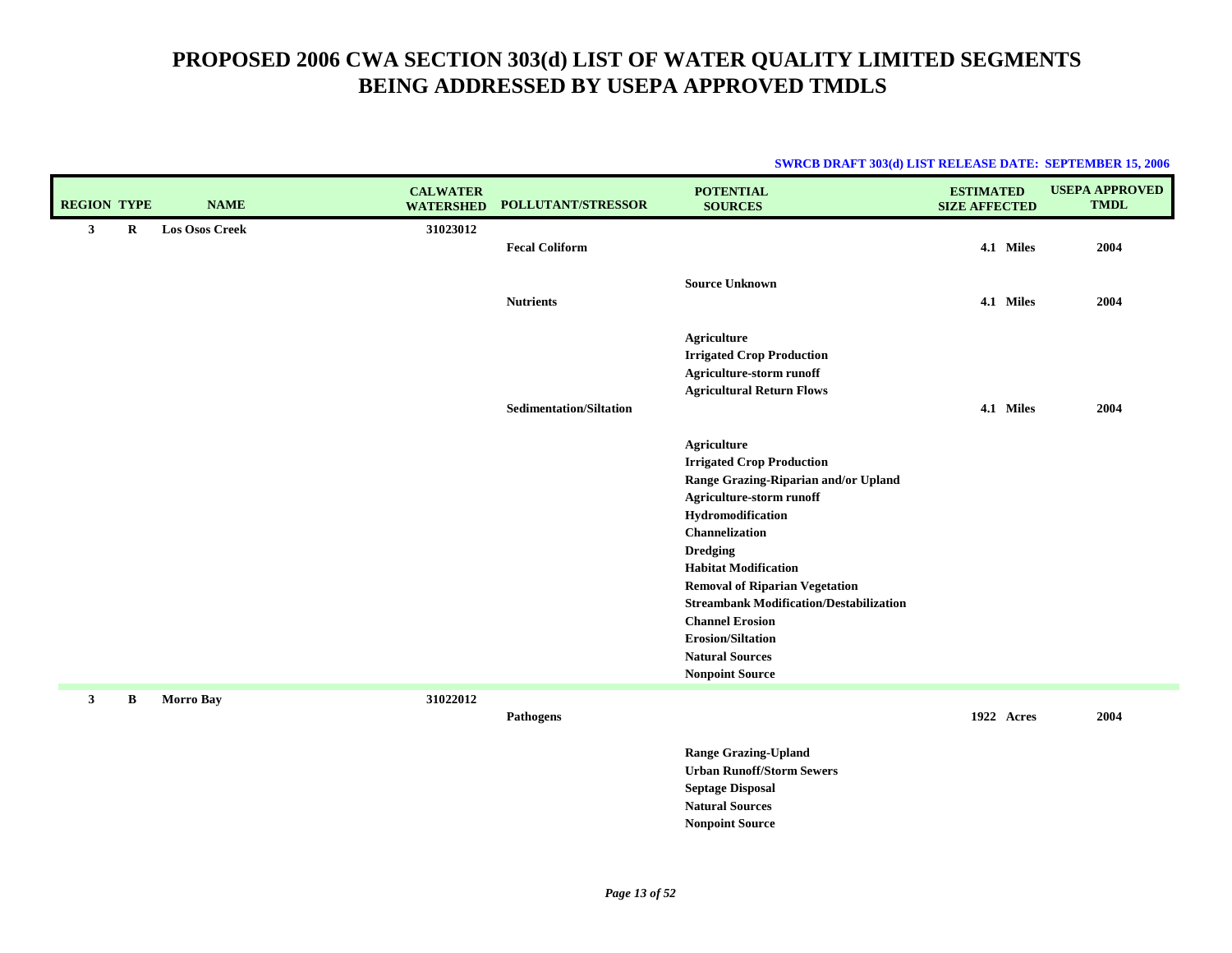# PROPOSED 2006 CWA SECTION 303(d) LIST OF WATER QUALITY LIMITED SEGMENTS BEING ADDRESSED BY USEPA APPROVED TMDLS

**SWRCB DRAFT 303(d) LIST RELEASE DATE: SEPTEMBER 15, 2006**

| REGION | TYPE | NAME | CALWATER WATERSHED | POLLUTANT/STRESSOR | POTENTIAL SOURCES | ESTIMATED SIZE AFFECTED | USEPA APPROVED TMDL |
|---|---|---|---|---|---|---|---|
| 3 | R | Los Osos Creek | 31023012 | | | | |
| | | | | Fecal Coliform | | 4.1 Miles | 2004 |
| | | | | | Source Unknown | | |
| | | | | Nutrients | | 4.1 Miles | 2004 |
| | | | | | Agriculture | | |
| | | | | | Irrigated Crop Production | | |
| | | | | | Agriculture-storm runoff | | |
| | | | | | Agricultural Return Flows | | |
| | | | | Sedimentation/Siltation | | 4.1 Miles | 2004 |
| | | | | | Agriculture | | |
| | | | | | Irrigated Crop Production | | |
| | | | | | Range Grazing-Riparian and/or Upland | | |
| | | | | | Agriculture-storm runoff | | |
| | | | | | Hydromodification | | |
| | | | | | Channelization | | |
| | | | | | Dredging | | |
| | | | | | Habitat Modification | | |
| | | | | | Removal of Riparian Vegetation | | |
| | | | | | Streambank Modification/Destabilization | | |
| | | | | | Channel Erosion | | |
| | | | | | Erosion/Siltation | | |
| | | | | | Natural Sources | | |
| | | | | | Nonpoint Source | | |
| 3 | B | Morro Bay | 31022012 | | | | |
| | | | | Pathogens | | 1922 Acres | 2004 |
| | | | | | Range Grazing-Upland | | |
| | | | | | Urban Runoff/Storm Sewers | | |
| | | | | | Septage Disposal | | |
| | | | | | Natural Sources | | |
| | | | | | Nonpoint Source | | |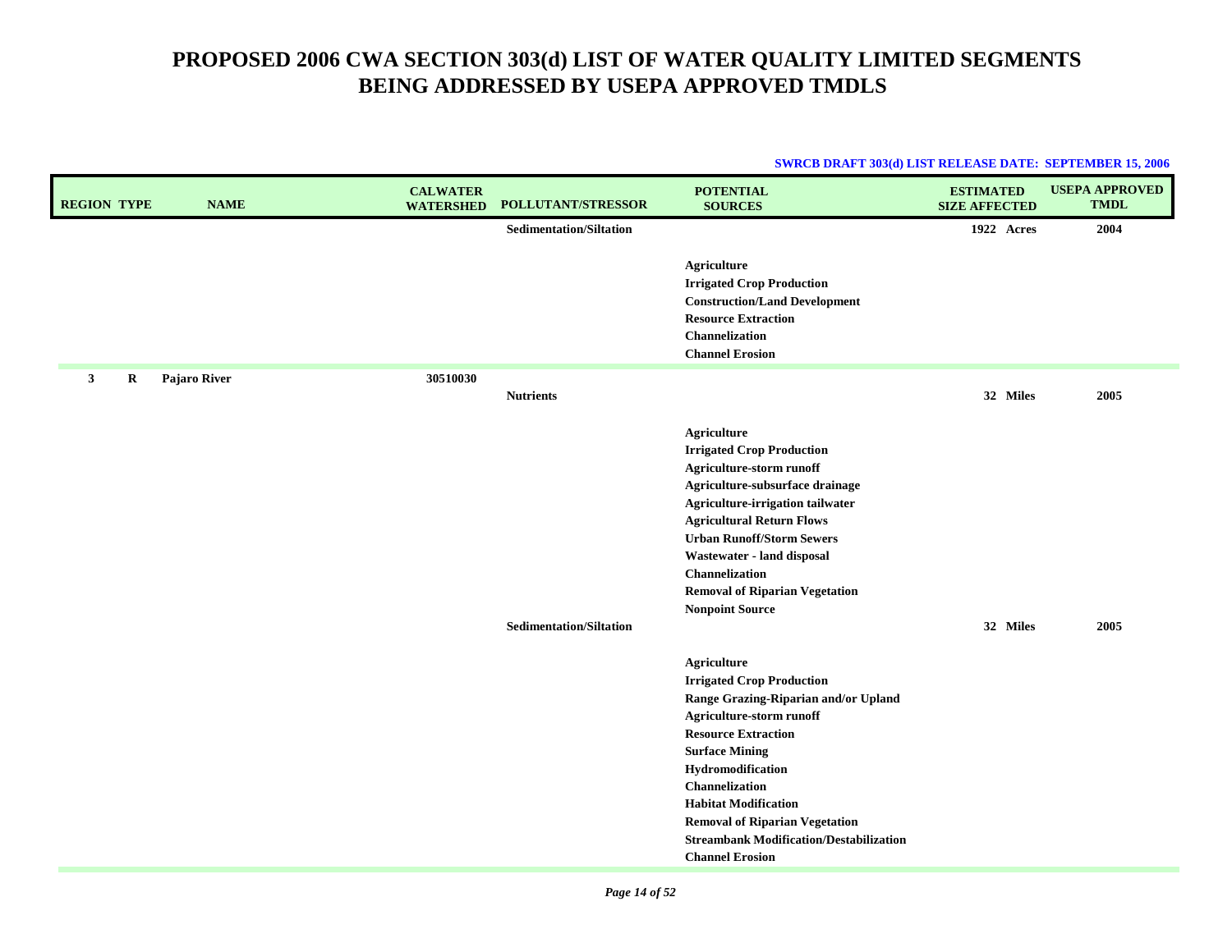# PROPOSED 2006 CWA SECTION 303(d) LIST OF WATER QUALITY LIMITED SEGMENTS BEING ADDRESSED BY USEPA APPROVED TMDLS

**SWRCB DRAFT 303(d) LIST RELEASE DATE: SEPTEMBER 15, 2006**

| REGION | TYPE | NAME | CALWATER WATERSHED | POLLUTANT/STRESSOR | POTENTIAL SOURCES | ESTIMATED SIZE AFFECTED | USEPA APPROVED TMDL |
|---|---|---|---|---|---|---|---|
| | | | | Sedimentation/Siltation | | 1922 Acres | 2004 |
| | | | | | Agriculture<br>Irrigated Crop Production<br>Construction/Land Development<br>Resource Extraction<br>Channelization<br>Channel Erosion | | |
| 3 | R | Pajaro River | 30510030 | | | | |
| | | | | Nutrients | | 32 Miles | 2005 |
| | | | | | Agriculture<br>Irrigated Crop Production<br>Agriculture-storm runoff<br>Agriculture-subsurface drainage<br>Agriculture-irrigation tailwater<br>Agricultural Return Flows<br>Urban Runoff/Storm Sewers<br>Wastewater - land disposal<br>Channelization<br>Removal of Riparian Vegetation<br>Nonpoint Source | | |
| | | | | Sedimentation/Siltation | | 32 Miles | 2005 |
| | | | | | Agriculture<br>Irrigated Crop Production<br>Range Grazing-Riparian and/or Upland<br>Agriculture-storm runoff<br>Resource Extraction<br>Surface Mining<br>Hydromodification<br>Channelization<br>Habitat Modification<br>Removal of Riparian Vegetation<br>Streambank Modification/Destabilization<br>Channel Erosion | | |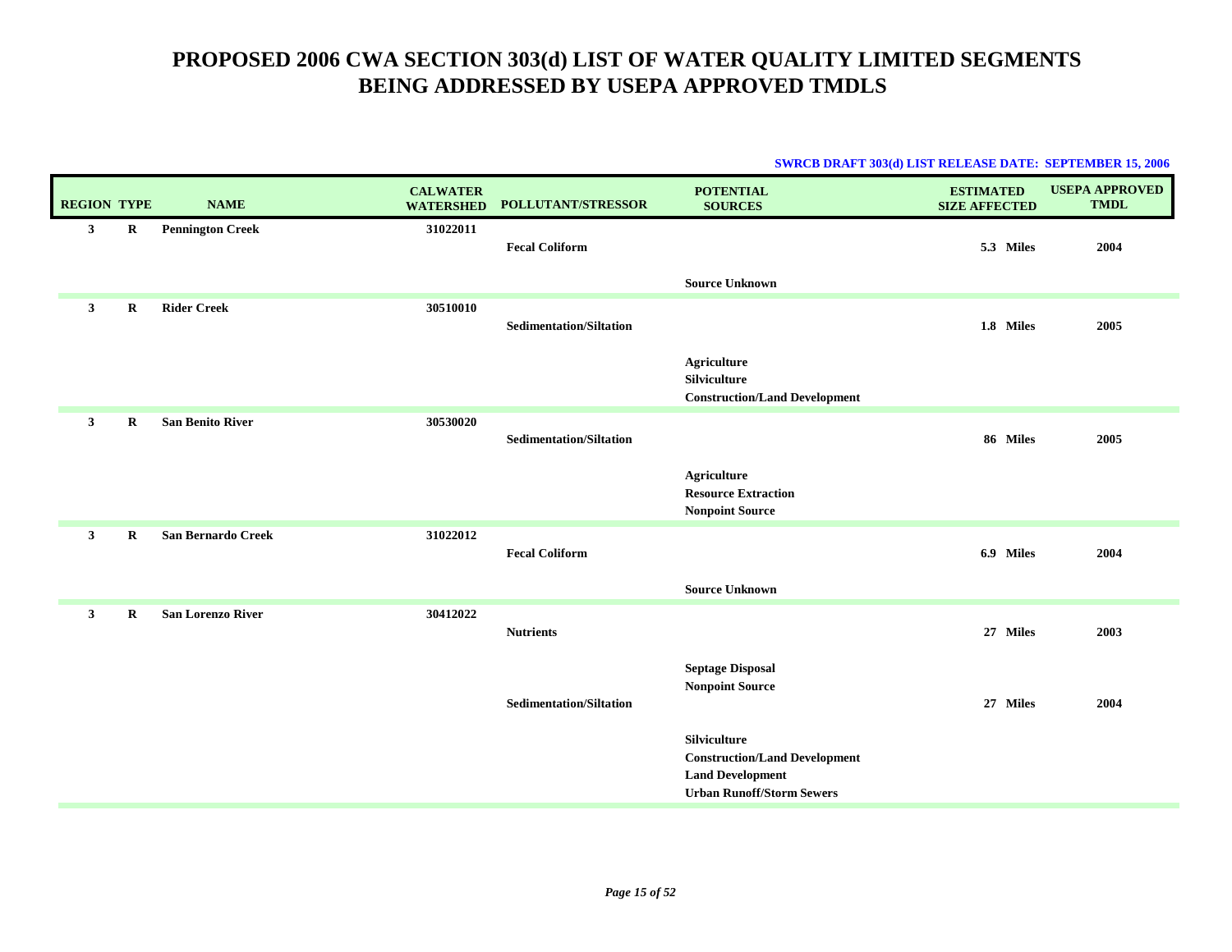# PROPOSED 2006 CWA SECTION 303(d) LIST OF WATER QUALITY LIMITED SEGMENTS BEING ADDRESSED BY USEPA APPROVED TMDLS

**SWRCB DRAFT 303(d) LIST RELEASE DATE: SEPTEMBER 15, 2006**

| REGION | TYPE | NAME | CALWATER WATERSHED | POLLUTANT/STRESSOR | POTENTIAL SOURCES | ESTIMATED SIZE AFFECTED | USEPA APPROVED TMDL |
|---|---|---|---|---|---|---|---|
| 3 | R | Pennington Creek | 31022011 | | | | |
| | | | | Fecal Coliform | | 5.3 Miles | 2004 |
| | | | | | Source Unknown | | |
| 3 | R | Rider Creek | 30510010 | | | | |
| | | | | Sedimentation/Siltation | | 1.8 Miles | 2005 |
| | | | | | Agriculture | | |
| | | | | | Silviculture | | |
| | | | | | Construction/Land Development | | |
| 3 | R | San Benito River | 30530020 | | | | |
| | | | | Sedimentation/Siltation | | 86 Miles | 2005 |
| | | | | | Agriculture | | |
| | | | | | Resource Extraction | | |
| | | | | | Nonpoint Source | | |
| 3 | R | San Bernardo Creek | 31022012 | | | | |
| | | | | Fecal Coliform | | 6.9 Miles | 2004 |
| | | | | | Source Unknown | | |
| 3 | R | San Lorenzo River | 30412022 | | | | |
| | | | | Nutrients | | 27 Miles | 2003 |
| | | | | | Septage Disposal | | |
| | | | | | Nonpoint Source | | |
| | | | | Sedimentation/Siltation | | 27 Miles | 2004 |
| | | | | | Silviculture | | |
| | | | | | Construction/Land Development | | |
| | | | | | Land Development | | |
| | | | | | Urban Runoff/Storm Sewers | | |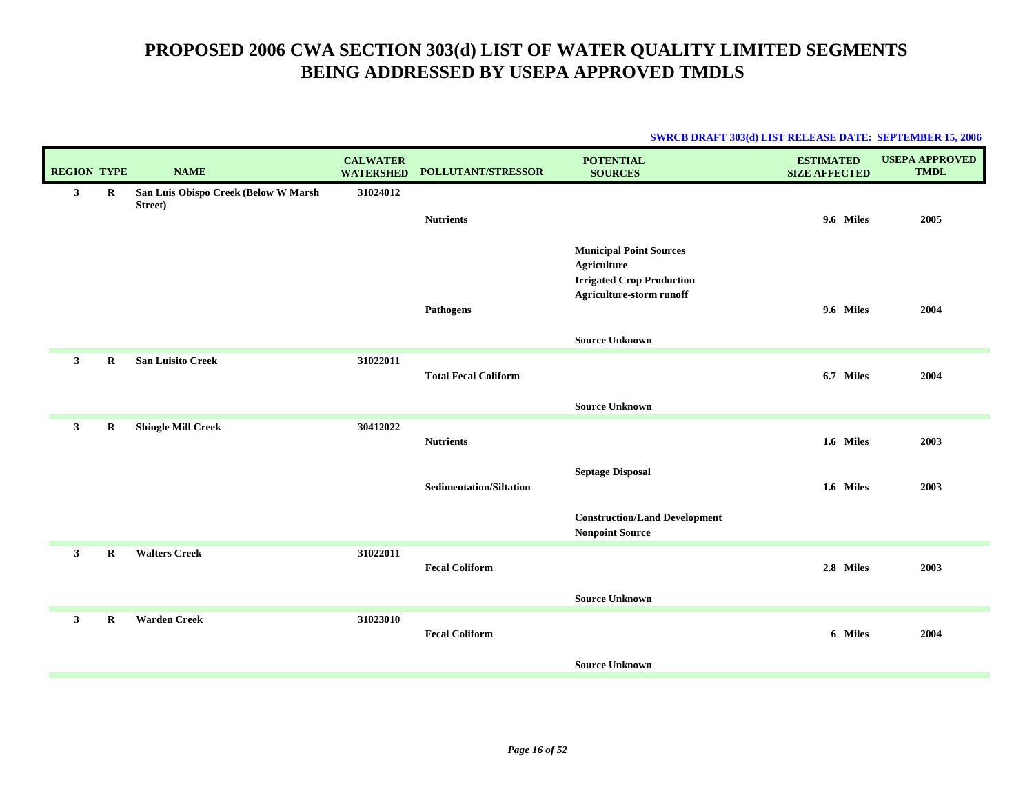# PROPOSED 2006 CWA SECTION 303(d) LIST OF WATER QUALITY LIMITED SEGMENTS BEING ADDRESSED BY USEPA APPROVED TMDLS

**SWRCB DRAFT 303(d) LIST RELEASE DATE: SEPTEMBER 15, 2006**

| REGION | TYPE | NAME | CALWATER WATERSHED | POLLUTANT/STRESSOR | POTENTIAL SOURCES | ESTIMATED SIZE AFFECTED | USEPA APPROVED TMDL |
|---|---|---|---|---|---|---|---|
| 3 | R | San Luis Obispo Creek (Below W Marsh Street) | 31024012 | | | | |
| | | | | Nutrients | | 9.6 Miles | 2005 |
| | | | | | Municipal Point Sources | | |
| | | | | | Agriculture | | |
| | | | | | Irrigated Crop Production | | |
| | | | | | Agriculture-storm runoff | | |
| | | | | Pathogens | | 9.6 Miles | 2004 |
| | | | | | Source Unknown | | |
| 3 | R | San Luisito Creek | 31022011 | | | | |
| | | | | Total Fecal Coliform | | 6.7 Miles | 2004 |
| | | | | | Source Unknown | | |
| 3 | R | Shingle Mill Creek | 30412022 | | | | |
| | | | | Nutrients | | 1.6 Miles | 2003 |
| | | | | | Septage Disposal | | |
| | | | | Sedimentation/Siltation | | 1.6 Miles | 2003 |
| | | | | | Construction/Land Development | | |
| | | | | | Nonpoint Source | | |
| 3 | R | Walters Creek | 31022011 | | | | |
| | | | | Fecal Coliform | | 2.8 Miles | 2003 |
| | | | | | Source Unknown | | |
| 3 | R | Warden Creek | 31023010 | | | | |
| | | | | Fecal Coliform | | 6 Miles | 2004 |
| | | | | | Source Unknown | | |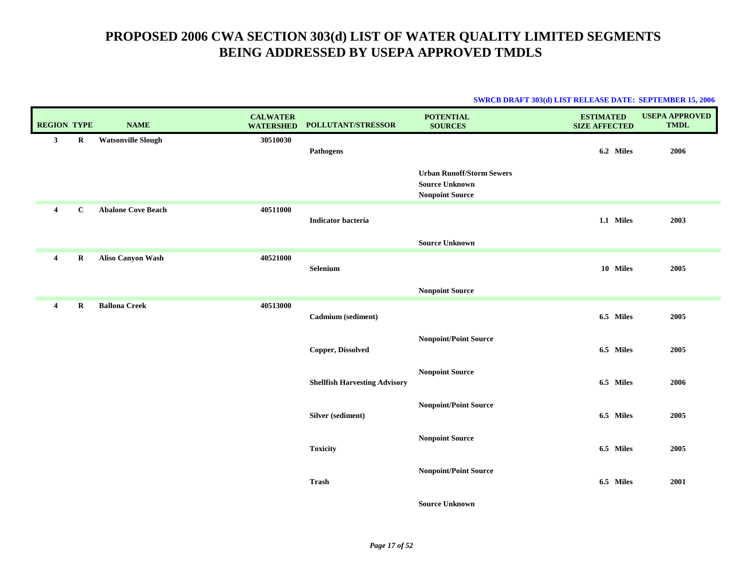# PROPOSED 2006 CWA SECTION 303(d) LIST OF WATER QUALITY LIMITED SEGMENTS BEING ADDRESSED BY USEPA APPROVED TMDLS

**SWRCB DRAFT 303(d) LIST RELEASE DATE: SEPTEMBER 15, 2006**

| REGION | TYPE | NAME | CALWATER WATERSHED | POLLUTANT/STRESSOR | POTENTIAL SOURCES | ESTIMATED SIZE AFFECTED | USEPA APPROVED TMDL |
|---|---|---|---|---|---|---|---|
| 3 | R | Watsonville Slough | 30510030 | | | | |
| | | | | Pathogens | | 6.2 Miles | 2006 |
| | | | | | Urban Runoff/Storm Sewers<br>Source Unknown<br>Nonpoint Source | | |
| 4 | C | Abalone Cove Beach | 40511000 | | | | |
| | | | | Indicator bacteria | | 1.1 Miles | 2003 |
| | | | | | Source Unknown | | |
| 4 | R | Aliso Canyon Wash | 40521000 | | | | |
| | | | | Selenium | | 10 Miles | 2005 |
| | | | | | Nonpoint Source | | |
| 4 | R | Ballona Creek | 40513000 | | | | |
| | | | | Cadmium (sediment) | | 6.5 Miles | 2005 |
| | | | | | Nonpoint/Point Source | | |
| | | | | Copper, Dissolved | | 6.5 Miles | 2005 |
| | | | | | Nonpoint Source | | |
| | | | | Shellfish Harvesting Advisory | | 6.5 Miles | 2006 |
| | | | | | Nonpoint/Point Source | | |
| | | | | Silver (sediment) | | 6.5 Miles | 2005 |
| | | | | | Nonpoint Source | | |
| | | | | Toxicity | | 6.5 Miles | 2005 |
| | | | | | Nonpoint/Point Source | | |
| | | | | Trash | | 6.5 Miles | 2001 |
| | | | | | Source Unknown | | |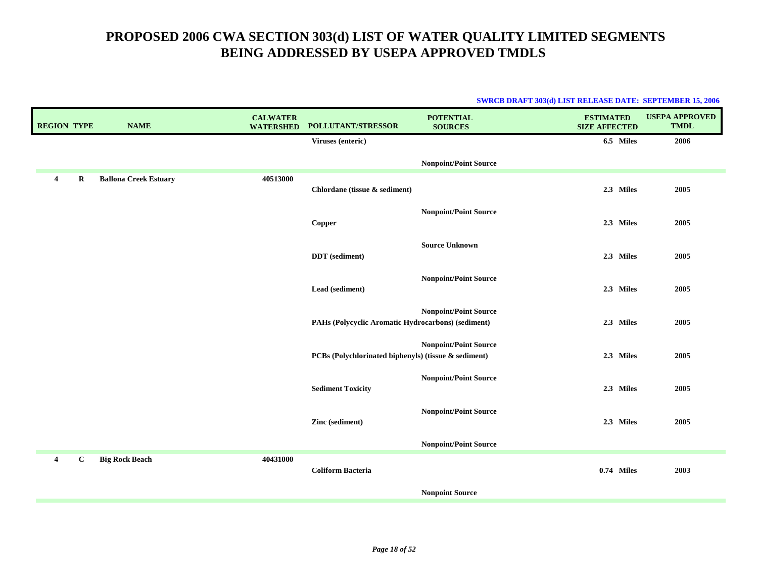# PROPOSED 2006 CWA SECTION 303(d) LIST OF WATER QUALITY LIMITED SEGMENTS BEING ADDRESSED BY USEPA APPROVED TMDLS

**SWRCB DRAFT 303(d) LIST RELEASE DATE: SEPTEMBER 15, 2006**

| REGION | TYPE | NAME | CALWATER WATERSHED | POLLUTANT/STRESSOR | POTENTIAL SOURCES | ESTIMATED SIZE AFFECTED | USEPA APPROVED TMDL |
|---|---|---|---|---|---|---|---|
| | | | | Viruses (enteric) | | 6.5 Miles | 2006 |
| | | | | | Nonpoint/Point Source | | |
| 4 | R | Ballona Creek Estuary | 40513000 | | | | |
| | | | | Chlordane (tissue & sediment) | | 2.3 Miles | 2005 |
| | | | | | Nonpoint/Point Source | | |
| | | | | Copper | | 2.3 Miles | 2005 |
| | | | | | Source Unknown | | |
| | | | | DDT (sediment) | | 2.3 Miles | 2005 |
| | | | | | Nonpoint/Point Source | | |
| | | | | Lead (sediment) | | 2.3 Miles | 2005 |
| | | | | | Nonpoint/Point Source | | |
| | | | | PAHs (Polycyclic Aromatic Hydrocarbons) (sediment) | | 2.3 Miles | 2005 |
| | | | | | Nonpoint/Point Source | | |
| | | | | PCBs (Polychlorinated biphenyls) (tissue & sediment) | | 2.3 Miles | 2005 |
| | | | | | Nonpoint/Point Source | | |
| | | | | Sediment Toxicity | | 2.3 Miles | 2005 |
| | | | | | Nonpoint/Point Source | | |
| | | | | Zinc (sediment) | | 2.3 Miles | 2005 |
| | | | | | Nonpoint/Point Source | | |
| 4 | C | Big Rock Beach | 40431000 | | | | |
| | | | | Coliform Bacteria | | 0.74 Miles | 2003 |
| | | | | | Nonpoint Source | | |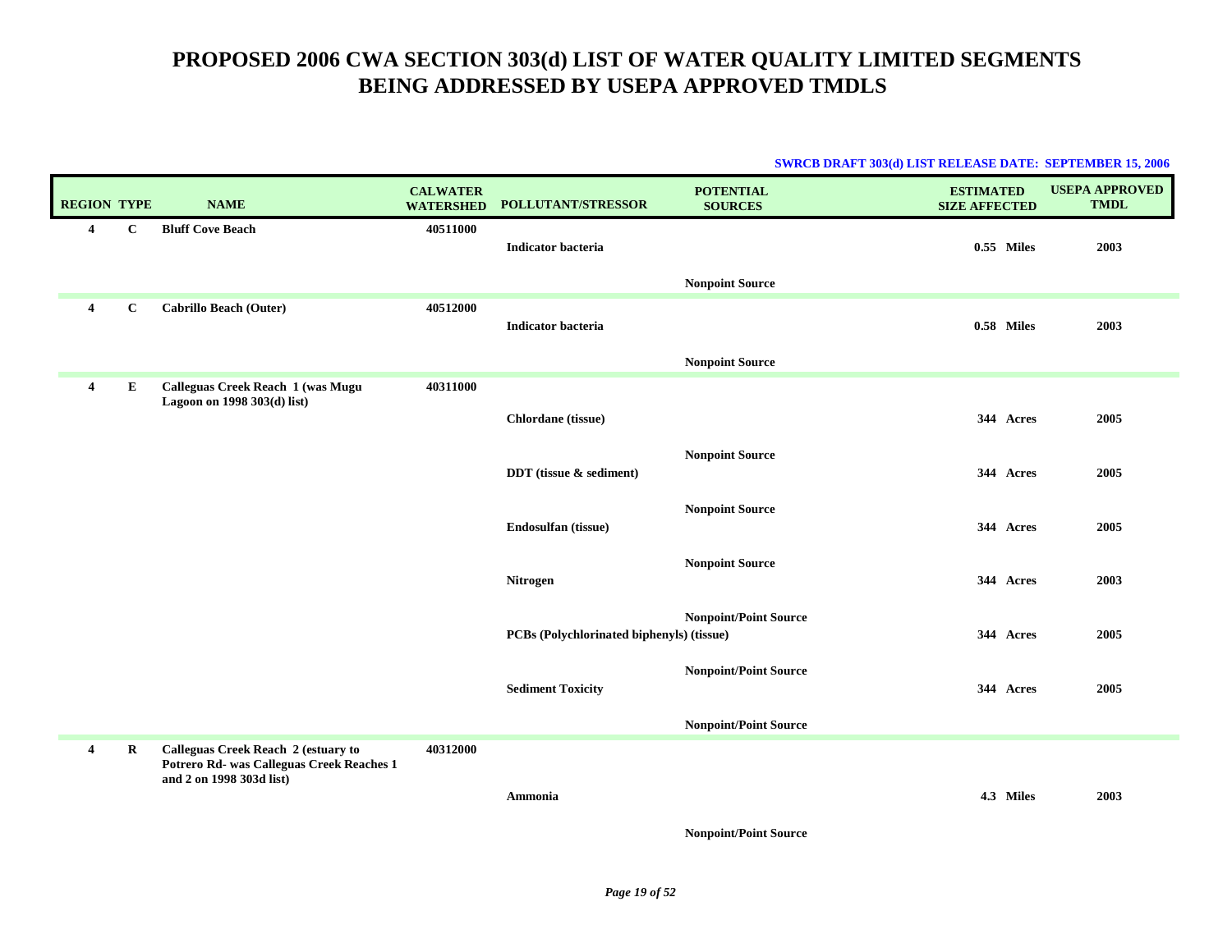# PROPOSED 2006 CWA SECTION 303(d) LIST OF WATER QUALITY LIMITED SEGMENTS BEING ADDRESSED BY USEPA APPROVED TMDLS

**SWRCB DRAFT 303(d) LIST RELEASE DATE: SEPTEMBER 15, 2006**

| REGION | TYPE | NAME | CALWATER WATERSHED | POLLUTANT/STRESSOR | POTENTIAL SOURCES | ESTIMATED SIZE AFFECTED | USEPA APPROVED TMDL |
|---|---|---|---|---|---|---|---|
| 4 | C | Bluff Cove Beach | 40511000 | | | | |
| | | | | Indicator bacteria | | 0.55 Miles | 2003 |
| | | | | | Nonpoint Source | | |
| 4 | C | Cabrillo Beach (Outer) | 40512000 | | | | |
| | | | | Indicator bacteria | | 0.58 Miles | 2003 |
| | | | | | Nonpoint Source | | |
| 4 | E | Calleguas Creek Reach 1 (was Mugu Lagoon on 1998 303(d) list) | 40311000 | | | | |
| | | | | Chlordane (tissue) | | 344 Acres | 2005 |
| | | | | | Nonpoint Source | | |
| | | | | DDT (tissue & sediment) | | 344 Acres | 2005 |
| | | | | | Nonpoint Source | | |
| | | | | Endosulfan (tissue) | | 344 Acres | 2005 |
| | | | | | Nonpoint Source | | |
| | | | | Nitrogen | | 344 Acres | 2003 |
| | | | | | Nonpoint/Point Source | | |
| | | | | PCBs (Polychlorinated biphenyls) (tissue) | | 344 Acres | 2005 |
| | | | | | Nonpoint/Point Source | | |
| | | | | Sediment Toxicity | | 344 Acres | 2005 |
| | | | | | Nonpoint/Point Source | | |
| 4 | R | Calleguas Creek Reach 2 (estuary to Potrero Rd- was Calleguas Creek Reaches 1 and 2 on 1998 303d list) | 40312000 | | | | |
| | | | | Ammonia | | 4.3 Miles | 2003 |
| | | | | | Nonpoint/Point Source | | |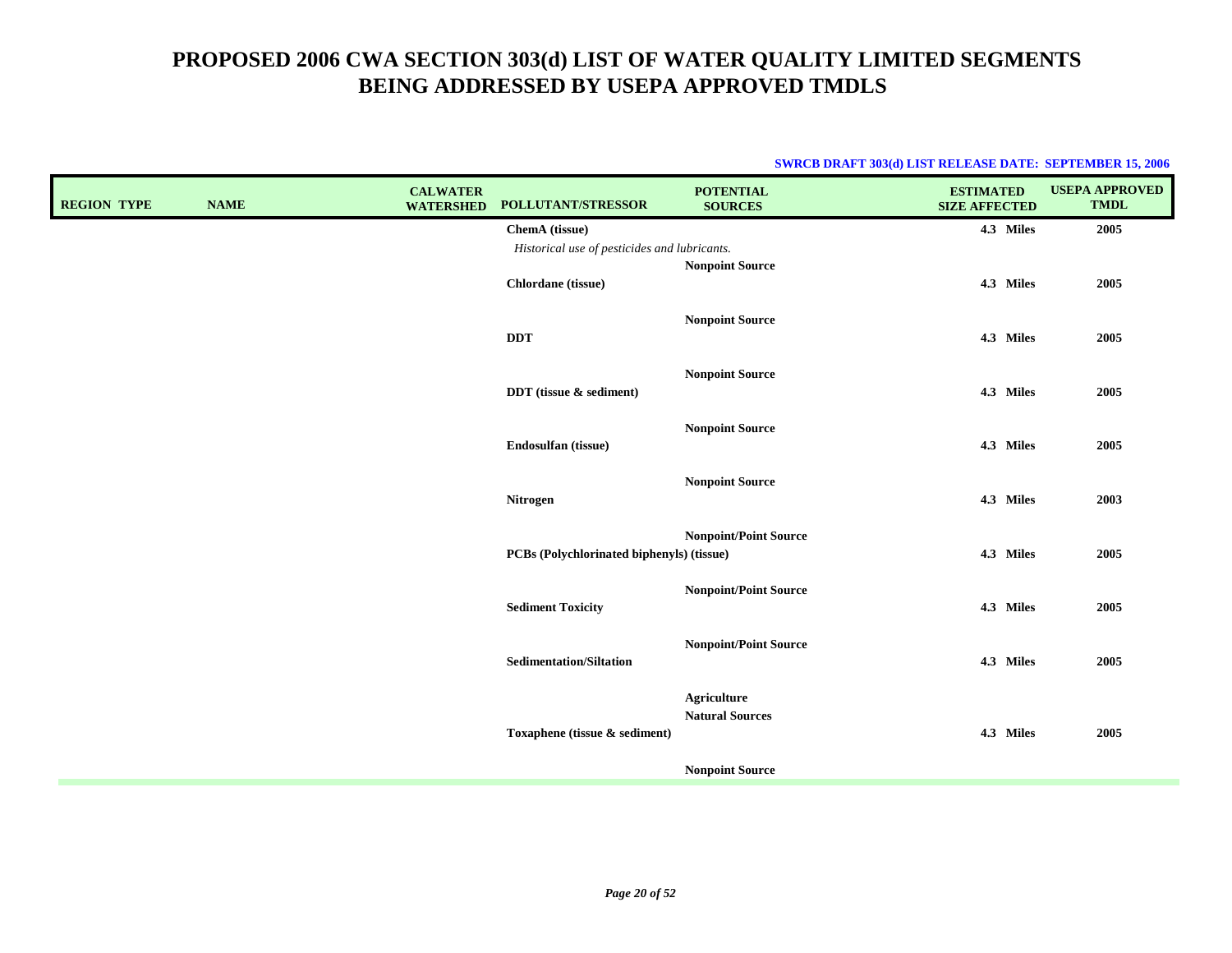# PROPOSED 2006 CWA SECTION 303(d) LIST OF WATER QUALITY LIMITED SEGMENTS BEING ADDRESSED BY USEPA APPROVED TMDLS

**SWRCB DRAFT 303(d) LIST RELEASE DATE: SEPTEMBER 15, 2006**

| REGION | TYPE | NAME | CALWATER WATERSHED | POLLUTANT/STRESSOR | POTENTIAL SOURCES | ESTIMATED SIZE AFFECTED | USEPA APPROVED TMDL |
|---|---|---|---|---|---|---|---|
| | | | | **ChemA (tissue)** | | **4.3 Miles** | **2005** |
| | | | | *Historical use of pesticides and lubricants.* | | | |
| | | | | | **Nonpoint Source** | | |
| | | | | **Chlordane (tissue)** | | **4.3 Miles** | **2005** |
| | | | | | **Nonpoint Source** | | |
| | | | | **DDT** | | **4.3 Miles** | **2005** |
| | | | | | **Nonpoint Source** | | |
| | | | | **DDT (tissue & sediment)** | | **4.3 Miles** | **2005** |
| | | | | | **Nonpoint Source** | | |
| | | | | **Endosulfan (tissue)** | | **4.3 Miles** | **2005** |
| | | | | | **Nonpoint Source** | | |
| | | | | **Nitrogen** | | **4.3 Miles** | **2003** |
| | | | | | **Nonpoint/Point Source** | | |
| | | | | **PCBs (Polychlorinated biphenyls) (tissue)** | | **4.3 Miles** | **2005** |
| | | | | | **Nonpoint/Point Source** | | |
| | | | | **Sediment Toxicity** | | **4.3 Miles** | **2005** |
| | | | | | **Nonpoint/Point Source** | | |
| | | | | **Sedimentation/Siltation** | | **4.3 Miles** | **2005** |
| | | | | | **Agriculture** | | |
| | | | | | **Natural Sources** | | |
| | | | | **Toxaphene (tissue & sediment)** | | **4.3 Miles** | **2005** |
| | | | | | **Nonpoint Source** | | |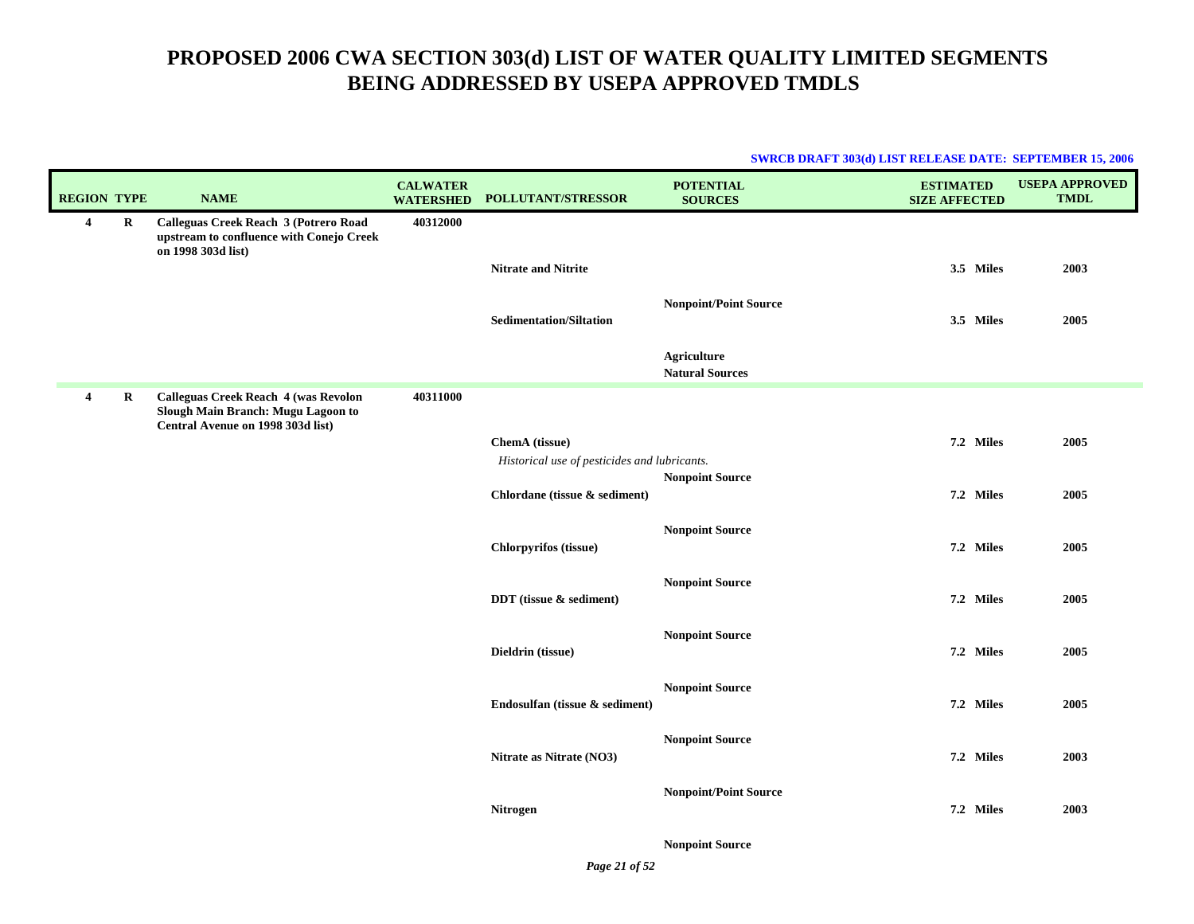# PROPOSED 2006 CWA SECTION 303(d) LIST OF WATER QUALITY LIMITED SEGMENTS BEING ADDRESSED BY USEPA APPROVED TMDLS

**SWRCB DRAFT 303(d) LIST RELEASE DATE: SEPTEMBER 15, 2006**

| REGION | TYPE | NAME | CALWATER WATERSHED | POLLUTANT/STRESSOR | POTENTIAL SOURCES | ESTIMATED SIZE AFFECTED | USEPA APPROVED TMDL |
|---|---|---|---|---|---|---|---|
| **4** | **R** | **Calleguas Creek Reach 3 (Potrero Road upstream to confluence with Conejo Creek on 1998 303d list)** | **40312000** | | | | |
| | | | | **Nitrate and Nitrite** | | **3.5 Miles** | **2003** |
| | | | | | **Nonpoint/Point Source** | | |
| | | | | **Sedimentation/Siltation** | | **3.5 Miles** | **2005** |
| | | | | | **Agriculture** | | |
| | | | | | **Natural Sources** | | |
| **4** | **R** | **Calleguas Creek Reach 4 (was Revolon Slough Main Branch: Mugu Lagoon to Central Avenue on 1998 303d list)** | **40311000** | | | | |
| | | | | **ChemA (tissue)** | | **7.2 Miles** | **2005** |
| | | | | *Historical use of pesticides and lubricants.* | | | |
| | | | | | **Nonpoint Source** | | |
| | | | | **Chlordane (tissue & sediment)** | | **7.2 Miles** | **2005** |
| | | | | | **Nonpoint Source** | | |
| | | | | **Chlorpyrifos (tissue)** | | **7.2 Miles** | **2005** |
| | | | | | **Nonpoint Source** | | |
| | | | | **DDT (tissue & sediment)** | | **7.2 Miles** | **2005** |
| | | | | | **Nonpoint Source** | | |
| | | | | **Dieldrin (tissue)** | | **7.2 Miles** | **2005** |
| | | | | | **Nonpoint Source** | | |
| | | | | **Endosulfan (tissue & sediment)** | | **7.2 Miles** | **2005** |
| | | | | | **Nonpoint Source** | | |
| | | | | **Nitrate as Nitrate (NO3)** | | **7.2 Miles** | **2003** |
| | | | | | **Nonpoint/Point Source** | | |
| | | | | **Nitrogen** | | **7.2 Miles** | **2003** |
| | | | | | **Nonpoint Source** | | |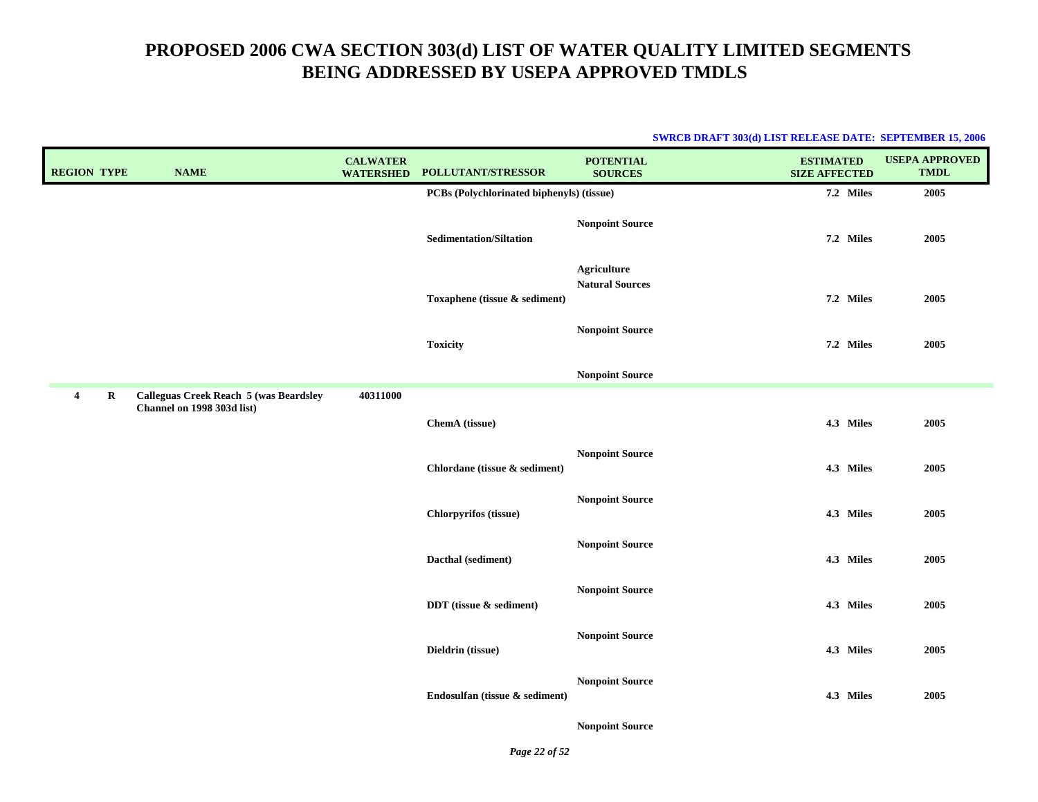# PROPOSED 2006 CWA SECTION 303(d) LIST OF WATER QUALITY LIMITED SEGMENTS BEING ADDRESSED BY USEPA APPROVED TMDLS

**SWRCB DRAFT 303(d) LIST RELEASE DATE: SEPTEMBER 15, 2006**

| REGION | TYPE | NAME | CALWATER WATERSHED | POLLUTANT/STRESSOR | POTENTIAL SOURCES | ESTIMATED SIZE AFFECTED | USEPA APPROVED TMDL |
|---|---|---|---|---|---|---|---|
| | | | | PCBs (Polychlorinated biphenyls) (tissue) | | 7.2 Miles | 2005 |
| | | | | | Nonpoint Source | | |
| | | | | Sedimentation/Siltation | | 7.2 Miles | 2005 |
| | | | | | Agriculture | | |
| | | | | | Natural Sources | | |
| | | | | Toxaphene (tissue & sediment) | | 7.2 Miles | 2005 |
| | | | | | Nonpoint Source | | |
| | | | | Toxicity | | 7.2 Miles | 2005 |
| | | | | | Nonpoint Source | | |
| 4 | R | Calleguas Creek Reach 5 (was Beardsley Channel on 1998 303d list) | 40311000 | | | | |
| | | | | ChemA (tissue) | | 4.3 Miles | 2005 |
| | | | | | Nonpoint Source | | |
| | | | | Chlordane (tissue & sediment) | | 4.3 Miles | 2005 |
| | | | | | Nonpoint Source | | |
| | | | | Chlorpyrifos (tissue) | | 4.3 Miles | 2005 |
| | | | | | Nonpoint Source | | |
| | | | | Dacthal (sediment) | | 4.3 Miles | 2005 |
| | | | | | Nonpoint Source | | |
| | | | | DDT (tissue & sediment) | | 4.3 Miles | 2005 |
| | | | | | Nonpoint Source | | |
| | | | | Dieldrin (tissue) | | 4.3 Miles | 2005 |
| | | | | | Nonpoint Source | | |
| | | | | Endosulfan (tissue & sediment) | | 4.3 Miles | 2005 |
| | | | | | Nonpoint Source | | |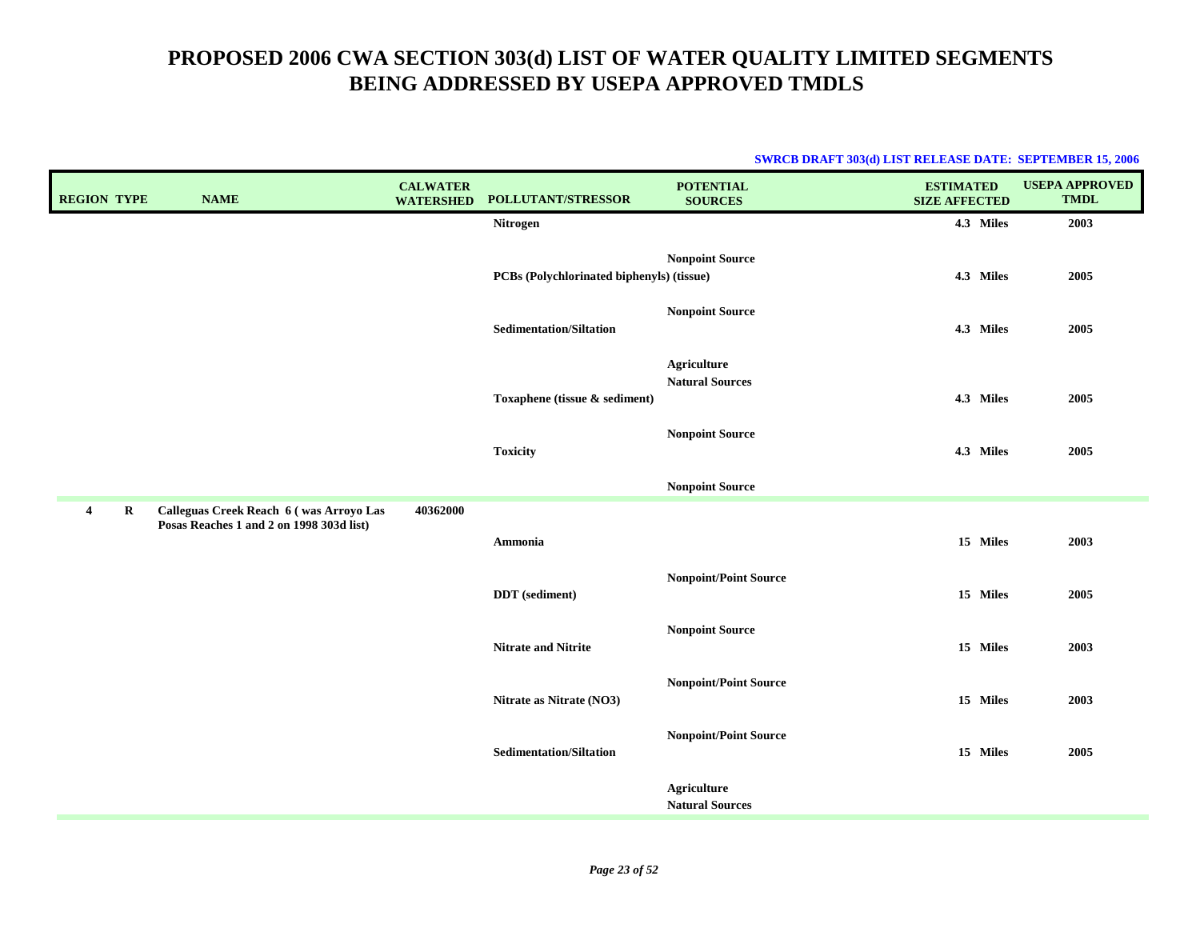# PROPOSED 2006 CWA SECTION 303(d) LIST OF WATER QUALITY LIMITED SEGMENTS BEING ADDRESSED BY USEPA APPROVED TMDLS

**SWRCB DRAFT 303(d) LIST RELEASE DATE: SEPTEMBER 15, 2006**

| REGION | TYPE | NAME | CALWATER WATERSHED | POLLUTANT/STRESSOR | POTENTIAL SOURCES | ESTIMATED SIZE AFFECTED | USEPA APPROVED TMDL |
|---|---|---|---|---|---|---|---|
| | | | | Nitrogen | | 4.3 Miles | 2003 |
| | | | | | Nonpoint Source | | |
| | | | | PCBs (Polychlorinated biphenyls) (tissue) | | 4.3 Miles | 2005 |
| | | | | | Nonpoint Source | | |
| | | | | Sedimentation/Siltation | | 4.3 Miles | 2005 |
| | | | | | Agriculture<br>Natural Sources | | |
| | | | | Toxaphene (tissue & sediment) | | 4.3 Miles | 2005 |
| | | | | | Nonpoint Source | | |
| | | | | Toxicity | | 4.3 Miles | 2005 |
| | | | | | Nonpoint Source | | |
| 4 | R | Calleguas Creek Reach 6 ( was Arroyo Las Posas Reaches 1 and 2 on 1998 303d list) | 40362000 | | | | |
| | | | | Ammonia | | 15 Miles | 2003 |
| | | | | | Nonpoint/Point Source | | |
| | | | | DDT (sediment) | | 15 Miles | 2005 |
| | | | | | Nonpoint Source | | |
| | | | | Nitrate and Nitrite | | 15 Miles | 2003 |
| | | | | | Nonpoint/Point Source | | |
| | | | | Nitrate as Nitrate (NO3) | | 15 Miles | 2003 |
| | | | | | Nonpoint/Point Source | | |
| | | | | Sedimentation/Siltation | | 15 Miles | 2005 |
| | | | | | Agriculture<br>Natural Sources | | |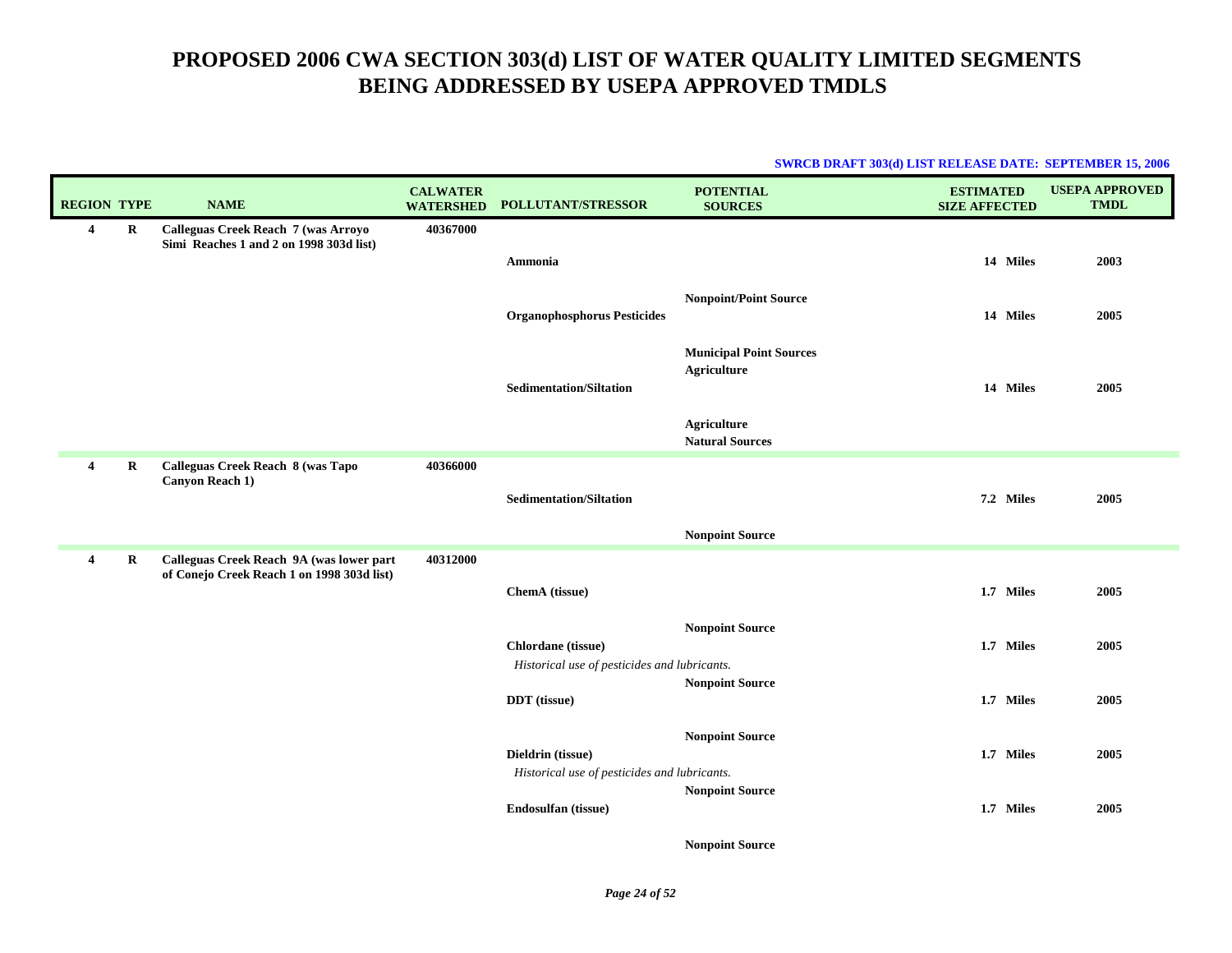# PROPOSED 2006 CWA SECTION 303(d) LIST OF WATER QUALITY LIMITED SEGMENTS BEING ADDRESSED BY USEPA APPROVED TMDLS

**SWRCB DRAFT 303(d) LIST RELEASE DATE: SEPTEMBER 15, 2006**

| REGION | TYPE | NAME | CALWATER WATERSHED | POLLUTANT/STRESSOR | POTENTIAL SOURCES | ESTIMATED SIZE AFFECTED | USEPA APPROVED TMDL |
|---|---|---|---|---|---|---|---|
| **4** | **R** | **Calleguas Creek Reach 7 (was Arroyo Simi Reaches 1 and 2 on 1998 303d list)** | **40367000** | | | | |
| | | | | **Ammonia** | | **14 Miles** | **2003** |
| | | | | | **Nonpoint/Point Source** | | |
| | | | | **Organophosphorus Pesticides** | | **14 Miles** | **2005** |
| | | | | | **Municipal Point Sources** | | |
| | | | | | **Agriculture** | | |
| | | | | **Sedimentation/Siltation** | | **14 Miles** | **2005** |
| | | | | | **Agriculture** | | |
| | | | | | **Natural Sources** | | |
| **4** | **R** | **Calleguas Creek Reach 8 (was Tapo Canyon Reach 1)** | **40366000** | | | | |
| | | | | **Sedimentation/Siltation** | | **7.2 Miles** | **2005** |
| | | | | | **Nonpoint Source** | | |
| **4** | **R** | **Calleguas Creek Reach 9A (was lower part of Conejo Creek Reach 1 on 1998 303d list)** | **40312000** | | | | |
| | | | | **ChemA (tissue)** | | **1.7 Miles** | **2005** |
| | | | | | **Nonpoint Source** | | |
| | | | | **Chlordane (tissue)** | | **1.7 Miles** | **2005** |
| | | | | *Historical use of pesticides and lubricants.* | | | |
| | | | | | **Nonpoint Source** | | |
| | | | | **DDT (tissue)** | | **1.7 Miles** | **2005** |
| | | | | | **Nonpoint Source** | | |
| | | | | **Dieldrin (tissue)** | | **1.7 Miles** | **2005** |
| | | | | *Historical use of pesticides and lubricants.* | | | |
| | | | | | **Nonpoint Source** | | |
| | | | | **Endosulfan (tissue)** | | **1.7 Miles** | **2005** |
| | | | | | **Nonpoint Source** | | |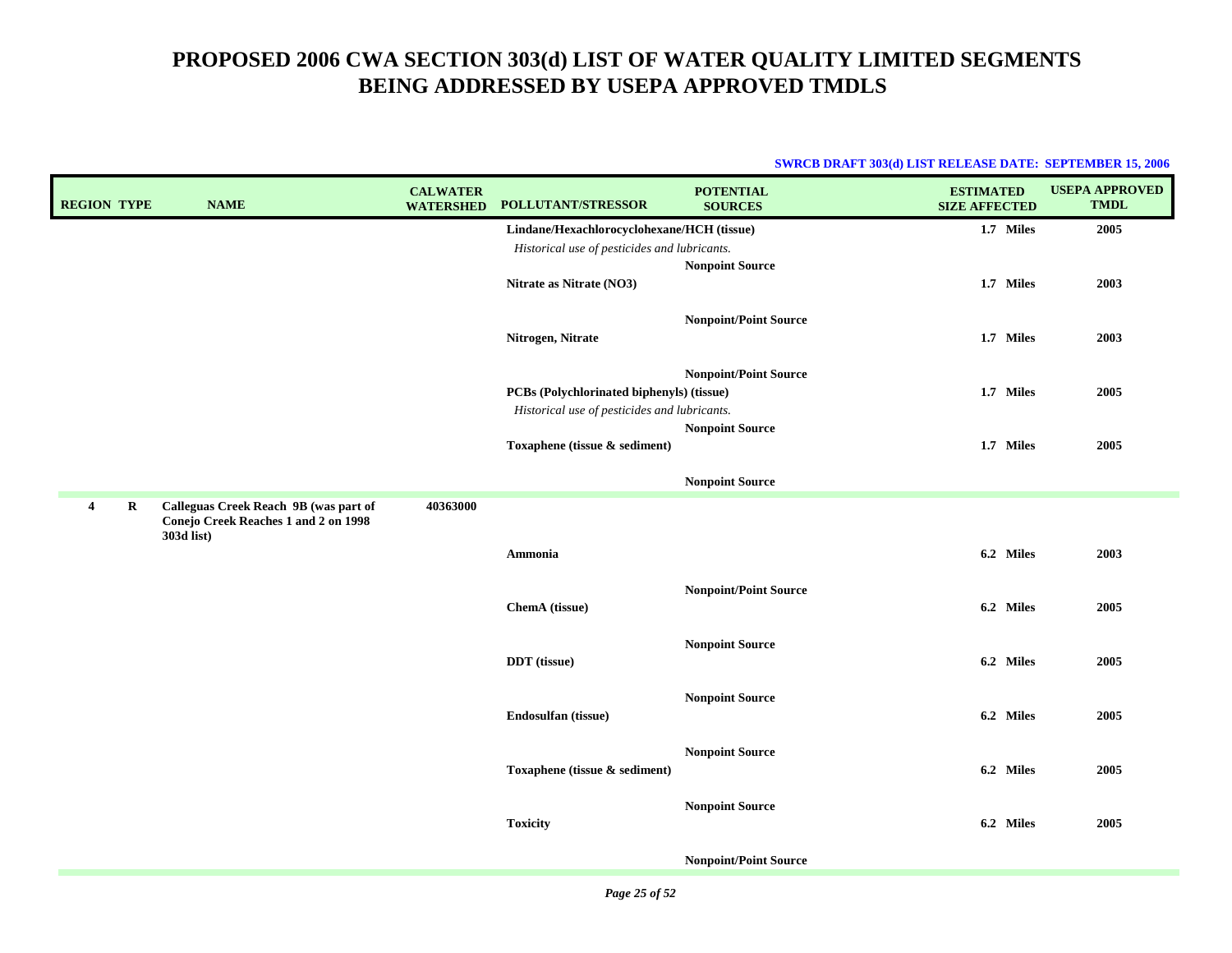# PROPOSED 2006 CWA SECTION 303(d) LIST OF WATER QUALITY LIMITED SEGMENTS BEING ADDRESSED BY USEPA APPROVED TMDLS

**SWRCB DRAFT 303(d) LIST RELEASE DATE: SEPTEMBER 15, 2006**

| REGION | TYPE | NAME | CALWATER WATERSHED | POLLUTANT/STRESSOR | POTENTIAL SOURCES | ESTIMATED SIZE AFFECTED | USEPA APPROVED TMDL |
|---|---|---|---|---|---|---|---|
| | | | | **Lindane/Hexachlorocyclohexane/HCH (tissue)** *Historical use of pesticides and lubricants.* | **Nonpoint Source** | **1.7 Miles** | **2005** |
| | | | | **Nitrate as Nitrate (NO3)** | **Nonpoint/Point Source** | **1.7 Miles** | **2003** |
| | | | | **Nitrogen, Nitrate** | **Nonpoint/Point Source** | **1.7 Miles** | **2003** |
| | | | | **PCBs (Polychlorinated biphenyls) (tissue)** *Historical use of pesticides and lubricants.* | **Nonpoint Source** | **1.7 Miles** | **2005** |
| | | | | **Toxaphene (tissue & sediment)** | **Nonpoint Source** | **1.7 Miles** | **2005** |
| **4** | **R** | **Calleguas Creek Reach 9B (was part of Conejo Creek Reaches 1 and 2 on 1998 303d list)** | **40363000** | | | | |
| | | | | **Ammonia** | **Nonpoint/Point Source** | **6.2 Miles** | **2003** |
| | | | | **ChemA (tissue)** | **Nonpoint Source** | **6.2 Miles** | **2005** |
| | | | | **DDT (tissue)** | **Nonpoint Source** | **6.2 Miles** | **2005** |
| | | | | **Endosulfan (tissue)** | **Nonpoint Source** | **6.2 Miles** | **2005** |
| | | | | **Toxaphene (tissue & sediment)** | **Nonpoint Source** | **6.2 Miles** | **2005** |
| | | | | **Toxicity** | **Nonpoint/Point Source** | **6.2 Miles** | **2005** |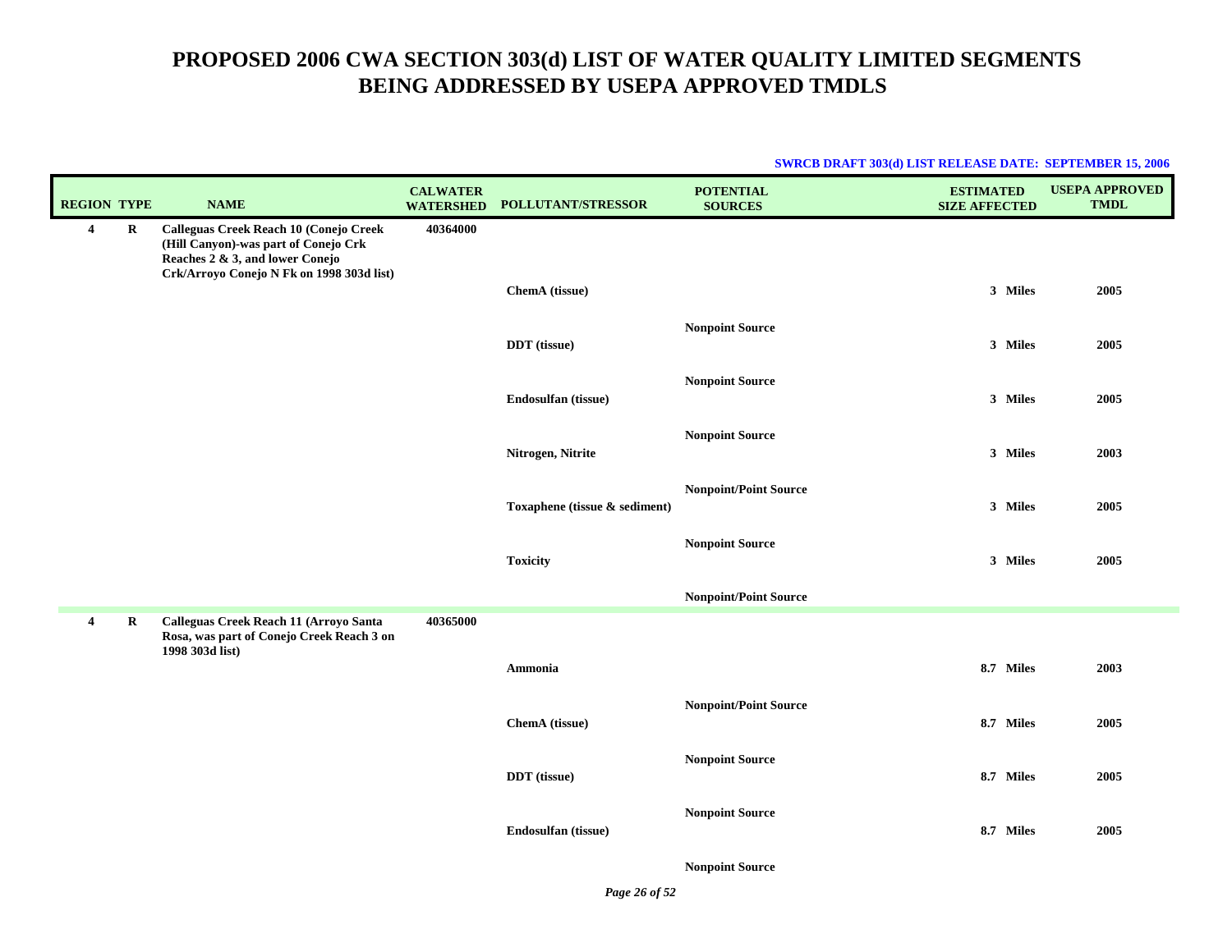# PROPOSED 2006 CWA SECTION 303(d) LIST OF WATER QUALITY LIMITED SEGMENTS BEING ADDRESSED BY USEPA APPROVED TMDLS

**SWRCB DRAFT 303(d) LIST RELEASE DATE: SEPTEMBER 15, 2006**

| REGION | TYPE | NAME | CALWATER WATERSHED | POLLUTANT/STRESSOR | POTENTIAL SOURCES | ESTIMATED SIZE AFFECTED | USEPA APPROVED TMDL |
|---|---|---|---|---|---|---|---|
| 4 | R | Calleguas Creek Reach 10 (Conejo Creek (Hill Canyon)-was part of Conejo Crk Reaches 2 & 3, and lower Conejo Crk/Arroyo Conejo N Fk on 1998 303d list) | 40364000 | | | | |
| | | | | ChemA (tissue) | Nonpoint Source | 3 Miles | 2005 |
| | | | | DDT (tissue) | Nonpoint Source | 3 Miles | 2005 |
| | | | | Endosulfan (tissue) | Nonpoint Source | 3 Miles | 2005 |
| | | | | Nitrogen, Nitrite | Nonpoint/Point Source | 3 Miles | 2003 |
| | | | | Toxaphene (tissue & sediment) | Nonpoint Source | 3 Miles | 2005 |
| | | | | Toxicity | Nonpoint/Point Source | 3 Miles | 2005 |
| 4 | R | Calleguas Creek Reach 11 (Arroyo Santa Rosa, was part of Conejo Creek Reach 3 on 1998 303d list) | 40365000 | | | | |
| | | | | Ammonia | Nonpoint/Point Source | 8.7 Miles | 2003 |
| | | | | ChemA (tissue) | Nonpoint Source | 8.7 Miles | 2005 |
| | | | | DDT (tissue) | Nonpoint Source | 8.7 Miles | 2005 |
| | | | | Endosulfan (tissue) | Nonpoint Source | 8.7 Miles | 2005 |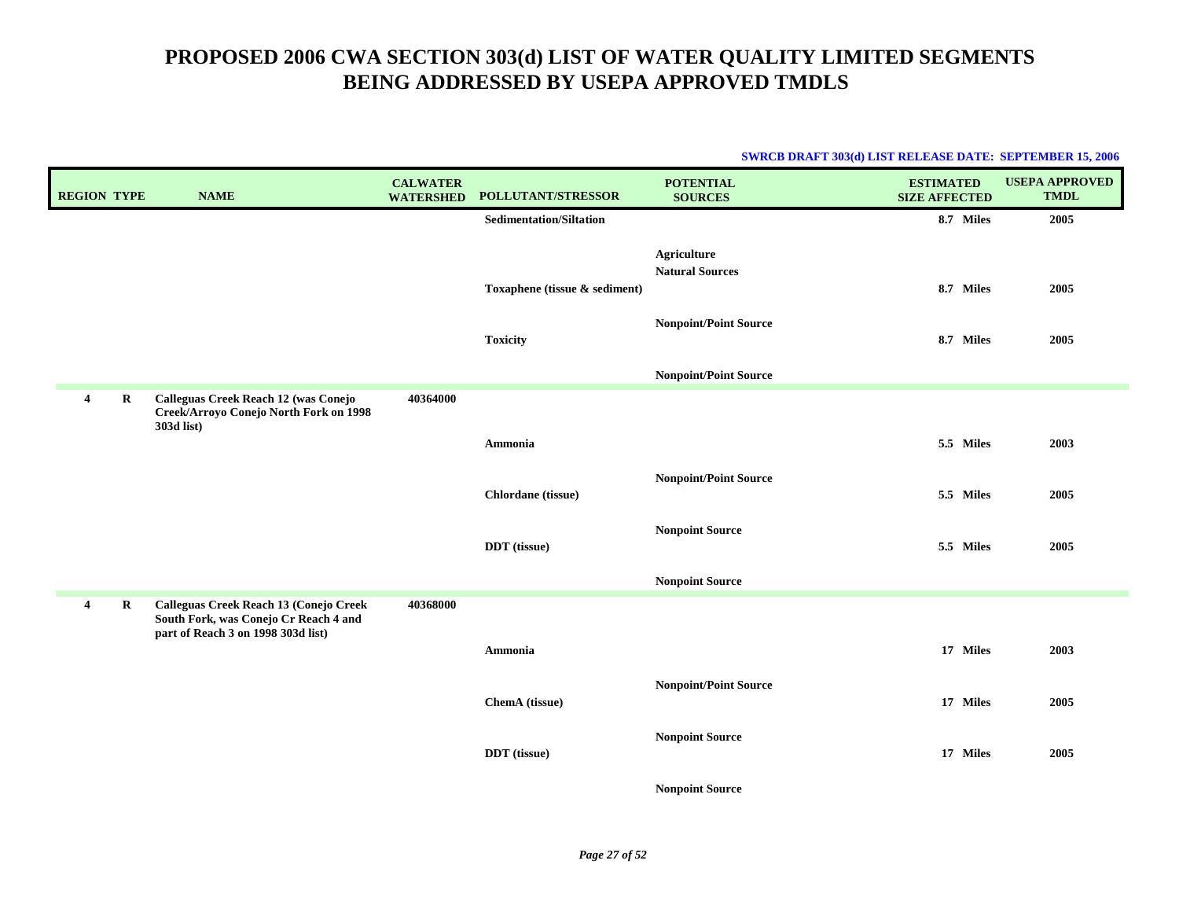# PROPOSED 2006 CWA SECTION 303(d) LIST OF WATER QUALITY LIMITED SEGMENTS BEING ADDRESSED BY USEPA APPROVED TMDLS

**SWRCB DRAFT 303(d) LIST RELEASE DATE: SEPTEMBER 15, 2006**

| REGION | TYPE | NAME | CALWATER WATERSHED | POLLUTANT/STRESSOR | POTENTIAL SOURCES | ESTIMATED SIZE AFFECTED | USEPA APPROVED TMDL |
|---|---|---|---|---|---|---|---|
| | | | | Sedimentation/Siltation | | 8.7 Miles | 2005 |
| | | | | | Agriculture | | |
| | | | | | Natural Sources | | |
| | | | | Toxaphene (tissue & sediment) | | 8.7 Miles | 2005 |
| | | | | | Nonpoint/Point Source | | |
| | | | | Toxicity | | 8.7 Miles | 2005 |
| | | | | | Nonpoint/Point Source | | |
| 4 | R | Calleguas Creek Reach 12 (was Conejo Creek/Arroyo Conejo North Fork on 1998 303d list) | 40364000 | | | | |
| | | | | Ammonia | | 5.5 Miles | 2003 |
| | | | | | Nonpoint/Point Source | | |
| | | | | Chlordane (tissue) | | 5.5 Miles | 2005 |
| | | | | | Nonpoint Source | | |
| | | | | DDT (tissue) | | 5.5 Miles | 2005 |
| | | | | | Nonpoint Source | | |
| 4 | R | Calleguas Creek Reach 13 (Conejo Creek South Fork, was Conejo Cr Reach 4 and part of Reach 3 on 1998 303d list) | 40368000 | | | | |
| | | | | Ammonia | | 17 Miles | 2003 |
| | | | | | Nonpoint/Point Source | | |
| | | | | ChemA (tissue) | | 17 Miles | 2005 |
| | | | | | Nonpoint Source | | |
| | | | | DDT (tissue) | | 17 Miles | 2005 |
| | | | | | Nonpoint Source | | |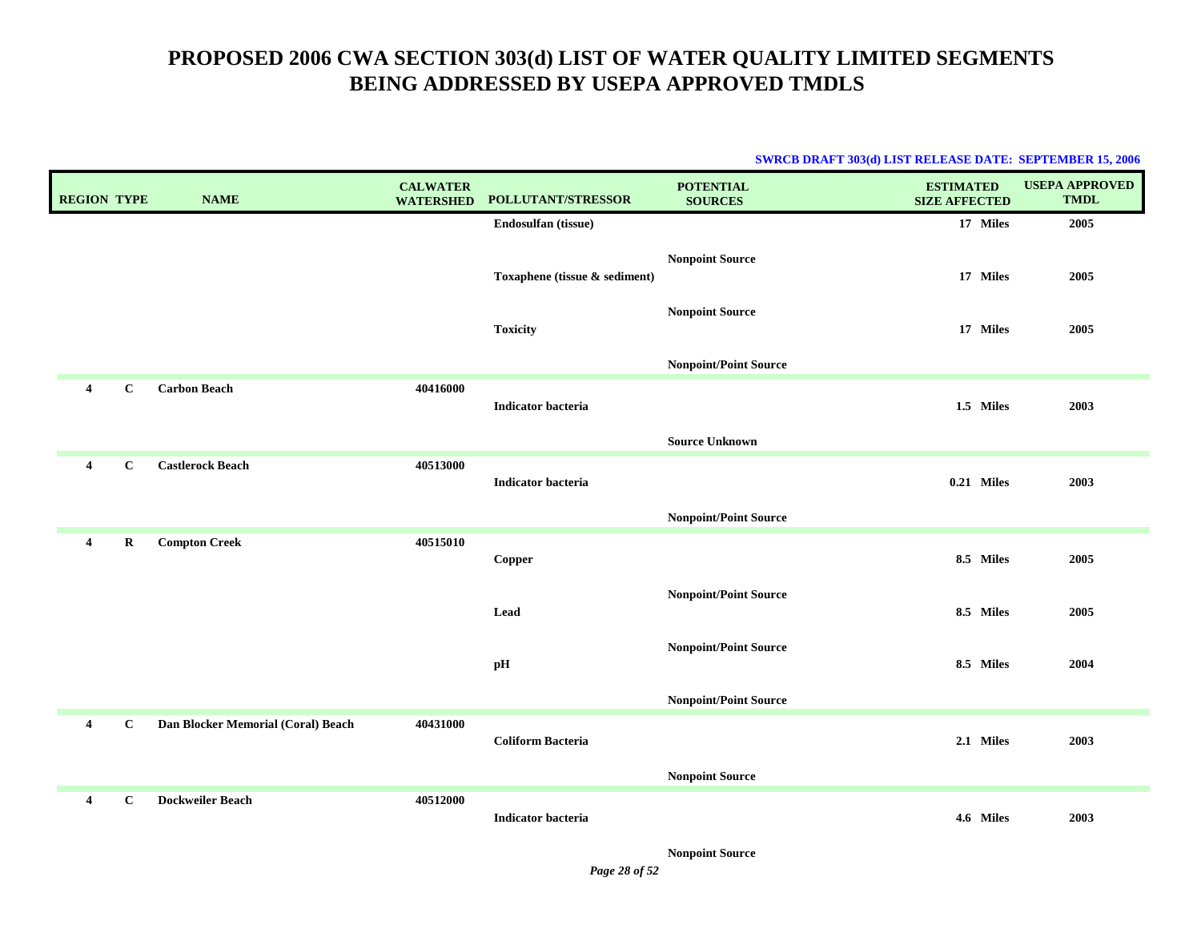# PROPOSED 2006 CWA SECTION 303(d) LIST OF WATER QUALITY LIMITED SEGMENTS BEING ADDRESSED BY USEPA APPROVED TMDLS

**SWRCB DRAFT 303(d) LIST RELEASE DATE: SEPTEMBER 15, 2006**

| REGION | TYPE | NAME | CALWATER WATERSHED | POLLUTANT/STRESSOR | POTENTIAL SOURCES | ESTIMATED SIZE AFFECTED | USEPA APPROVED TMDL |
|---|---|---|---|---|---|---|---|
| | | | | Endosulfan (tissue) | | 17 Miles | 2005 |
| | | | | | Nonpoint Source | | |
| | | | | Toxaphene (tissue & sediment) | | 17 Miles | 2005 |
| | | | | | Nonpoint Source | | |
| | | | | Toxicity | | 17 Miles | 2005 |
| | | | | | Nonpoint/Point Source | | |
| 4 | C | Carbon Beach | 40416000 | Indicator bacteria | | 1.5 Miles | 2003 |
| | | | | | Source Unknown | | |
| 4 | C | Castlerock Beach | 40513000 | Indicator bacteria | | 0.21 Miles | 2003 |
| | | | | | Nonpoint/Point Source | | |
| 4 | R | Compton Creek | 40515010 | Copper | | 8.5 Miles | 2005 |
| | | | | | Nonpoint/Point Source | | |
| | | | | Lead | | 8.5 Miles | 2005 |
| | | | | | Nonpoint/Point Source | | |
| | | | | pH | | 8.5 Miles | 2004 |
| | | | | | Nonpoint/Point Source | | |
| 4 | C | Dan Blocker Memorial (Coral) Beach | 40431000 | Coliform Bacteria | | 2.1 Miles | 2003 |
| | | | | | Nonpoint Source | | |
| 4 | C | Dockweiler Beach | 40512000 | Indicator bacteria | | 4.6 Miles | 2003 |
| | | | | | Nonpoint Source | | |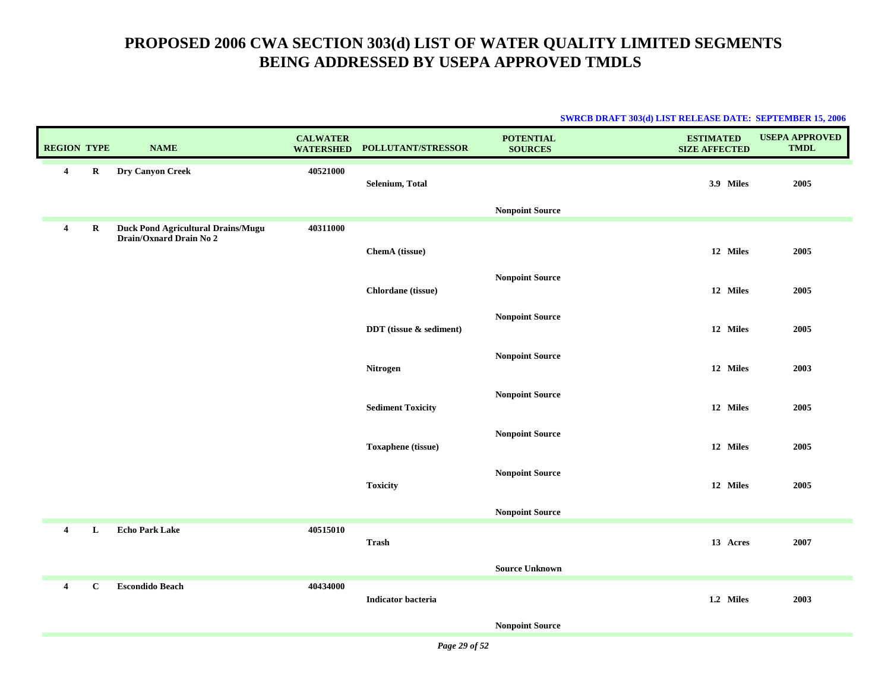# PROPOSED 2006 CWA SECTION 303(d) LIST OF WATER QUALITY LIMITED SEGMENTS BEING ADDRESSED BY USEPA APPROVED TMDLS

**SWRCB DRAFT 303(d) LIST RELEASE DATE: SEPTEMBER 15, 2006**

| REGION | TYPE | NAME | CALWATER WATERSHED | POLLUTANT/STRESSOR | POTENTIAL SOURCES | ESTIMATED SIZE AFFECTED | USEPA APPROVED TMDL |
|---|---|---|---|---|---|---|---|
| 4 | R | Dry Canyon Creek | 40521000 | Selenium, Total | | 3.9 Miles | 2005 |
| | | | | | Nonpoint Source | | |
| 4 | R | Duck Pond Agricultural Drains/Mugu Drain/Oxnard Drain No 2 | 40311000 | | | | |
| | | | | ChemA (tissue) | | 12 Miles | 2005 |
| | | | | | Nonpoint Source | | |
| | | | | Chlordane (tissue) | | 12 Miles | 2005 |
| | | | | | Nonpoint Source | | |
| | | | | DDT (tissue & sediment) | | 12 Miles | 2005 |
| | | | | | Nonpoint Source | | |
| | | | | Nitrogen | | 12 Miles | 2003 |
| | | | | | Nonpoint Source | | |
| | | | | Sediment Toxicity | | 12 Miles | 2005 |
| | | | | | Nonpoint Source | | |
| | | | | Toxaphene (tissue) | | 12 Miles | 2005 |
| | | | | | Nonpoint Source | | |
| | | | | Toxicity | | 12 Miles | 2005 |
| | | | | | Nonpoint Source | | |
| 4 | L | Echo Park Lake | 40515010 | Trash | | 13 Acres | 2007 |
| | | | | | Source Unknown | | |
| 4 | C | Escondido Beach | 40434000 | Indicator bacteria | | 1.2 Miles | 2003 |
| | | | | | Nonpoint Source | | |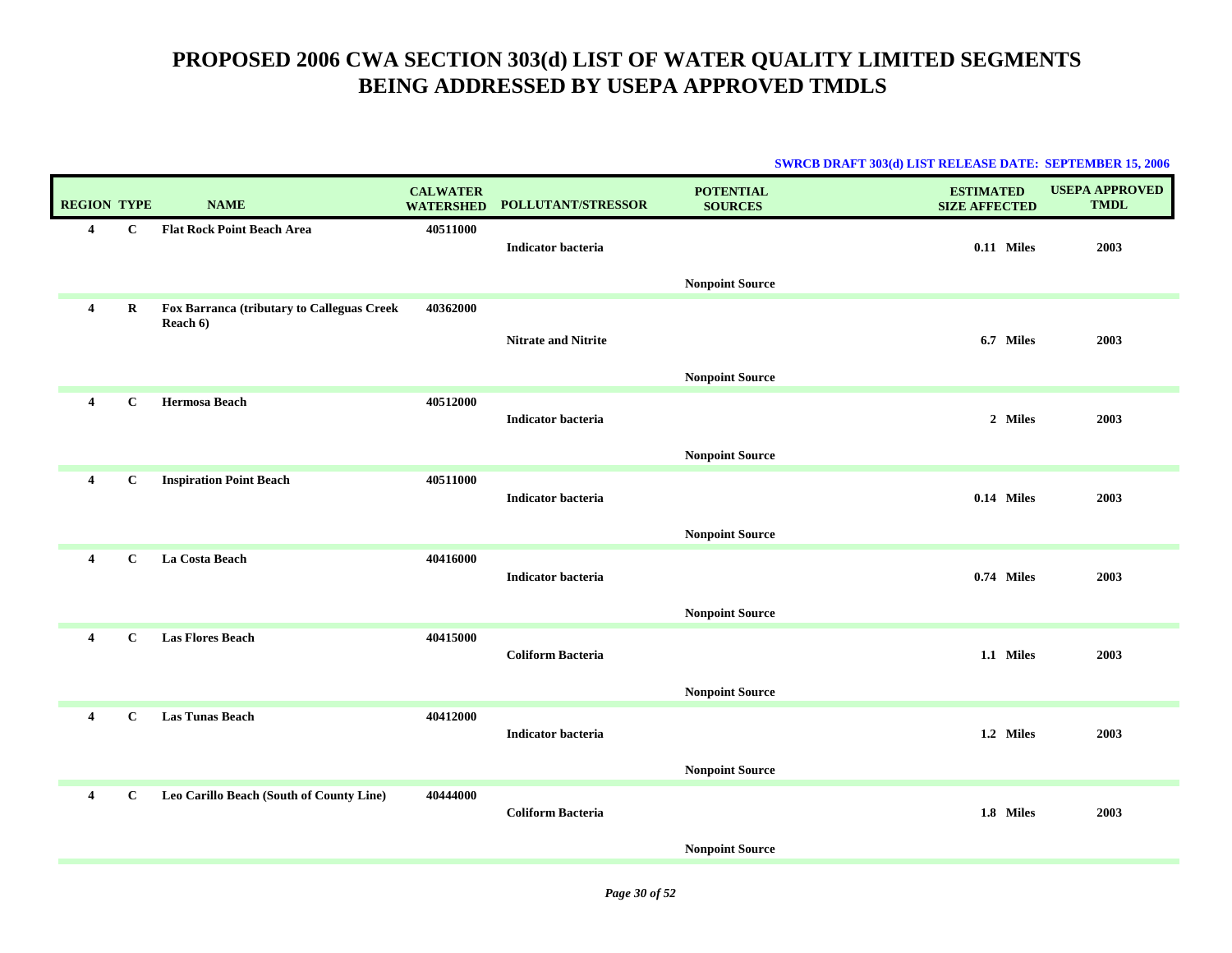# PROPOSED 2006 CWA SECTION 303(d) LIST OF WATER QUALITY LIMITED SEGMENTS BEING ADDRESSED BY USEPA APPROVED TMDLS

**SWRCB DRAFT 303(d) LIST RELEASE DATE: SEPTEMBER 15, 2006**

| REGION | TYPE | NAME | CALWATER WATERSHED | POLLUTANT/STRESSOR | POTENTIAL SOURCES | ESTIMATED SIZE AFFECTED | USEPA APPROVED TMDL |
|---|---|---|---|---|---|---|---|
| 4 | C | Flat Rock Point Beach Area | 40511000 | Indicator bacteria | | 0.11 Miles | 2003 |
| | | | | | Nonpoint Source | | |
| 4 | R | Fox Barranca (tributary to Calleguas Creek Reach 6) | 40362000 | Nitrate and Nitrite | | 6.7 Miles | 2003 |
| | | | | | Nonpoint Source | | |
| 4 | C | Hermosa Beach | 40512000 | Indicator bacteria | | 2 Miles | 2003 |
| | | | | | Nonpoint Source | | |
| 4 | C | Inspiration Point Beach | 40511000 | Indicator bacteria | | 0.14 Miles | 2003 |
| | | | | | Nonpoint Source | | |
| 4 | C | La Costa Beach | 40416000 | Indicator bacteria | | 0.74 Miles | 2003 |
| | | | | | Nonpoint Source | | |
| 4 | C | Las Flores Beach | 40415000 | Coliform Bacteria | | 1.1 Miles | 2003 |
| | | | | | Nonpoint Source | | |
| 4 | C | Las Tunas Beach | 40412000 | Indicator bacteria | | 1.2 Miles | 2003 |
| | | | | | Nonpoint Source | | |
| 4 | C | Leo Carillo Beach (South of County Line) | 40444000 | Coliform Bacteria | | 1.8 Miles | 2003 |
| | | | | | Nonpoint Source | | |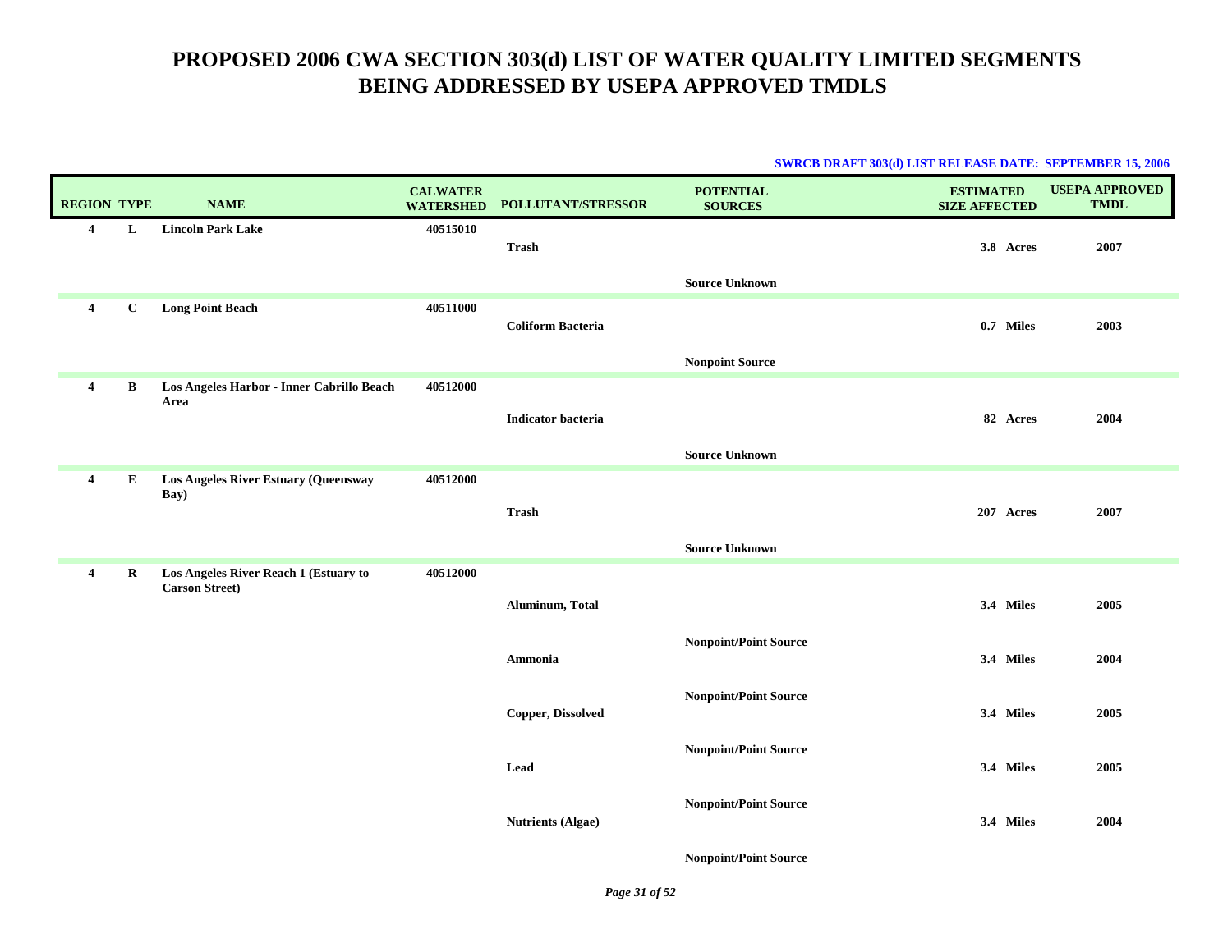# PROPOSED 2006 CWA SECTION 303(d) LIST OF WATER QUALITY LIMITED SEGMENTS BEING ADDRESSED BY USEPA APPROVED TMDLS

**SWRCB DRAFT 303(d) LIST RELEASE DATE: SEPTEMBER 15, 2006**

| REGION | TYPE | NAME | CALWATER WATERSHED | POLLUTANT/STRESSOR | POTENTIAL SOURCES | ESTIMATED SIZE AFFECTED | USEPA APPROVED TMDL |
|---|---|---|---|---|---|---|---|
| 4 | L | Lincoln Park Lake | 40515010 | Trash | Source Unknown | 3.8 Acres | 2007 |
| 4 | C | Long Point Beach | 40511000 | Coliform Bacteria | Nonpoint Source | 0.7 Miles | 2003 |
| 4 | B | Los Angeles Harbor - Inner Cabrillo Beach Area | 40512000 | Indicator bacteria | Source Unknown | 82 Acres | 2004 |
| 4 | E | Los Angeles River Estuary (Queensway Bay) | 40512000 | Trash | Source Unknown | 207 Acres | 2007 |
| 4 | R | Los Angeles River Reach 1 (Estuary to Carson Street) | 40512000 | Aluminum, Total | Nonpoint/Point Source | 3.4 Miles | 2005 |
| | | | | Ammonia | Nonpoint/Point Source | 3.4 Miles | 2004 |
| | | | | Copper, Dissolved | Nonpoint/Point Source | 3.4 Miles | 2005 |
| | | | | Lead | Nonpoint/Point Source | 3.4 Miles | 2005 |
| | | | | Nutrients (Algae) | Nonpoint/Point Source | 3.4 Miles | 2004 |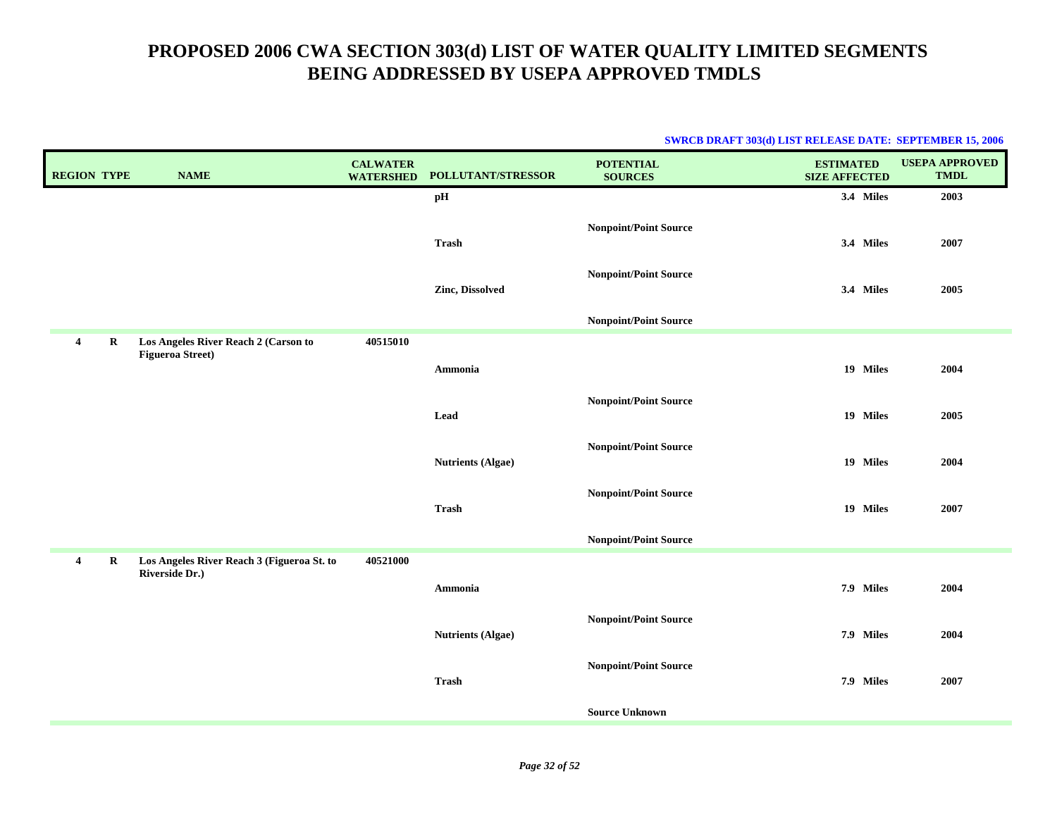# PROPOSED 2006 CWA SECTION 303(d) LIST OF WATER QUALITY LIMITED SEGMENTS BEING ADDRESSED BY USEPA APPROVED TMDLS

**SWRCB DRAFT 303(d) LIST RELEASE DATE: SEPTEMBER 15, 2006**

| REGION | TYPE | NAME | CALWATER WATERSHED | POLLUTANT/STRESSOR | POTENTIAL SOURCES | ESTIMATED SIZE AFFECTED | USEPA APPROVED TMDL |
|---|---|---|---|---|---|---|---|
| | | | | pH | | 3.4 Miles | 2003 |
| | | | | | Nonpoint/Point Source | | |
| | | | | Trash | | 3.4 Miles | 2007 |
| | | | | | Nonpoint/Point Source | | |
| | | | | Zinc, Dissolved | | 3.4 Miles | 2005 |
| | | | | | Nonpoint/Point Source | | |
| 4 | R | Los Angeles River Reach 2 (Carson to Figueroa Street) | 40515010 | | | | |
| | | | | Ammonia | | 19 Miles | 2004 |
| | | | | | Nonpoint/Point Source | | |
| | | | | Lead | | 19 Miles | 2005 |
| | | | | | Nonpoint/Point Source | | |
| | | | | Nutrients (Algae) | | 19 Miles | 2004 |
| | | | | | Nonpoint/Point Source | | |
| | | | | Trash | | 19 Miles | 2007 |
| | | | | | Nonpoint/Point Source | | |
| 4 | R | Los Angeles River Reach 3 (Figueroa St. to Riverside Dr.) | 40521000 | | | | |
| | | | | Ammonia | | 7.9 Miles | 2004 |
| | | | | | Nonpoint/Point Source | | |
| | | | | Nutrients (Algae) | | 7.9 Miles | 2004 |
| | | | | | Nonpoint/Point Source | | |
| | | | | Trash | | 7.9 Miles | 2007 |
| | | | | | Source Unknown | | |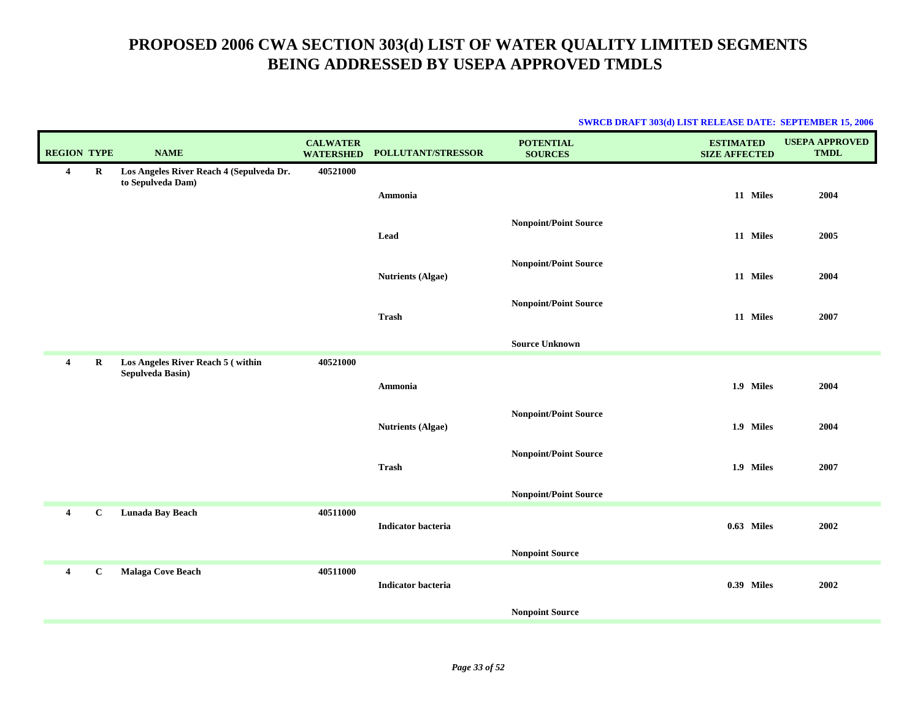# PROPOSED 2006 CWA SECTION 303(d) LIST OF WATER QUALITY LIMITED SEGMENTS BEING ADDRESSED BY USEPA APPROVED TMDLS

**SWRCB DRAFT 303(d) LIST RELEASE DATE: SEPTEMBER 15, 2006**

| REGION | TYPE | NAME | CALWATER WATERSHED | POLLUTANT/STRESSOR | POTENTIAL SOURCES | ESTIMATED SIZE AFFECTED | USEPA APPROVED TMDL |
|---|---|---|---|---|---|---|---|
| 4 | R | Los Angeles River Reach 4 (Sepulveda Dr. to Sepulveda Dam) | 40521000 | | | | |
| | | | | Ammonia | Nonpoint/Point Source | 11 Miles | 2004 |
| | | | | Lead | Nonpoint/Point Source | 11 Miles | 2005 |
| | | | | Nutrients (Algae) | Nonpoint/Point Source | 11 Miles | 2004 |
| | | | | Trash | Source Unknown | 11 Miles | 2007 |
| 4 | R | Los Angeles River Reach 5 ( within Sepulveda Basin) | 40521000 | | | | |
| | | | | Ammonia | Nonpoint/Point Source | 1.9 Miles | 2004 |
| | | | | Nutrients (Algae) | Nonpoint/Point Source | 1.9 Miles | 2004 |
| | | | | Trash | Nonpoint/Point Source | 1.9 Miles | 2007 |
| 4 | C | Lunada Bay Beach | 40511000 | | | | |
| | | | | Indicator bacteria | Nonpoint Source | 0.63 Miles | 2002 |
| 4 | C | Malaga Cove Beach | 40511000 | | | | |
| | | | | Indicator bacteria | Nonpoint Source | 0.39 Miles | 2002 |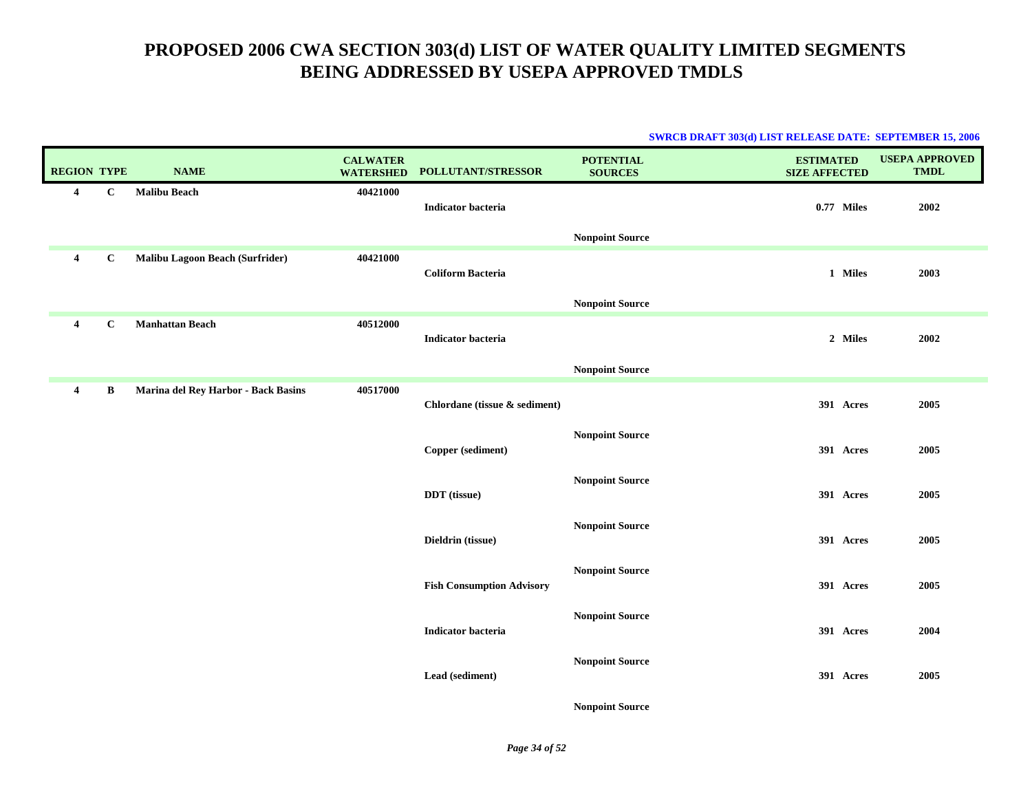# PROPOSED 2006 CWA SECTION 303(d) LIST OF WATER QUALITY LIMITED SEGMENTS BEING ADDRESSED BY USEPA APPROVED TMDLS

**SWRCB DRAFT 303(d) LIST RELEASE DATE: SEPTEMBER 15, 2006**

| REGION | TYPE | NAME | CALWATER WATERSHED | POLLUTANT/STRESSOR | POTENTIAL SOURCES | ESTIMATED SIZE AFFECTED | USEPA APPROVED TMDL |
|---|---|---|---|---|---|---|---|
| 4 | C | Malibu Beach | 40421000 | | | | |
| | | | | Indicator bacteria | | 0.77 Miles | 2002 |
| | | | | | Nonpoint Source | | |
| 4 | C | Malibu Lagoon Beach (Surfrider) | 40421000 | | | | |
| | | | | Coliform Bacteria | | 1 Miles | 2003 |
| | | | | | Nonpoint Source | | |
| 4 | C | Manhattan Beach | 40512000 | | | | |
| | | | | Indicator bacteria | | 2 Miles | 2002 |
| | | | | | Nonpoint Source | | |
| 4 | B | Marina del Rey Harbor - Back Basins | 40517000 | | | | |
| | | | | Chlordane (tissue & sediment) | | 391 Acres | 2005 |
| | | | | | Nonpoint Source | | |
| | | | | Copper (sediment) | | 391 Acres | 2005 |
| | | | | | Nonpoint Source | | |
| | | | | DDT (tissue) | | 391 Acres | 2005 |
| | | | | | Nonpoint Source | | |
| | | | | Dieldrin (tissue) | | 391 Acres | 2005 |
| | | | | | Nonpoint Source | | |
| | | | | Fish Consumption Advisory | | 391 Acres | 2005 |
| | | | | | Nonpoint Source | | |
| | | | | Indicator bacteria | | 391 Acres | 2004 |
| | | | | | Nonpoint Source | | |
| | | | | Lead (sediment) | | 391 Acres | 2005 |
| | | | | | Nonpoint Source | | |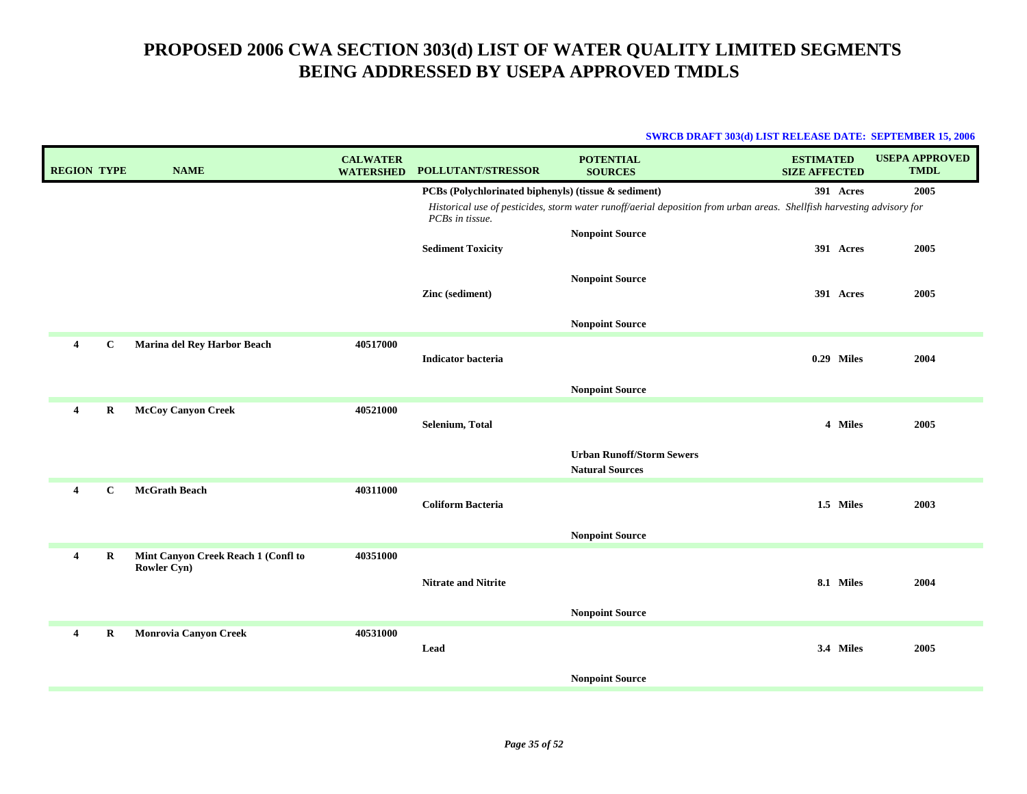# PROPOSED 2006 CWA SECTION 303(d) LIST OF WATER QUALITY LIMITED SEGMENTS BEING ADDRESSED BY USEPA APPROVED TMDLS

**SWRCB DRAFT 303(d) LIST RELEASE DATE: SEPTEMBER 15, 2006**

| REGION | TYPE | NAME | CALWATER WATERSHED | POLLUTANT/STRESSOR | POTENTIAL SOURCES | ESTIMATED SIZE AFFECTED | USEPA APPROVED TMDL |
|---|---|---|---|---|---|---|---|
| | | | | **PCBs (Polychlorinated biphenyls) (tissue & sediment)** | | 391 Acres | 2005 |
| | | | | *Historical use of pesticides, storm water runoff/aerial deposition from urban areas. Shellfish harvesting advisory for PCBs in tissue.* | | | |
| | | | | | Nonpoint Source | | |
| | | | | **Sediment Toxicity** | | 391 Acres | 2005 |
| | | | | | Nonpoint Source | | |
| | | | | **Zinc (sediment)** | | 391 Acres | 2005 |
| | | | | | Nonpoint Source | | |
| 4 | C | Marina del Rey Harbor Beach | 40517000 | | | | |
| | | | | **Indicator bacteria** | | 0.29 Miles | 2004 |
| | | | | | Nonpoint Source | | |
| 4 | R | McCoy Canyon Creek | 40521000 | | | | |
| | | | | **Selenium, Total** | | 4 Miles | 2005 |
| | | | | | Urban Runoff/Storm Sewers | | |
| | | | | | Natural Sources | | |
| 4 | C | McGrath Beach | 40311000 | | | | |
| | | | | **Coliform Bacteria** | | 1.5 Miles | 2003 |
| | | | | | Nonpoint Source | | |
| 4 | R | Mint Canyon Creek Reach 1 (Confl to Rowler Cyn) | 40351000 | | | | |
| | | | | **Nitrate and Nitrite** | | 8.1 Miles | 2004 |
| | | | | | Nonpoint Source | | |
| 4 | R | Monrovia Canyon Creek | 40531000 | | | | |
| | | | | **Lead** | | 3.4 Miles | 2005 |
| | | | | | Nonpoint Source | | |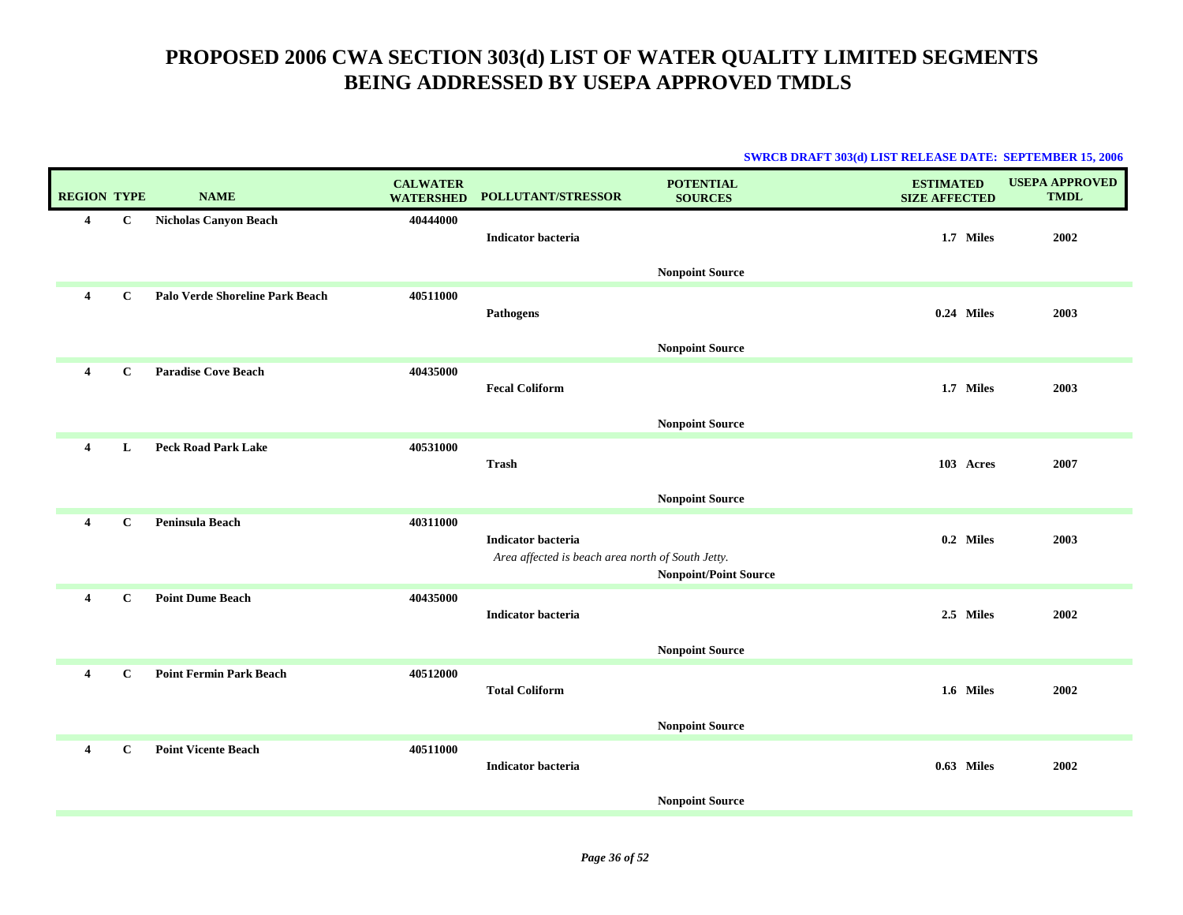# PROPOSED 2006 CWA SECTION 303(d) LIST OF WATER QUALITY LIMITED SEGMENTS BEING ADDRESSED BY USEPA APPROVED TMDLS

**SWRCB DRAFT 303(d) LIST RELEASE DATE: SEPTEMBER 15, 2006**

| REGION | TYPE | NAME | CALWATER WATERSHED | POLLUTANT/STRESSOR | POTENTIAL SOURCES | ESTIMATED SIZE AFFECTED | USEPA APPROVED TMDL |
|---|---|---|---|---|---|---|---|
| 4 | C | Nicholas Canyon Beach | 40444000 | Indicator bacteria | Nonpoint Source | 1.7 Miles | 2002 |
| 4 | C | Palo Verde Shoreline Park Beach | 40511000 | Pathogens | Nonpoint Source | 0.24 Miles | 2003 |
| 4 | C | Paradise Cove Beach | 40435000 | Fecal Coliform | Nonpoint Source | 1.7 Miles | 2003 |
| 4 | L | Peck Road Park Lake | 40531000 | Trash | Nonpoint Source | 103 Acres | 2007 |
| 4 | C | Peninsula Beach | 40311000 | Indicator bacteria<br>*Area affected is beach area north of South Jetty.* | Nonpoint/Point Source | 0.2 Miles | 2003 |
| 4 | C | Point Dume Beach | 40435000 | Indicator bacteria | Nonpoint Source | 2.5 Miles | 2002 |
| 4 | C | Point Fermin Park Beach | 40512000 | Total Coliform | Nonpoint Source | 1.6 Miles | 2002 |
| 4 | C | Point Vicente Beach | 40511000 | Indicator bacteria | Nonpoint Source | 0.63 Miles | 2002 |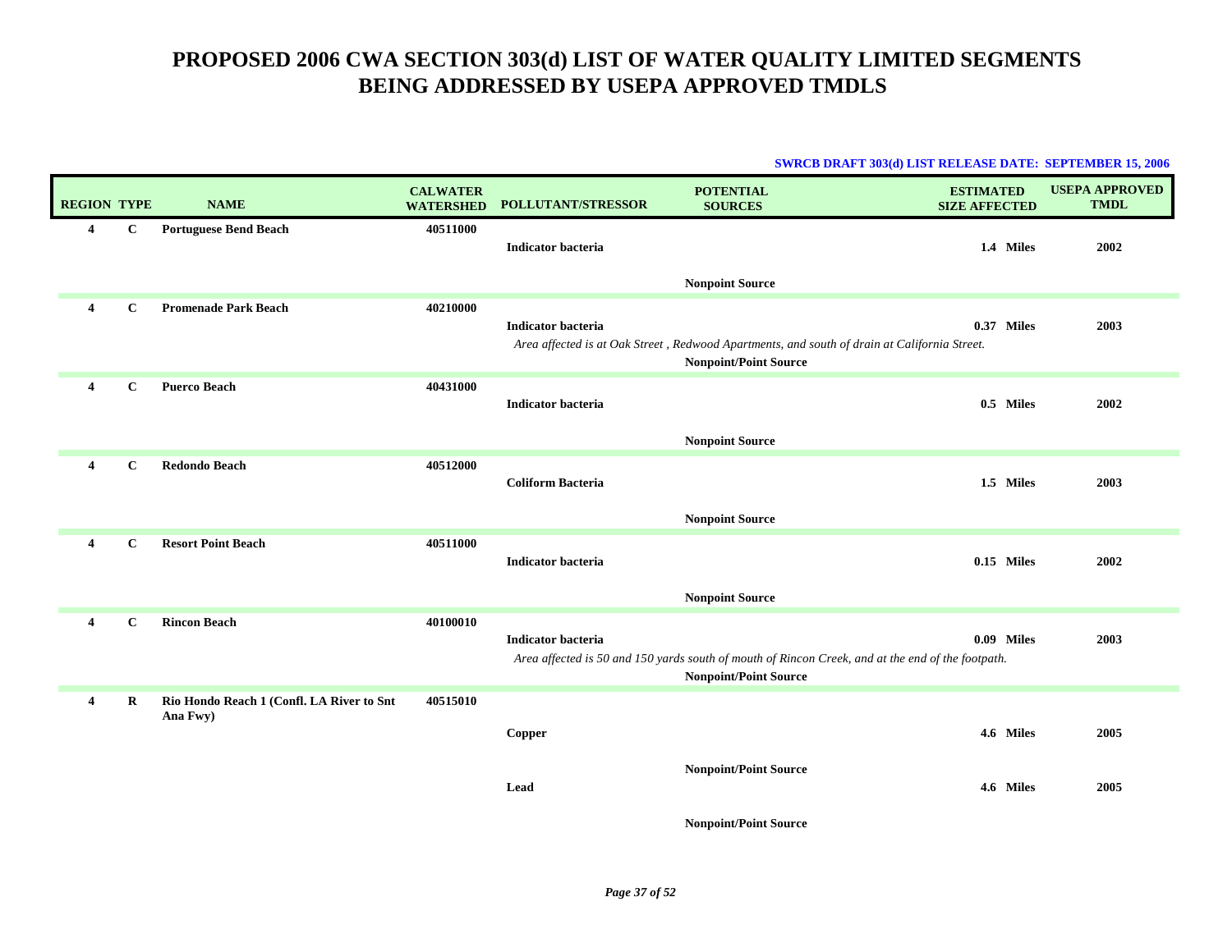# PROPOSED 2006 CWA SECTION 303(d) LIST OF WATER QUALITY LIMITED SEGMENTS BEING ADDRESSED BY USEPA APPROVED TMDLS

**SWRCB DRAFT 303(d) LIST RELEASE DATE: SEPTEMBER 15, 2006**

| REGION | TYPE | NAME | CALWATER WATERSHED | POLLUTANT/STRESSOR | POTENTIAL SOURCES | ESTIMATED SIZE AFFECTED | USEPA APPROVED TMDL |
|---|---|---|---|---|---|---|---|
| 4 | C | Portuguese Bend Beach | 40511000 | Indicator bacteria | Nonpoint Source | 1.4 Miles | 2002 |
| 4 | C | Promenade Park Beach | 40210000 | Indicator bacteria<br>*Area affected is at Oak Street , Redwood Apartments, and south of drain at California Street.* | Nonpoint/Point Source | 0.37 Miles | 2003 |
| 4 | C | Puerco Beach | 40431000 | Indicator bacteria | Nonpoint Source | 0.5 Miles | 2002 |
| 4 | C | Redondo Beach | 40512000 | Coliform Bacteria | Nonpoint Source | 1.5 Miles | 2003 |
| 4 | C | Resort Point Beach | 40511000 | Indicator bacteria | Nonpoint Source | 0.15 Miles | 2002 |
| 4 | C | Rincon Beach | 40100010 | Indicator bacteria<br>*Area affected is 50 and 150 yards south of mouth of Rincon Creek, and at the end of the footpath.* | Nonpoint/Point Source | 0.09 Miles | 2003 |
| 4 | R | Rio Hondo Reach 1 (Confl. LA River to Snt Ana Fwy) | 40515010 | Copper | Nonpoint/Point Source | 4.6 Miles | 2005 |
| | | | | Lead | Nonpoint/Point Source | 4.6 Miles | 2005 |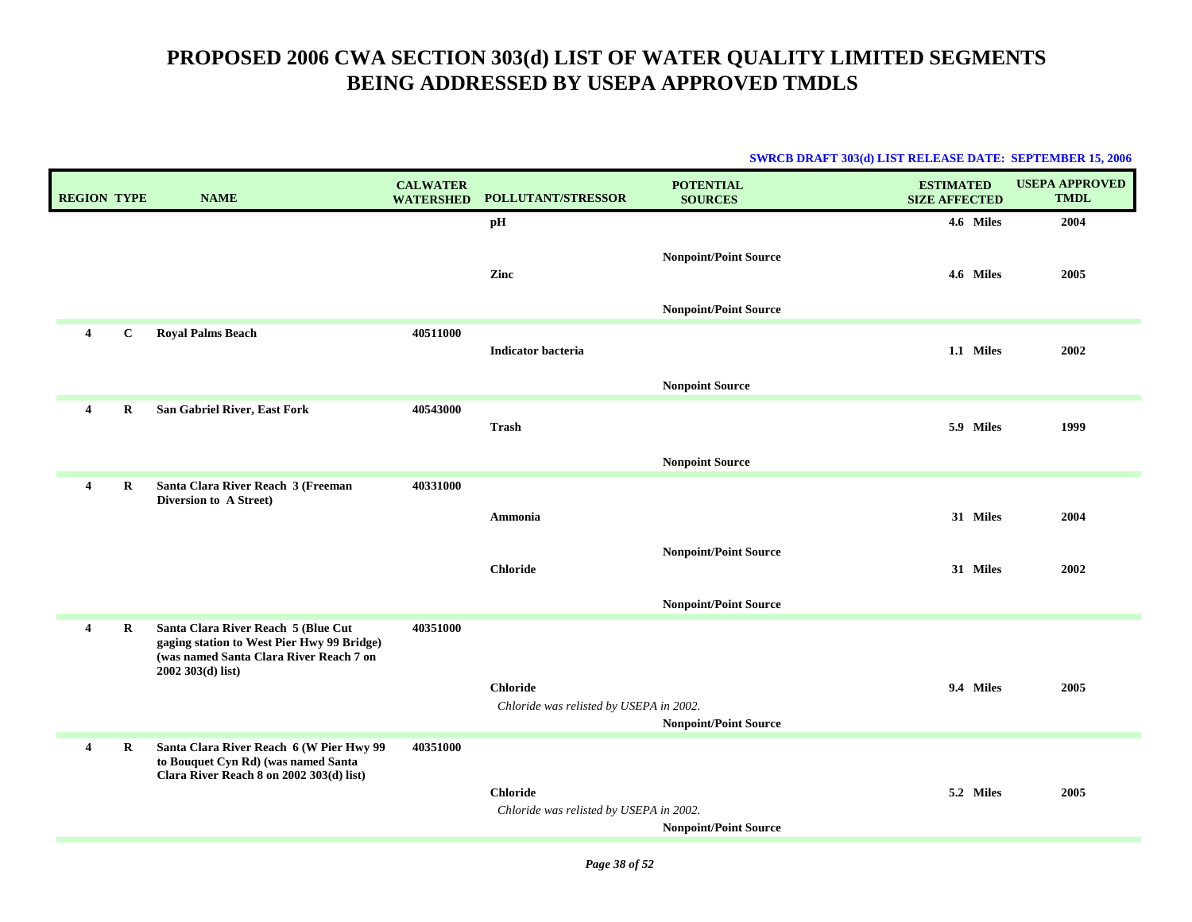# PROPOSED 2006 CWA SECTION 303(d) LIST OF WATER QUALITY LIMITED SEGMENTS BEING ADDRESSED BY USEPA APPROVED TMDLS

**SWRCB DRAFT 303(d) LIST RELEASE DATE: SEPTEMBER 15, 2006**

| REGION | TYPE | NAME | CALWATER WATERSHED | POLLUTANT/STRESSOR | POTENTIAL SOURCES | ESTIMATED SIZE AFFECTED | USEPA APPROVED TMDL |
|---|---|---|---|---|---|---|---|
| | | | | pH | Nonpoint/Point Source | 4.6 Miles | 2004 |
| | | | | Zinc | Nonpoint/Point Source | 4.6 Miles | 2005 |
| 4 | C | Royal Palms Beach | 40511000 | Indicator bacteria | Nonpoint Source | 1.1 Miles | 2002 |
| 4 | R | San Gabriel River, East Fork | 40543000 | Trash | Nonpoint Source | 5.9 Miles | 1999 |
| 4 | R | Santa Clara River Reach 3 (Freeman Diversion to A Street) | 40331000 | Ammonia | Nonpoint/Point Source | 31 Miles | 2004 |
| | | | | Chloride | Nonpoint/Point Source | 31 Miles | 2002 |
| 4 | R | Santa Clara River Reach 5 (Blue Cut gaging station to West Pier Hwy 99 Bridge) (was named Santa Clara River Reach 7 on 2002 303(d) list) | 40351000 | Chloride<br>*Chloride was relisted by USEPA in 2002.* | Nonpoint/Point Source | 9.4 Miles | 2005 |
| 4 | R | Santa Clara River Reach 6 (W Pier Hwy 99 to Bouquet Cyn Rd) (was named Santa Clara River Reach 8 on 2002 303(d) list) | 40351000 | Chloride<br>*Chloride was relisted by USEPA in 2002.* | Nonpoint/Point Source | 5.2 Miles | 2005 |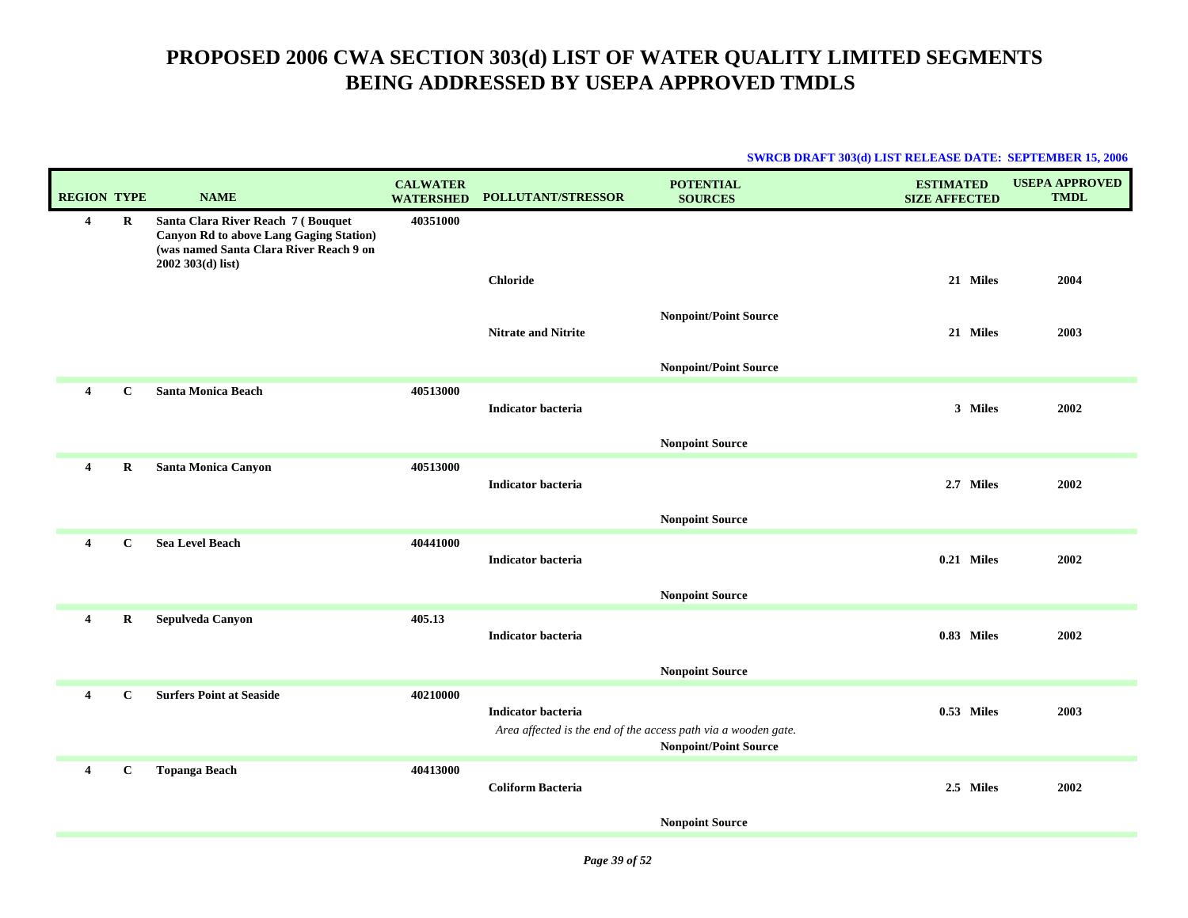# PROPOSED 2006 CWA SECTION 303(d) LIST OF WATER QUALITY LIMITED SEGMENTS BEING ADDRESSED BY USEPA APPROVED TMDLS

**SWRCB DRAFT 303(d) LIST RELEASE DATE: SEPTEMBER 15, 2006**

| REGION | TYPE | NAME | CALWATER WATERSHED | POLLUTANT/STRESSOR | POTENTIAL SOURCES | ESTIMATED SIZE AFFECTED | USEPA APPROVED TMDL |
|---|---|---|---|---|---|---|---|
| 4 | R | Santa Clara River Reach 7 ( Bouquet Canyon Rd to above Lang Gaging Station) (was named Santa Clara River Reach 9 on 2002 303(d) list) | 40351000 | | | | |
| | | | | Chloride | | 21 Miles | 2004 |
| | | | | | Nonpoint/Point Source | | |
| | | | | Nitrate and Nitrite | | 21 Miles | 2003 |
| | | | | | Nonpoint/Point Source | | |
| 4 | C | Santa Monica Beach | 40513000 | | | | |
| | | | | Indicator bacteria | | 3 Miles | 2002 |
| | | | | | Nonpoint Source | | |
| 4 | R | Santa Monica Canyon | 40513000 | | | | |
| | | | | Indicator bacteria | | 2.7 Miles | 2002 |
| | | | | | Nonpoint Source | | |
| 4 | C | Sea Level Beach | 40441000 | | | | |
| | | | | Indicator bacteria | | 0.21 Miles | 2002 |
| | | | | | Nonpoint Source | | |
| 4 | R | Sepulveda Canyon | 405.13 | | | | |
| | | | | Indicator bacteria | | 0.83 Miles | 2002 |
| | | | | | Nonpoint Source | | |
| 4 | C | Surfers Point at Seaside | 40210000 | | | | |
| | | | | Indicator bacteria<br>*Area affected is the end of the access path via a wooden gate.* | | 0.53 Miles | 2003 |
| | | | | | Nonpoint/Point Source | | |
| 4 | C | Topanga Beach | 40413000 | | | | |
| | | | | Coliform Bacteria | | 2.5 Miles | 2002 |
| | | | | | Nonpoint Source | | |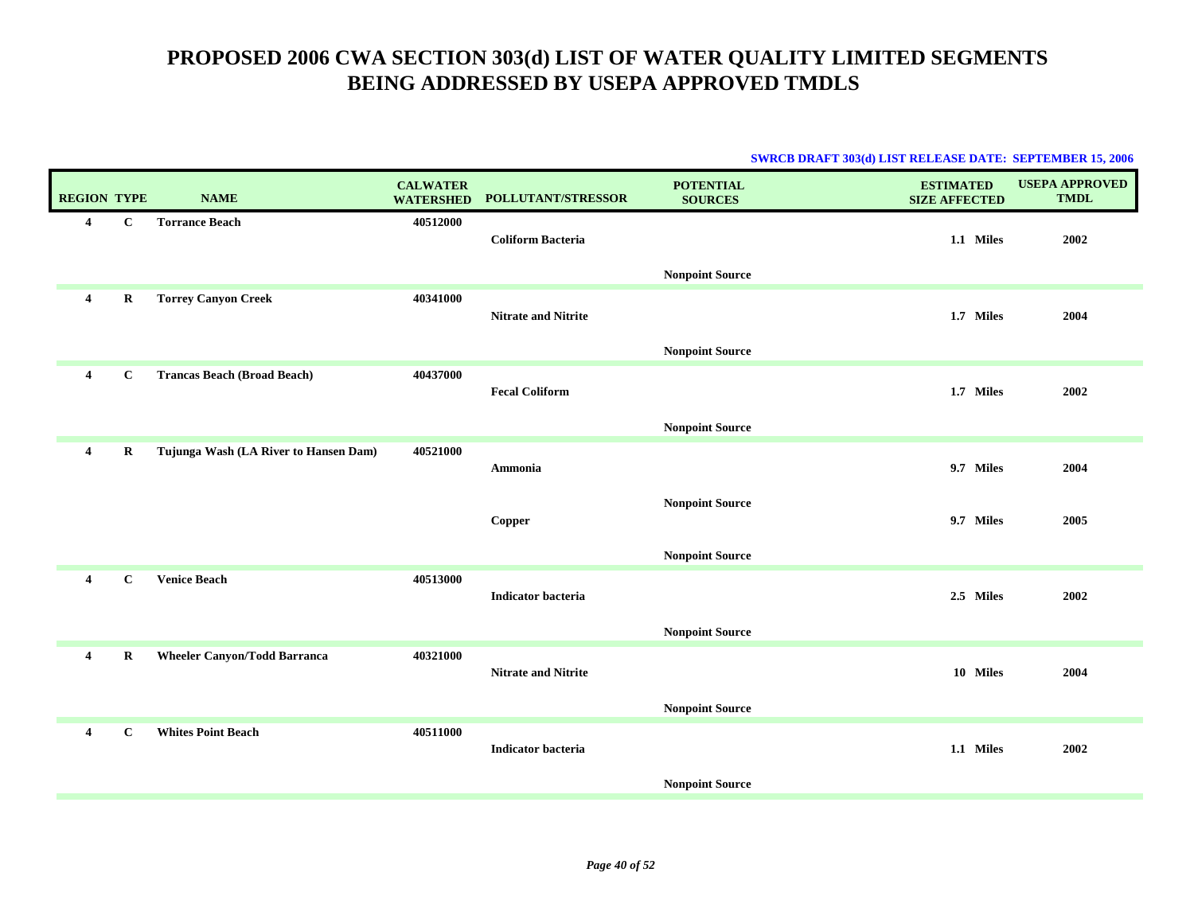# PROPOSED 2006 CWA SECTION 303(d) LIST OF WATER QUALITY LIMITED SEGMENTS BEING ADDRESSED BY USEPA APPROVED TMDLS

**SWRCB DRAFT 303(d) LIST RELEASE DATE: SEPTEMBER 15, 2006**

| REGION | TYPE | NAME | CALWATER WATERSHED | POLLUTANT/STRESSOR | POTENTIAL SOURCES | ESTIMATED SIZE AFFECTED | USEPA APPROVED TMDL |
|---|---|---|---|---|---|---|---|
| 4 | C | Torrance Beach | 40512000 | Coliform Bacteria | | 1.1 Miles | 2002 |
| | | | | | Nonpoint Source | | |
| 4 | R | Torrey Canyon Creek | 40341000 | Nitrate and Nitrite | | 1.7 Miles | 2004 |
| | | | | | Nonpoint Source | | |
| 4 | C | Trancas Beach (Broad Beach) | 40437000 | Fecal Coliform | | 1.7 Miles | 2002 |
| | | | | | Nonpoint Source | | |
| 4 | R | Tujunga Wash (LA River to Hansen Dam) | 40521000 | Ammonia | | 9.7 Miles | 2004 |
| | | | | | Nonpoint Source | | |
| | | | | Copper | | 9.7 Miles | 2005 |
| | | | | | Nonpoint Source | | |
| 4 | C | Venice Beach | 40513000 | Indicator bacteria | | 2.5 Miles | 2002 |
| | | | | | Nonpoint Source | | |
| 4 | R | Wheeler Canyon/Todd Barranca | 40321000 | Nitrate and Nitrite | | 10 Miles | 2004 |
| | | | | | Nonpoint Source | | |
| 4 | C | Whites Point Beach | 40511000 | Indicator bacteria | | 1.1 Miles | 2002 |
| | | | | | Nonpoint Source | | |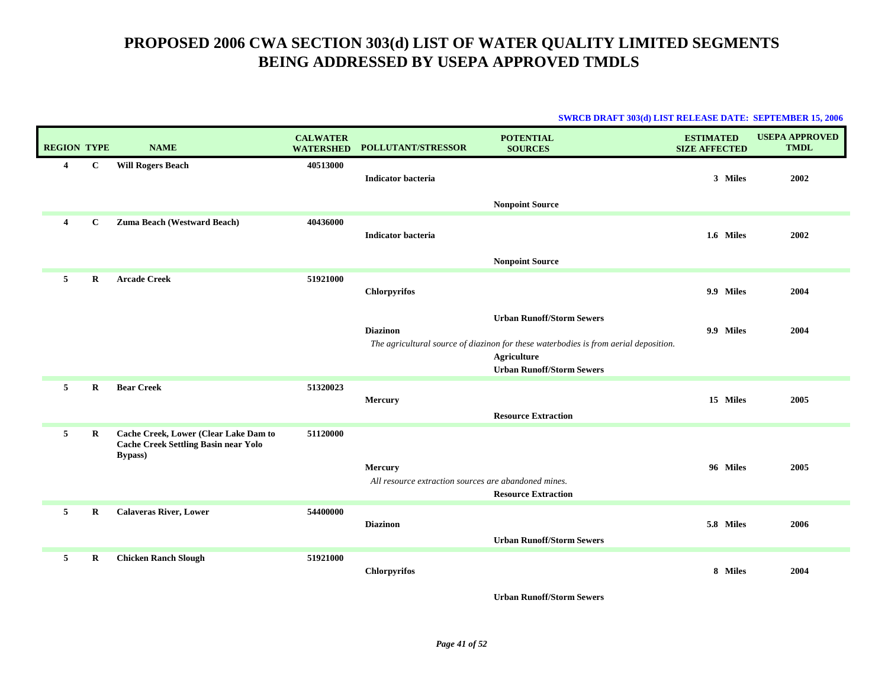# PROPOSED 2006 CWA SECTION 303(d) LIST OF WATER QUALITY LIMITED SEGMENTS BEING ADDRESSED BY USEPA APPROVED TMDLS

**SWRCB DRAFT 303(d) LIST RELEASE DATE: SEPTEMBER 15, 2006**

| REGION | TYPE | NAME | CALWATER WATERSHED | POLLUTANT/STRESSOR | POTENTIAL SOURCES | ESTIMATED SIZE AFFECTED | USEPA APPROVED TMDL |
|---|---|---|---|---|---|---|---|
| 4 | C | Will Rogers Beach | 40513000 | | | | |
| | | | | Indicator bacteria | | 3 Miles | 2002 |
| | | | | | Nonpoint Source | | |
| 4 | C | Zuma Beach (Westward Beach) | 40436000 | | | | |
| | | | | Indicator bacteria | | 1.6 Miles | 2002 |
| | | | | | Nonpoint Source | | |
| 5 | R | Arcade Creek | 51921000 | | | | |
| | | | | Chlorpyrifos | | 9.9 Miles | 2004 |
| | | | | | Urban Runoff/Storm Sewers | | |
| | | | | Diazinon | | 9.9 Miles | 2004 |
| | | | | *The agricultural source of diazinon for these waterbodies is from aerial deposition.* | | | |
| | | | | | Agriculture | | |
| | | | | | Urban Runoff/Storm Sewers | | |
| 5 | R | Bear Creek | 51320023 | | | | |
| | | | | Mercury | | 15 Miles | 2005 |
| | | | | | Resource Extraction | | |
| 5 | R | Cache Creek, Lower (Clear Lake Dam to Cache Creek Settling Basin near Yolo Bypass) | 51120000 | | | | |
| | | | | Mercury | | 96 Miles | 2005 |
| | | | | *All resource extraction sources are abandoned mines.* | | | |
| | | | | | Resource Extraction | | |
| 5 | R | Calaveras River, Lower | 54400000 | | | | |
| | | | | Diazinon | | 5.8 Miles | 2006 |
| | | | | | Urban Runoff/Storm Sewers | | |
| 5 | R | Chicken Ranch Slough | 51921000 | | | | |
| | | | | Chlorpyrifos | | 8 Miles | 2004 |
| | | | | | Urban Runoff/Storm Sewers | | |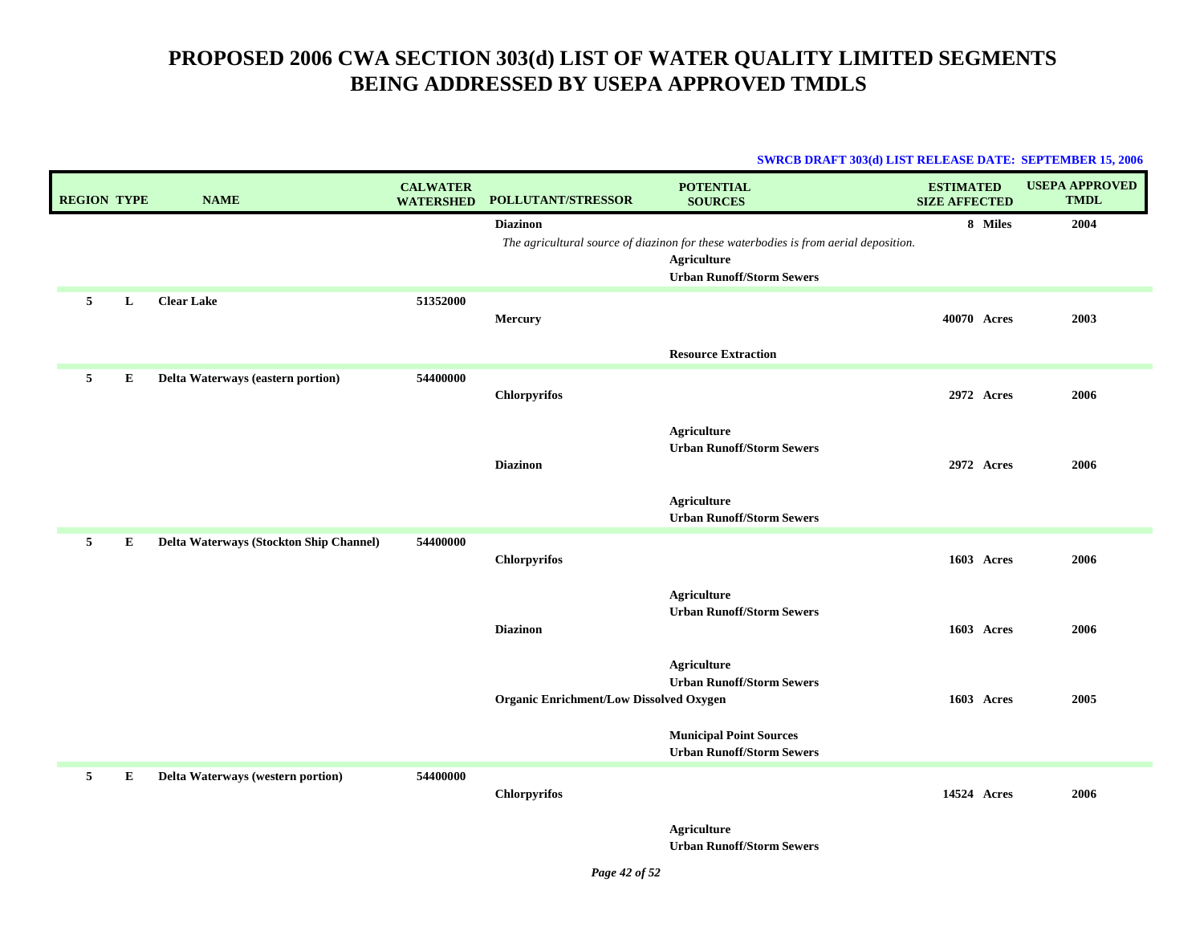# PROPOSED 2006 CWA SECTION 303(d) LIST OF WATER QUALITY LIMITED SEGMENTS BEING ADDRESSED BY USEPA APPROVED TMDLS

**SWRCB DRAFT 303(d) LIST RELEASE DATE: SEPTEMBER 15, 2006**

| REGION | TYPE | NAME | CALWATER WATERSHED | POLLUTANT/STRESSOR | POTENTIAL SOURCES | ESTIMATED SIZE AFFECTED | USEPA APPROVED TMDL |
|---|---|---|---|---|---|---|---|
| | | | | **Diazinon** | | **8 Miles** | **2004** |
| | | | | *The agricultural source of diazinon for these waterbodies is from aerial deposition.* | | | |
| | | | | | **Agriculture** | | |
| | | | | | **Urban Runoff/Storm Sewers** | | |
| **5** | **L** | **Clear Lake** | **51352000** | | | | |
| | | | | **Mercury** | | **40070 Acres** | **2003** |
| | | | | | **Resource Extraction** | | |
| **5** | **E** | **Delta Waterways (eastern portion)** | **54400000** | | | | |
| | | | | **Chlorpyrifos** | | **2972 Acres** | **2006** |
| | | | | | **Agriculture** | | |
| | | | | | **Urban Runoff/Storm Sewers** | | |
| | | | | **Diazinon** | | **2972 Acres** | **2006** |
| | | | | | **Agriculture** | | |
| | | | | | **Urban Runoff/Storm Sewers** | | |
| **5** | **E** | **Delta Waterways (Stockton Ship Channel)** | **54400000** | | | | |
| | | | | **Chlorpyrifos** | | **1603 Acres** | **2006** |
| | | | | | **Agriculture** | | |
| | | | | | **Urban Runoff/Storm Sewers** | | |
| | | | | **Diazinon** | | **1603 Acres** | **2006** |
| | | | | | **Agriculture** | | |
| | | | | | **Urban Runoff/Storm Sewers** | | |
| | | | | **Organic Enrichment/Low Dissolved Oxygen** | | **1603 Acres** | **2005** |
| | | | | | **Municipal Point Sources** | | |
| | | | | | **Urban Runoff/Storm Sewers** | | |
| **5** | **E** | **Delta Waterways (western portion)** | **54400000** | | | | |
| | | | | **Chlorpyrifos** | | **14524 Acres** | **2006** |
| | | | | | **Agriculture** | | |
| | | | | | **Urban Runoff/Storm Sewers** | | |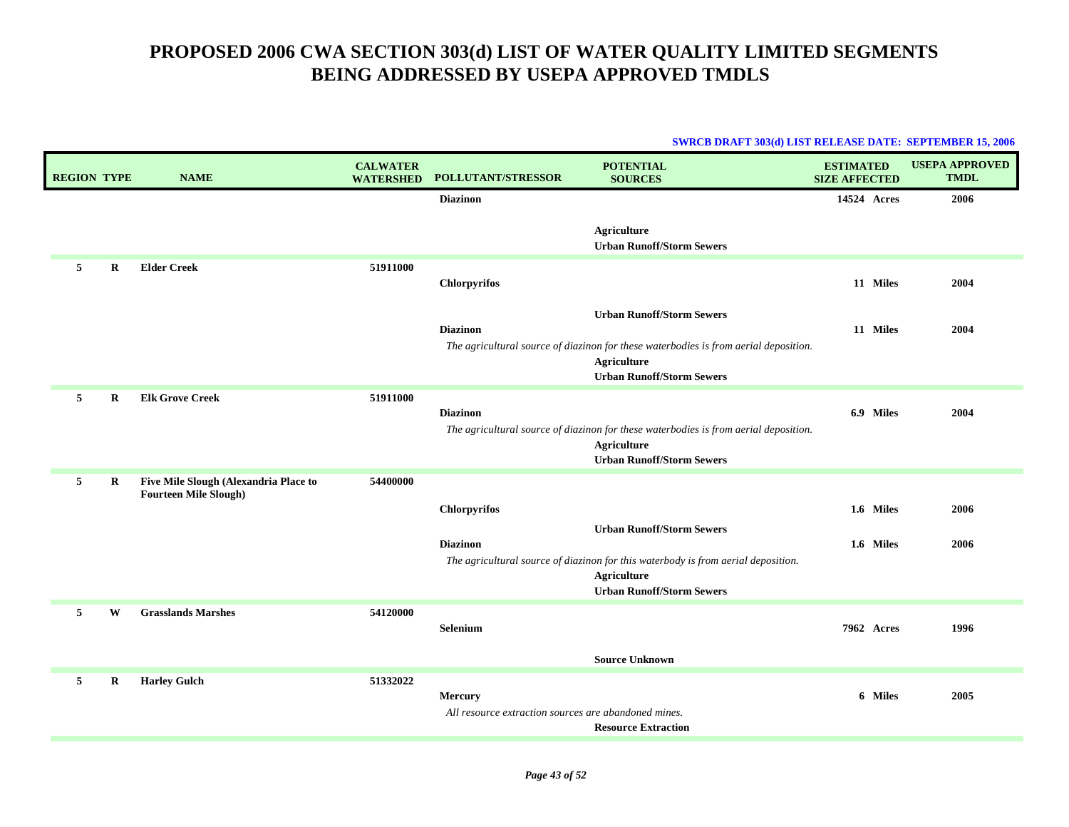# PROPOSED 2006 CWA SECTION 303(d) LIST OF WATER QUALITY LIMITED SEGMENTS BEING ADDRESSED BY USEPA APPROVED TMDLS

**SWRCB DRAFT 303(d) LIST RELEASE DATE: SEPTEMBER 15, 2006**

| REGION | TYPE | NAME | CALWATER WATERSHED | POLLUTANT/STRESSOR | POTENTIAL SOURCES | ESTIMATED SIZE AFFECTED | USEPA APPROVED TMDL |
|---|---|---|---|---|---|---|---|
| | | | | **Diazinon** | | **14524 Acres** | **2006** |
| | | | | | **Agriculture** | | |
| | | | | | **Urban Runoff/Storm Sewers** | | |
| **5** | **R** | **Elder Creek** | **51911000** | | | | |
| | | | | **Chlorpyrifos** | | **11 Miles** | **2004** |
| | | | | | **Urban Runoff/Storm Sewers** | | |
| | | | | **Diazinon** | | **11 Miles** | **2004** |
| | | | | *The agricultural source of diazinon for these waterbodies is from aerial deposition.* | | | |
| | | | | | **Agriculture** | | |
| | | | | | **Urban Runoff/Storm Sewers** | | |
| **5** | **R** | **Elk Grove Creek** | **51911000** | | | | |
| | | | | **Diazinon** | | **6.9 Miles** | **2004** |
| | | | | *The agricultural source of diazinon for these waterbodies is from aerial deposition.* | | | |
| | | | | | **Agriculture** | | |
| | | | | | **Urban Runoff/Storm Sewers** | | |
| **5** | **R** | **Five Mile Slough (Alexandria Place to Fourteen Mile Slough)** | **54400000** | | | | |
| | | | | **Chlorpyrifos** | | **1.6 Miles** | **2006** |
| | | | | | **Urban Runoff/Storm Sewers** | | |
| | | | | **Diazinon** | | **1.6 Miles** | **2006** |
| | | | | *The agricultural source of diazinon for this waterbody is from aerial deposition.* | | | |
| | | | | | **Agriculture** | | |
| | | | | | **Urban Runoff/Storm Sewers** | | |
| **5** | **W** | **Grasslands Marshes** | **54120000** | | | | |
| | | | | **Selenium** | | **7962 Acres** | **1996** |
| | | | | | **Source Unknown** | | |
| **5** | **R** | **Harley Gulch** | **51332022** | | | | |
| | | | | **Mercury** | | **6 Miles** | **2005** |
| | | | | *All resource extraction sources are abandoned mines.* | | | |
| | | | | | **Resource Extraction** | | |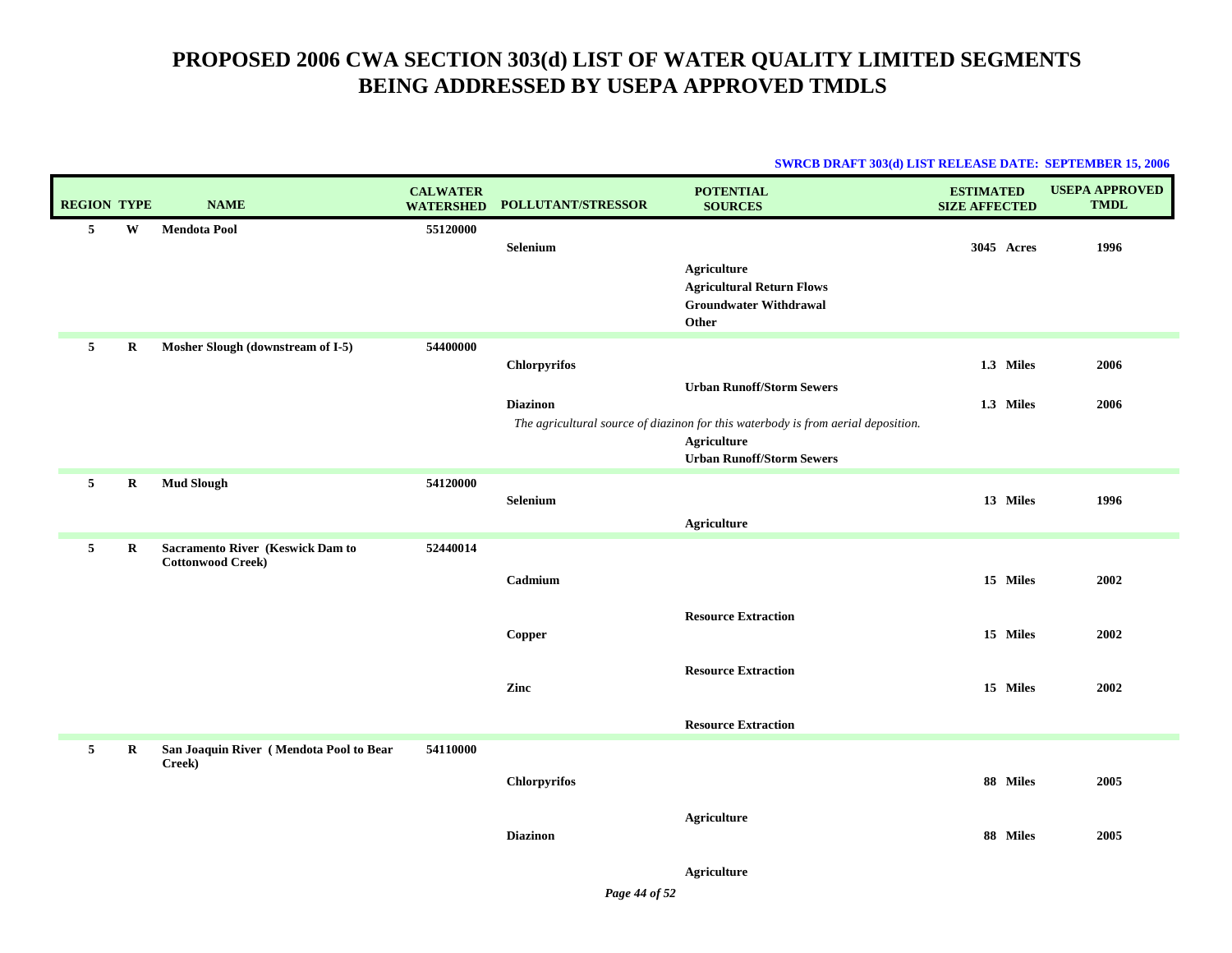# PROPOSED 2006 CWA SECTION 303(d) LIST OF WATER QUALITY LIMITED SEGMENTS BEING ADDRESSED BY USEPA APPROVED TMDLS

**SWRCB DRAFT 303(d) LIST RELEASE DATE: SEPTEMBER 15, 2006**

| REGION | TYPE | NAME | CALWATER WATERSHED | POLLUTANT/STRESSOR | POTENTIAL SOURCES | ESTIMATED SIZE AFFECTED | USEPA APPROVED TMDL |
|---|---|---|---|---|---|---|---|
| 5 | W | Mendota Pool | 55120000 | | | | |
| | | | | Selenium | | 3045 Acres | 1996 |
| | | | | | Agriculture | | |
| | | | | | Agricultural Return Flows | | |
| | | | | | Groundwater Withdrawal | | |
| | | | | | Other | | |
| 5 | R | Mosher Slough (downstream of I-5) | 54400000 | | | | |
| | | | | Chlorpyrifos | | 1.3 Miles | 2006 |
| | | | | | Urban Runoff/Storm Sewers | | |
| | | | | Diazinon | | 1.3 Miles | 2006 |
| | | | | *The agricultural source of diazinon for this waterbody is from aerial deposition.* | | | |
| | | | | | Agriculture | | |
| | | | | | Urban Runoff/Storm Sewers | | |
| 5 | R | Mud Slough | 54120000 | | | | |
| | | | | Selenium | | 13 Miles | 1996 |
| | | | | | Agriculture | | |
| 5 | R | Sacramento River (Keswick Dam to Cottonwood Creek) | 52440014 | | | | |
| | | | | Cadmium | | 15 Miles | 2002 |
| | | | | | Resource Extraction | | |
| | | | | Copper | | 15 Miles | 2002 |
| | | | | | Resource Extraction | | |
| | | | | Zinc | | 15 Miles | 2002 |
| | | | | | Resource Extraction | | |
| 5 | R | San Joaquin River ( Mendota Pool to Bear Creek) | 54110000 | | | | |
| | | | | Chlorpyrifos | | 88 Miles | 2005 |
| | | | | | Agriculture | | |
| | | | | Diazinon | | 88 Miles | 2005 |
| | | | | | Agriculture | | |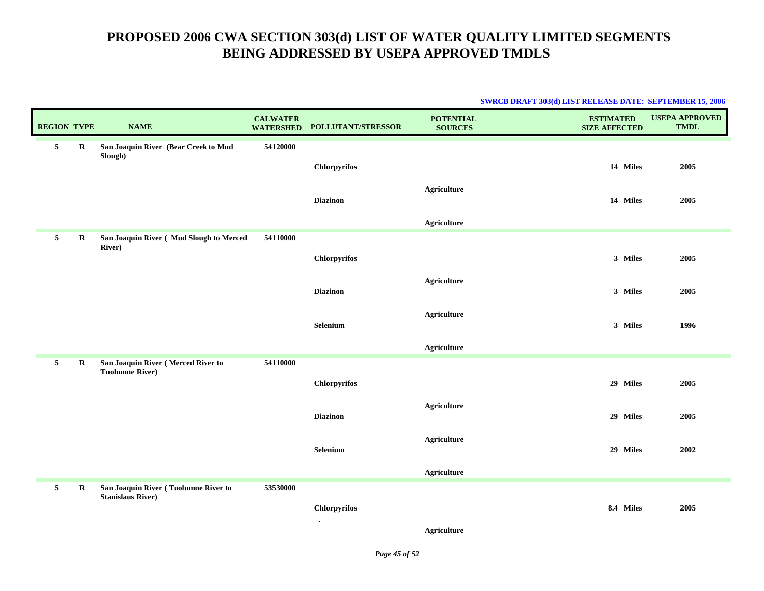# PROPOSED 2006 CWA SECTION 303(d) LIST OF WATER QUALITY LIMITED SEGMENTS BEING ADDRESSED BY USEPA APPROVED TMDLS

**SWRCB DRAFT 303(d) LIST RELEASE DATE: SEPTEMBER 15, 2006**

| REGION | TYPE | NAME | CALWATER WATERSHED | POLLUTANT/STRESSOR | POTENTIAL SOURCES | ESTIMATED SIZE AFFECTED | USEPA APPROVED TMDL |
|---|---|---|---|---|---|---|---|
| 5 | R | San Joaquin River (Bear Creek to Mud Slough) | 54120000 | | | | |
| | | | | Chlorpyrifos | | 14 Miles | 2005 |
| | | | | | Agriculture | | |
| | | | | Diazinon | | 14 Miles | 2005 |
| | | | | | Agriculture | | |
| 5 | R | San Joaquin River ( Mud Slough to Merced River) | 54110000 | | | | |
| | | | | Chlorpyrifos | | 3 Miles | 2005 |
| | | | | | Agriculture | | |
| | | | | Diazinon | | 3 Miles | 2005 |
| | | | | | Agriculture | | |
| | | | | Selenium | | 3 Miles | 1996 |
| | | | | | Agriculture | | |
| 5 | R | San Joaquin River ( Merced River to Tuolumne River) | 54110000 | | | | |
| | | | | Chlorpyrifos | | 29 Miles | 2005 |
| | | | | | Agriculture | | |
| | | | | Diazinon | | 29 Miles | 2005 |
| | | | | | Agriculture | | |
| | | | | Selenium | | 29 Miles | 2002 |
| | | | | | Agriculture | | |
| 5 | R | San Joaquin River ( Tuolumne River to Stanislaus River) | 53530000 | | | | |
| | | | | Chlorpyrifos | | 8.4 Miles | 2005 |
| | | | | | Agriculture | | |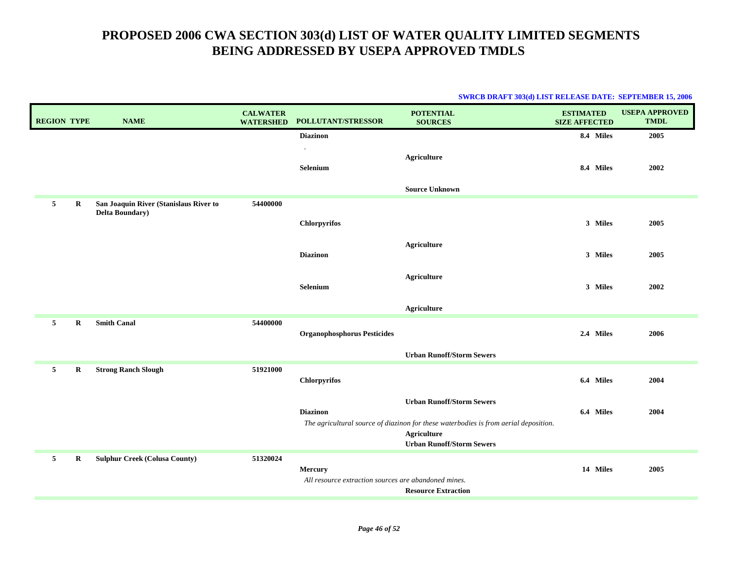# PROPOSED 2006 CWA SECTION 303(d) LIST OF WATER QUALITY LIMITED SEGMENTS BEING ADDRESSED BY USEPA APPROVED TMDLS

**SWRCB DRAFT 303(d) LIST RELEASE DATE: SEPTEMBER 15, 2006**

| REGION | TYPE | NAME | CALWATER WATERSHED | POLLUTANT/STRESSOR | POTENTIAL SOURCES | ESTIMATED SIZE AFFECTED | USEPA APPROVED TMDL |
|---|---|---|---|---|---|---|---|
| | | | | **Diazinon** | | **8.4 Miles** | **2005** |
| | | | | . | **Agriculture** | | |
| | | | | **Selenium** | | **8.4 Miles** | **2002** |
| | | | | | **Source Unknown** | | |
| **5** | **R** | **San Joaquin River (Stanislaus River to Delta Boundary)** | **54400000** | | | | |
| | | | | **Chlorpyrifos** | | **3 Miles** | **2005** |
| | | | | | **Agriculture** | | |
| | | | | **Diazinon** | | **3 Miles** | **2005** |
| | | | | | **Agriculture** | | |
| | | | | **Selenium** | | **3 Miles** | **2002** |
| | | | | | **Agriculture** | | |
| **5** | **R** | **Smith Canal** | **54400000** | | | | |
| | | | | **Organophosphorus Pesticides** | | **2.4 Miles** | **2006** |
| | | | | | **Urban Runoff/Storm Sewers** | | |
| **5** | **R** | **Strong Ranch Slough** | **51921000** | | | | |
| | | | | **Chlorpyrifos** | | **6.4 Miles** | **2004** |
| | | | | | **Urban Runoff/Storm Sewers** | | |
| | | | | **Diazinon** | | **6.4 Miles** | **2004** |
| | | | | *The agricultural source of diazinon for these waterbodies is from aerial deposition.* | | | |
| | | | | | **Agriculture** | | |
| | | | | | **Urban Runoff/Storm Sewers** | | |
| **5** | **R** | **Sulphur Creek (Colusa County)** | **51320024** | | | | |
| | | | | **Mercury** | | **14 Miles** | **2005** |
| | | | | *All resource extraction sources are abandoned mines.* | | | |
| | | | | | **Resource Extraction** | | |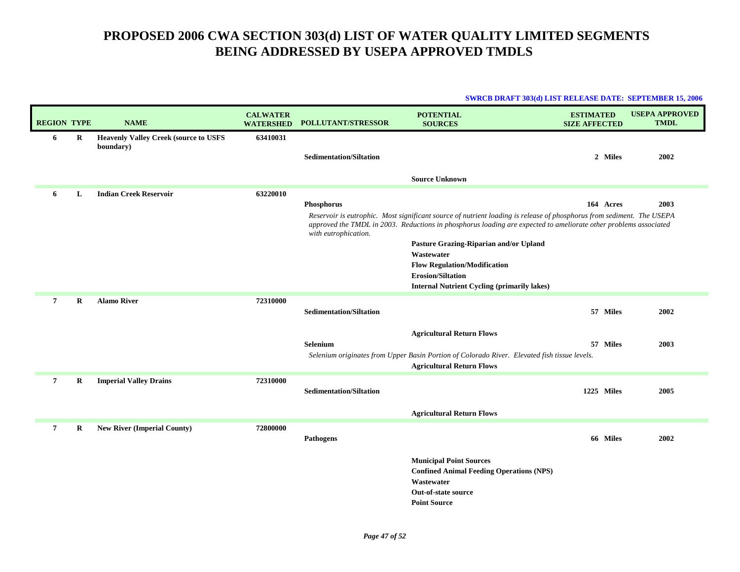# PROPOSED 2006 CWA SECTION 303(d) LIST OF WATER QUALITY LIMITED SEGMENTS BEING ADDRESSED BY USEPA APPROVED TMDLS

**SWRCB DRAFT 303(d) LIST RELEASE DATE: SEPTEMBER 15, 2006**

| REGION | TYPE | NAME | CALWATER WATERSHED | POLLUTANT/STRESSOR | POTENTIAL SOURCES | ESTIMATED SIZE AFFECTED | USEPA APPROVED TMDL |
|---|---|---|---|---|---|---|---|
| 6 | R | Heavenly Valley Creek (source to USFS boundary) | 63410031 | | | | |
| | | | | Sedimentation/Siltation | | 2 Miles | 2002 |
| | | | | | Source Unknown | | |
| 6 | L | Indian Creek Reservoir | 63220010 | | | | |
| | | | | Phosphorus | | 164 Acres | 2003 |
| | | | | *Reservoir is eutrophic. Most significant source of nutrient loading is release of phosphorus from sediment. The USEPA approved the TMDL in 2003. Reductions in phosphorus loading are expected to ameliorate other problems associated with eutrophication.* | | | |
| | | | | | Pasture Grazing-Riparian and/or Upland | | |
| | | | | | Wastewater | | |
| | | | | | Flow Regulation/Modification | | |
| | | | | | Erosion/Siltation | | |
| | | | | | Internal Nutrient Cycling (primarily lakes) | | |
| 7 | R | Alamo River | 72310000 | | | | |
| | | | | Sedimentation/Siltation | | 57 Miles | 2002 |
| | | | | | Agricultural Return Flows | | |
| | | | | Selenium | | 57 Miles | 2003 |
| | | | | *Selenium originates from Upper Basin Portion of Colorado River. Elevated fish tissue levels.* | | | |
| | | | | | Agricultural Return Flows | | |
| 7 | R | Imperial Valley Drains | 72310000 | | | | |
| | | | | Sedimentation/Siltation | | 1225 Miles | 2005 |
| | | | | | Agricultural Return Flows | | |
| 7 | R | New River (Imperial County) | 72800000 | | | | |
| | | | | Pathogens | | 66 Miles | 2002 |
| | | | | | Municipal Point Sources | | |
| | | | | | Confined Animal Feeding Operations (NPS) | | |
| | | | | | Wastewater | | |
| | | | | | Out-of-state source | | |
| | | | | | Point Source | | |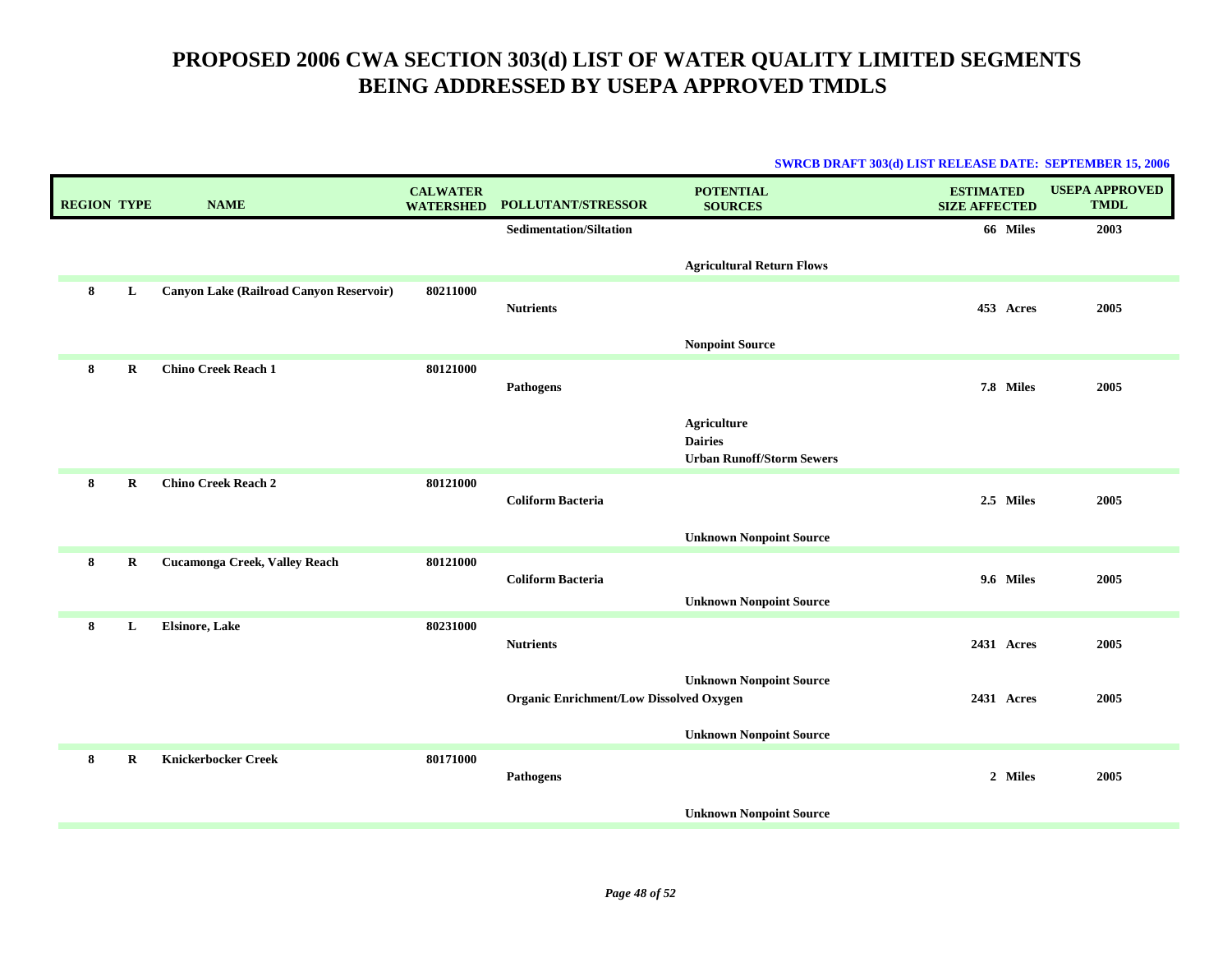# PROPOSED 2006 CWA SECTION 303(d) LIST OF WATER QUALITY LIMITED SEGMENTS BEING ADDRESSED BY USEPA APPROVED TMDLS

**SWRCB DRAFT 303(d) LIST RELEASE DATE: SEPTEMBER 15, 2006**

| REGION | TYPE | NAME | CALWATER WATERSHED | POLLUTANT/STRESSOR | POTENTIAL SOURCES | ESTIMATED SIZE AFFECTED | USEPA APPROVED TMDL |
|---|---|---|---|---|---|---|---|
| | | | | Sedimentation/Siltation | | 66 Miles | 2003 |
| | | | | | Agricultural Return Flows | | |
| 8 | L | Canyon Lake (Railroad Canyon Reservoir) | 80211000 | Nutrients | | 453 Acres | 2005 |
| | | | | | Nonpoint Source | | |
| 8 | R | Chino Creek Reach 1 | 80121000 | Pathogens | | 7.8 Miles | 2005 |
| | | | | | Agriculture | | |
| | | | | | Dairies | | |
| | | | | | Urban Runoff/Storm Sewers | | |
| 8 | R | Chino Creek Reach 2 | 80121000 | Coliform Bacteria | | 2.5 Miles | 2005 |
| | | | | | Unknown Nonpoint Source | | |
| 8 | R | Cucamonga Creek, Valley Reach | 80121000 | Coliform Bacteria | | 9.6 Miles | 2005 |
| | | | | | Unknown Nonpoint Source | | |
| 8 | L | Elsinore, Lake | 80231000 | Nutrients | | 2431 Acres | 2005 |
| | | | | | Unknown Nonpoint Source | | |
| | | | | Organic Enrichment/Low Dissolved Oxygen | | 2431 Acres | 2005 |
| | | | | | Unknown Nonpoint Source | | |
| 8 | R | Knickerbocker Creek | 80171000 | Pathogens | | 2 Miles | 2005 |
| | | | | | Unknown Nonpoint Source | | |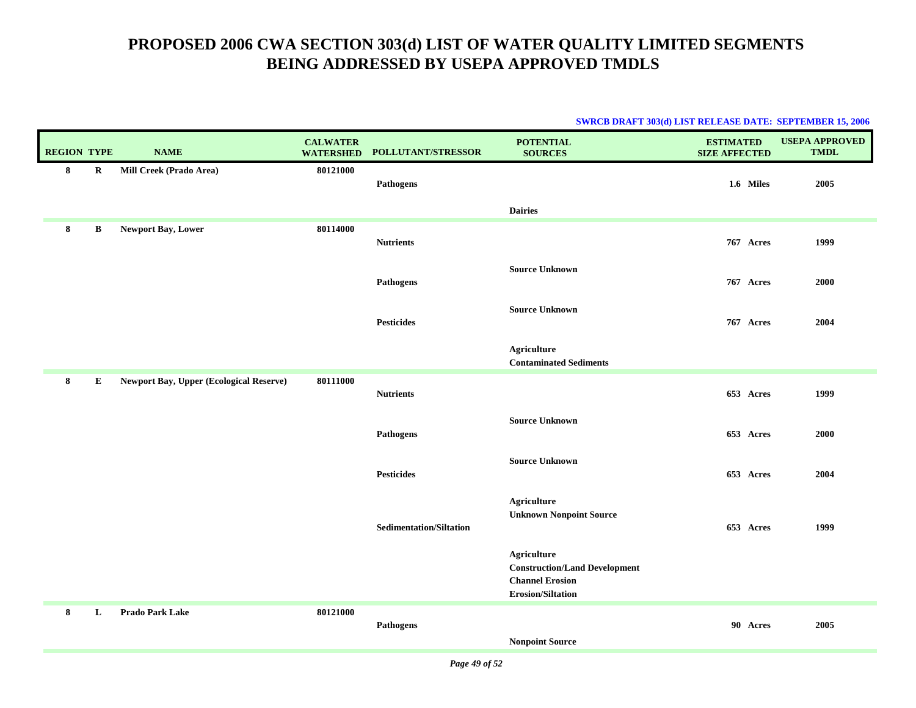# PROPOSED 2006 CWA SECTION 303(d) LIST OF WATER QUALITY LIMITED SEGMENTS BEING ADDRESSED BY USEPA APPROVED TMDLS

**SWRCB DRAFT 303(d) LIST RELEASE DATE: SEPTEMBER 15, 2006**

| REGION | TYPE | NAME | CALWATER WATERSHED | POLLUTANT/STRESSOR | POTENTIAL SOURCES | ESTIMATED SIZE AFFECTED | USEPA APPROVED TMDL |
|---|---|---|---|---|---|---|---|
| 8 | R | Mill Creek (Prado Area) | 80121000 | | | | |
| | | | | Pathogens | | 1.6 Miles | 2005 |
| | | | | | Dairies | | |
| 8 | B | Newport Bay, Lower | 80114000 | | | | |
| | | | | Nutrients | | 767 Acres | 1999 |
| | | | | | Source Unknown | | |
| | | | | Pathogens | | 767 Acres | 2000 |
| | | | | | Source Unknown | | |
| | | | | Pesticides | | 767 Acres | 2004 |
| | | | | | Agriculture<br>Contaminated Sediments | | |
| 8 | E | Newport Bay, Upper (Ecological Reserve) | 80111000 | | | | |
| | | | | Nutrients | | 653 Acres | 1999 |
| | | | | | Source Unknown | | |
| | | | | Pathogens | | 653 Acres | 2000 |
| | | | | | Source Unknown | | |
| | | | | Pesticides | | 653 Acres | 2004 |
| | | | | | Agriculture<br>Unknown Nonpoint Source | | |
| | | | | Sedimentation/Siltation | | 653 Acres | 1999 |
| | | | | | Agriculture<br>Construction/Land Development<br>Channel Erosion<br>Erosion/Siltation | | |
| 8 | L | Prado Park Lake | 80121000 | | | | |
| | | | | Pathogens | | 90 Acres | 2005 |
| | | | | | Nonpoint Source | | |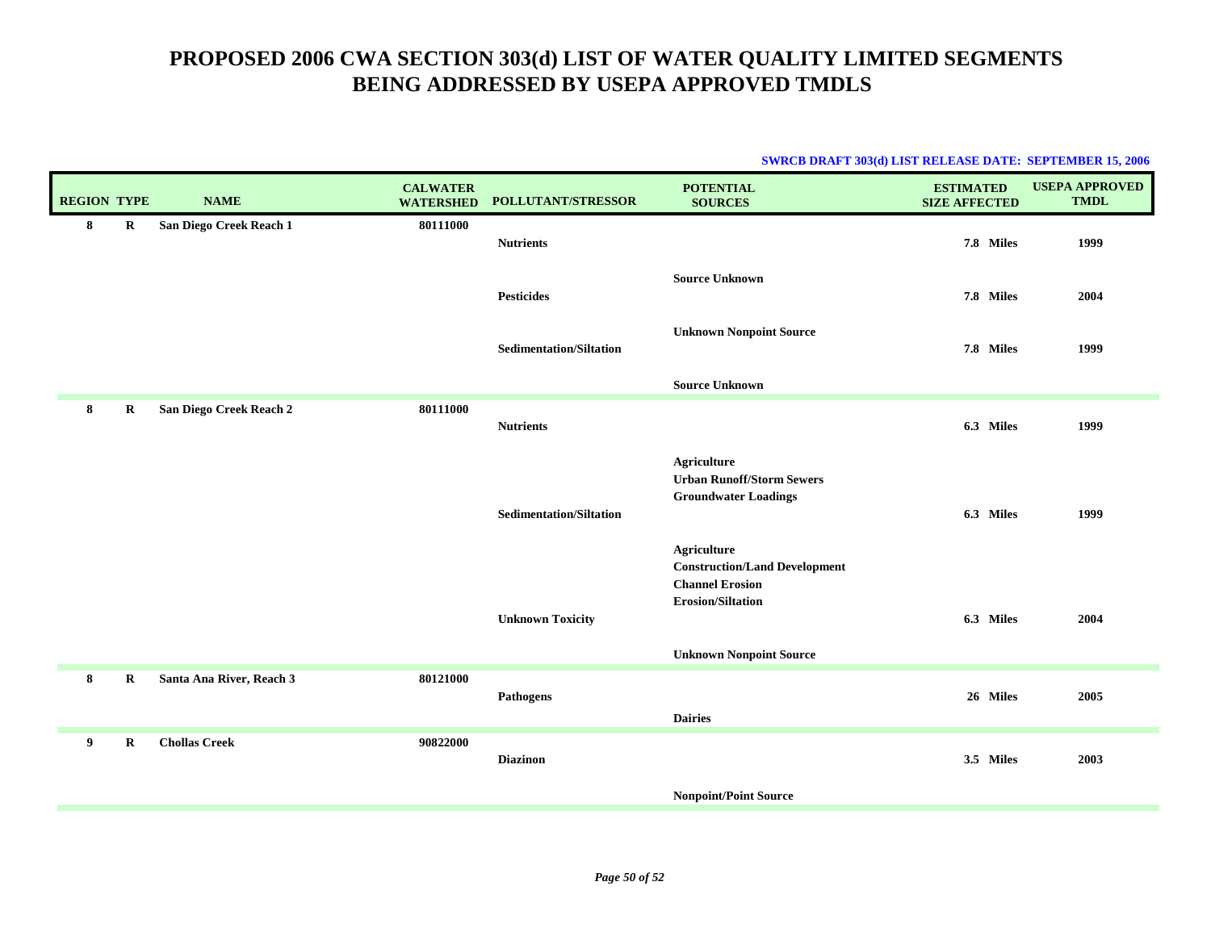# PROPOSED 2006 CWA SECTION 303(d) LIST OF WATER QUALITY LIMITED SEGMENTS BEING ADDRESSED BY USEPA APPROVED TMDLS

**SWRCB DRAFT 303(d) LIST RELEASE DATE: SEPTEMBER 15, 2006**

| REGION | TYPE | NAME | CALWATER WATERSHED | POLLUTANT/STRESSOR | POTENTIAL SOURCES | ESTIMATED SIZE AFFECTED | USEPA APPROVED TMDL |
|---|---|---|---|---|---|---|---|
| 8 | R | San Diego Creek Reach 1 | 80111000 | | | | |
| | | | | Nutrients | | 7.8 Miles | 1999 |
| | | | | | Source Unknown | | |
| | | | | Pesticides | | 7.8 Miles | 2004 |
| | | | | | Unknown Nonpoint Source | | |
| | | | | Sedimentation/Siltation | | 7.8 Miles | 1999 |
| | | | | | Source Unknown | | |
| 8 | R | San Diego Creek Reach 2 | 80111000 | | | | |
| | | | | Nutrients | | 6.3 Miles | 1999 |
| | | | | | Agriculture<br>Urban Runoff/Storm Sewers<br>Groundwater Loadings | | |
| | | | | Sedimentation/Siltation | | 6.3 Miles | 1999 |
| | | | | | Agriculture<br>Construction/Land Development<br>Channel Erosion<br>Erosion/Siltation | | |
| | | | | Unknown Toxicity | | 6.3 Miles | 2004 |
| | | | | | Unknown Nonpoint Source | | |
| 8 | R | Santa Ana River, Reach 3 | 80121000 | | | | |
| | | | | Pathogens | | 26 Miles | 2005 |
| | | | | | Dairies | | |
| 9 | R | Chollas Creek | 90822000 | | | | |
| | | | | Diazinon | | 3.5 Miles | 2003 |
| | | | | | Nonpoint/Point Source | | |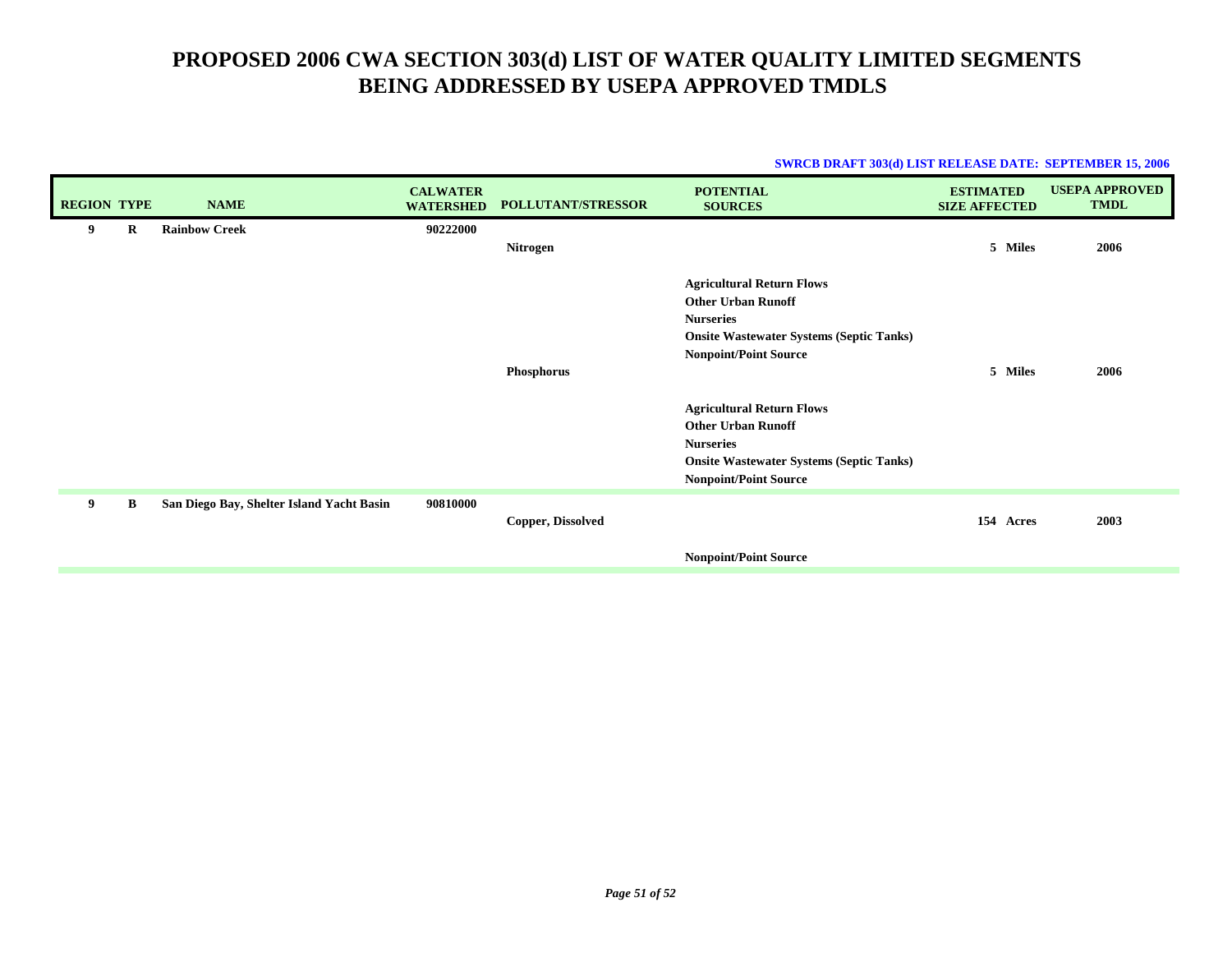# PROPOSED 2006 CWA SECTION 303(d) LIST OF WATER QUALITY LIMITED SEGMENTS BEING ADDRESSED BY USEPA APPROVED TMDLS

**SWRCB DRAFT 303(d) LIST RELEASE DATE: SEPTEMBER 15, 2006**

| REGION | TYPE | NAME | CALWATER WATERSHED | POLLUTANT/STRESSOR | POTENTIAL SOURCES | ESTIMATED SIZE AFFECTED | USEPA APPROVED TMDL |
|---|---|---|---|---|---|---|---|
| 9 | R | Rainbow Creek | 90222000 | | | | |
| | | | | Nitrogen | | 5 Miles | 2006 |
| | | | | | Agricultural Return Flows | | |
| | | | | | Other Urban Runoff | | |
| | | | | | Nurseries | | |
| | | | | | Onsite Wastewater Systems (Septic Tanks) | | |
| | | | | | Nonpoint/Point Source | | |
| | | | | Phosphorus | | 5 Miles | 2006 |
| | | | | | Agricultural Return Flows | | |
| | | | | | Other Urban Runoff | | |
| | | | | | Nurseries | | |
| | | | | | Onsite Wastewater Systems (Septic Tanks) | | |
| | | | | | Nonpoint/Point Source | | |
| 9 | B | San Diego Bay, Shelter Island Yacht Basin | 90810000 | | | | |
| | | | | Copper, Dissolved | | 154 Acres | 2003 |
| | | | | | Nonpoint/Point Source | | |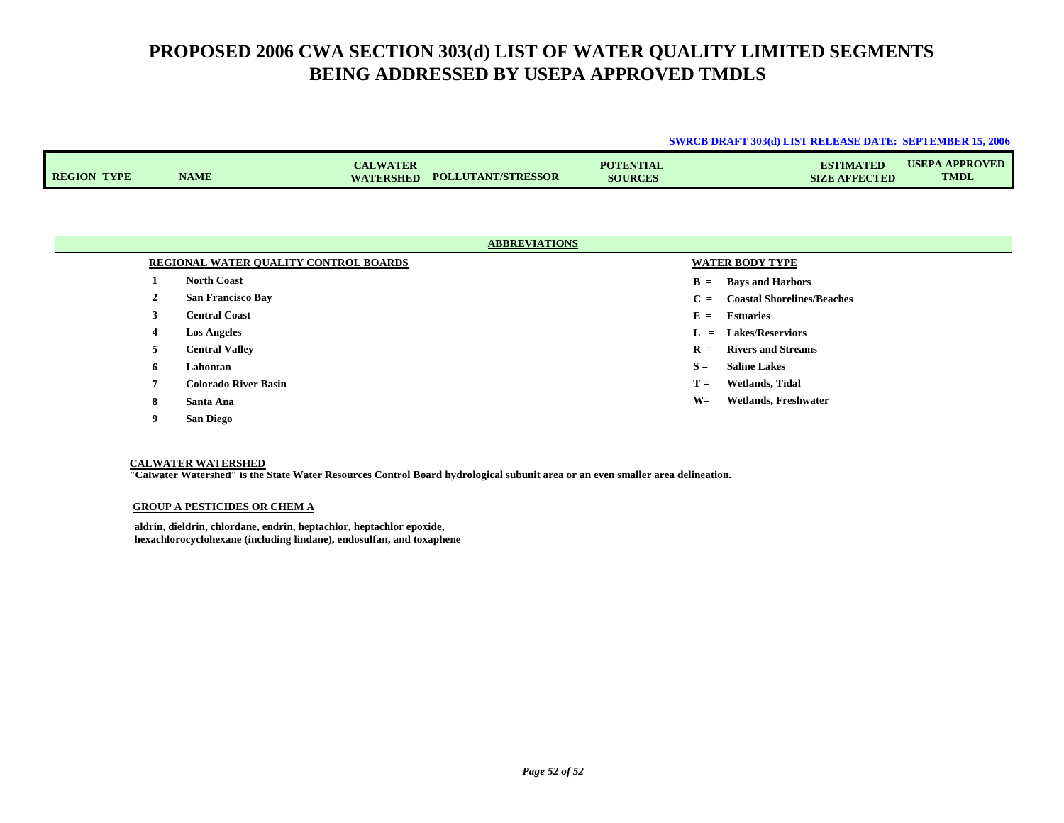# PROPOSED 2006 CWA SECTION 303(d) LIST OF WATER QUALITY LIMITED SEGMENTS BEING ADDRESSED BY USEPA APPROVED TMDLS

**SWRCB DRAFT 303(d) LIST RELEASE DATE: SEPTEMBER 15, 2006**

| REGION | TYPE | NAME | CALWATER WATERSHED | POLLUTANT/STRESSOR | POTENTIAL SOURCES | ESTIMATED SIZE AFFECTED | USEPA APPROVED TMDL |
|---|---|---|---|---|---|---|---|

## ABBREVIATIONS

**REGIONAL WATER QUALITY CONTROL BOARDS**

| | |
|---|---|
| 1 | North Coast |
| 2 | San Francisco Bay |
| 3 | Central Coast |
| 4 | Los Angeles |
| 5 | Central Valley |
| 6 | Lahontan |
| 7 | Colorado River Basin |
| 8 | Santa Ana |
| 9 | San Diego |

**WATER BODY TYPE**

| | |
|---|---|
| B = | Bays and Harbors |
| C = | Coastal Shorelines/Beaches |
| E = | Estuaries |
| L = | Lakes/Reserviors |
| R = | Rivers and Streams |
| S = | Saline Lakes |
| T = | Wetlands, Tidal |
| W= | Wetlands, Freshwater |

**CALWATER WATERSHED**

"Calwater Watershed" is the State Water Resources Control Board hydrological subunit area or an even smaller area delineation.

**GROUP A PESTICIDES OR CHEM A**

aldrin, dieldrin, chlordane, endrin, heptachlor, heptachlor epoxide, hexachlorocyclohexane (including lindane), endosulfan, and toxaphene